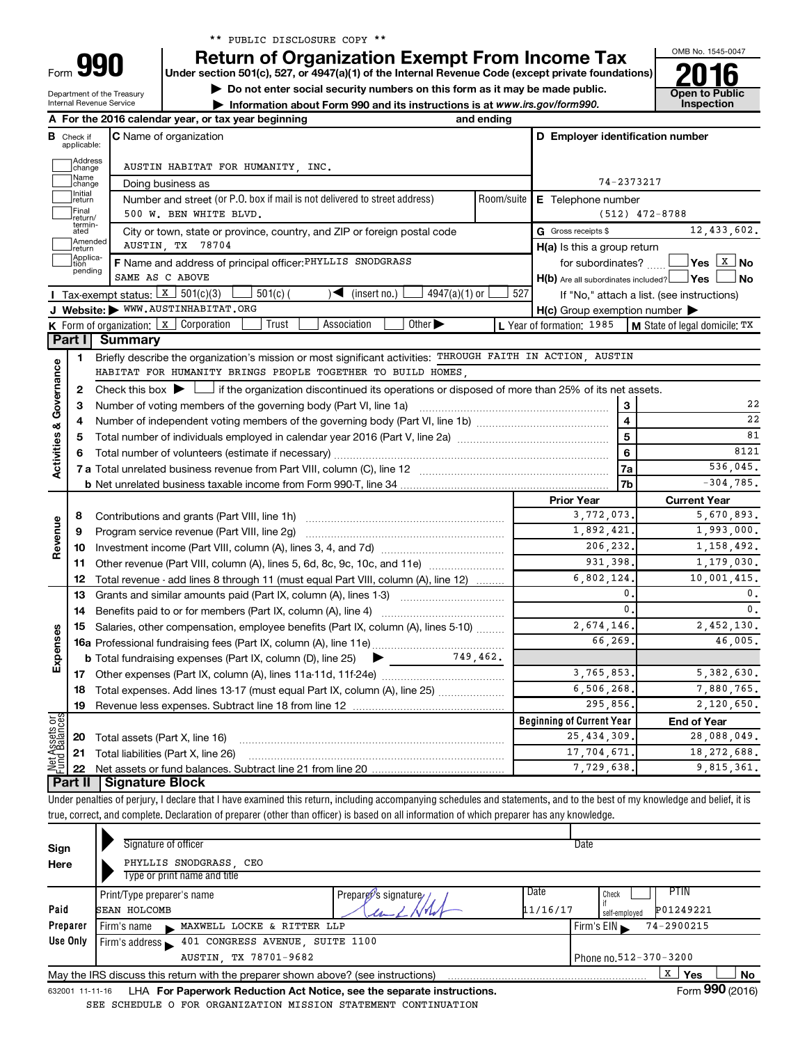** PUBLIC DISCLOSURE COPY **

# Form 990 — Return of Organization Exempt From Income Tax

**Under section 501(c), 527, or 4947(a)(1) of the Internal Revenue Code (except private foundations)**

▶ Do not enter social security numbers on this form as it may be made public.

▶ Information about Form 990 and its instructions is at www.irs.gov/form990.

Department of the Treasury, Internal Revenue Service

OMB No. 1545-0047 — **2016** — Open to Public Inspection

**A** For the 2016 calendar year, or tax year beginning and ending

**B** Check if applicable: Address change / Name change / Initial return / Final return/terminated / Amended return / Application pending

**C** Name of organization: AUSTIN HABITAT FOR HUMANITY, INC.

Doing business as

Number and street (or P.O. box if mail is not delivered to street address): 500 W. BEN WHITE BLVD. — Room/suite

City or town, state or province, country, and ZIP or foreign postal code: AUSTIN, TX 78704

**D** Employer identification number: 74-2373217

**E** Telephone number: (512) 472-8788

**G** Gross receipts $ 12,433,602.

**F** Name and address of principal officer: PHYLLIS SNODGRASS, SAME AS C ABOVE

**H(a)** Is this a group return for subordinates? Yes [ ] No [X]

**H(b)** Are all subordinates included? Yes [ ] No [ ]

If "No," attach a list. (see instructions)

**H(c)** Group exemption number ▶

**I** Tax-exempt status: [X] 501(c)(3) [ ] 501(c) ( ) ◀ (insert no.) [ ] 4947(a)(1) or [ ] 527

**J** Website: ▶ WWW.AUSTINHABITAT.ORG

**K** Form of organization: [X] Corporation [ ] Trust [ ] Association [ ] Other ▶

**L** Year of formation: 1985 **M** State of legal domicile: TX

## Part I Summary

**Activities & Governance**

1. Briefly describe the organization's mission or most significant activities: THROUGH FAITH IN ACTION, AUSTIN HABITAT FOR HUMANITY BRINGS PEOPLE TOGETHER TO BUILD HOMES,
2. Check this box ▶ [ ] if the organization discontinued its operations or disposed of more than 25% of its net assets.

| Line | Description | | Value |
|---|---|---|---|
| 3 | Number of voting members of the governing body (Part VI, line 1a) | 3 | 22 |
| 4 | Number of independent voting members of the governing body (Part VI, line 1b) | 4 | 22 |
| 5 | Total number of individuals employed in calendar year 2016 (Part V, line 2a) | 5 | 81 |
| 6 | Total number of volunteers (estimate if necessary) | 6 | 8121 |
| 7a | Total unrelated business revenue from Part VIII, column (C), line 12 | 7a | 536,045. |
| 7b | Net unrelated business taxable income from Form 990-T, line 34 | 7b | -304,785. |

| Line | Description | Prior Year | Current Year |
|---|---|---|---|
| **Revenue** | | | |
| 8 | Contributions and grants (Part VIII, line 1h) | 3,772,073. | 5,670,893. |
| 9 | Program service revenue (Part VIII, line 2g) | 1,892,421. | 1,993,000. |
| 10 | Investment income (Part VIII, column (A), lines 3, 4, and 7d) | 206,232. | 1,158,492. |
| 11 | Other revenue (Part VIII, column (A), lines 5, 6d, 8c, 9c, 10c, and 11e) | 931,398. | 1,179,030. |
| 12 | Total revenue - add lines 8 through 11 (must equal Part VIII, column (A), line 12) | 6,802,124. | 10,001,415. |
| **Expenses** | | | |
| 13 | Grants and similar amounts paid (Part IX, column (A), lines 1-3) | 0. | 0. |
| 14 | Benefits paid to or for members (Part IX, column (A), line 4) | 0. | 0. |
| 15 | Salaries, other compensation, employee benefits (Part IX, column (A), lines 5-10) | 2,674,146. | 2,452,130. |
| 16a | Professional fundraising fees (Part IX, column (A), line 11e) | 66,269. | 46,005. |
| b | Total fundraising expenses (Part IX, column (D), line 25) ▶ 749,462. | | |
| 17 | Other expenses (Part IX, column (A), lines 11a-11d, 11f-24e) | 3,765,853. | 5,382,630. |
| 18 | Total expenses. Add lines 13-17 (must equal Part IX, column (A), line 25) | 6,506,268. | 7,880,765. |
| 19 | Revenue less expenses. Subtract line 18 from line 12 | 295,856. | 2,120,650. |
| **Net Assets or Fund Balances** | | **Beginning of Current Year** | **End of Year** |
| 20 | Total assets (Part X, line 16) | 25,434,309. | 28,088,049. |
| 21 | Total liabilities (Part X, line 26) | 17,704,671. | 18,272,688. |
| 22 | Net assets or fund balances. Subtract line 21 from line 20 | 7,729,638. | 9,815,361. |

## Part II Signature Block

Under penalties of perjury, I declare that I have examined this return, including accompanying schedules and statements, and to the best of my knowledge and belief, it is true, correct, and complete. Declaration of preparer (other than officer) is based on all information of which preparer has any knowledge.

**Sign Here**

Signature of officer — Date

PHYLLIS SNODGRASS, CEO
Type or print name and title

**Paid Preparer Use Only**

| Print/Type preparer's name | Preparer's signature | Date | Check if self-employed | PTIN |
|---|---|---|---|---|
| SEAN HOLCOMB | | 11/16/17 | | P01249221 |

Firm's name ▶ MAXWELL LOCKE & RITTER LLP — Firm's EIN ▶ 74-2900215

Firm's address ▶ 401 CONGRESS AVENUE, SUITE 1100, AUSTIN, TX 78701-9682 — Phone no. 512-370-3200

May the IRS discuss this return with the preparer shown above? (see instructions) [X] Yes [ ] No

632001 11-11-16 LHA For Paperwork Reduction Act Notice, see the separate instructions. Form **990** (2016)

SEE SCHEDULE O FOR ORGANIZATION MISSION STATEMENT CONTINUATION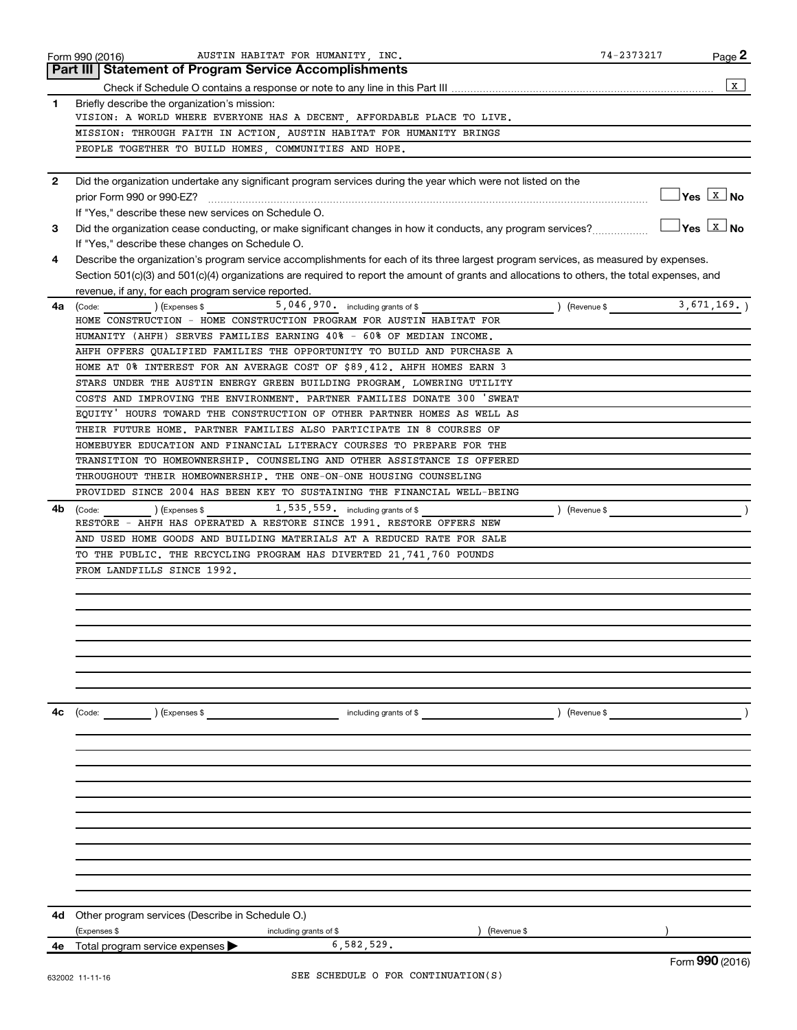Form 990 (2016) AUSTIN HABITAT FOR HUMANITY, INC. 74-2373217

## Part III | Statement of Program Service Accomplishments

Check if Schedule O contains a response or note to any line in this Part III .......... [X]

**1** Briefly describe the organization's mission:

VISION: A WORLD WHERE EVERYONE HAS A DECENT, AFFORDABLE PLACE TO LIVE.
MISSION: THROUGH FAITH IN ACTION, AUSTIN HABITAT FOR HUMANITY BRINGS
PEOPLE TOGETHER TO BUILD HOMES, COMMUNITIES AND HOPE.

**2** Did the organization undertake any significant program services during the year which were not listed on the prior Form 990 or 990-EZ? .......... [ ] Yes [X] No

If "Yes," describe these new services on Schedule O.

**3** Did the organization cease conducting, or make significant changes in how it conducts, any program services? .......... [ ] Yes [X] No

If "Yes," describe these changes on Schedule O.

**4** Describe the organization's program service accomplishments for each of its three largest program services, as measured by expenses. Section 501(c)(3) and 501(c)(4) organizations are required to report the amount of grants and allocations to others, the total expenses, and revenue, if any, for each program service reported.

**4a** (Code: ) (Expenses $ 5,046,970. including grants of $ ) (Revenue $ 3,671,169. )

HOME CONSTRUCTION - HOME CONSTRUCTION PROGRAM FOR AUSTIN HABITAT FOR HUMANITY (AHFH) SERVES FAMILIES EARNING 40% - 60% OF MEDIAN INCOME. AHFH OFFERS QUALIFIED FAMILIES THE OPPORTUNITY TO BUILD AND PURCHASE A HOME AT 0% INTEREST FOR AN AVERAGE COST OF $89,412. AHFH HOMES EARN 3 STARS UNDER THE AUSTIN ENERGY GREEN BUILDING PROGRAM, LOWERING UTILITY COSTS AND IMPROVING THE ENVIRONMENT. PARTNER FAMILIES DONATE 300 'SWEAT EQUITY' HOURS TOWARD THE CONSTRUCTION OF OTHER PARTNER HOMES AS WELL AS THEIR FUTURE HOME. PARTNER FAMILIES ALSO PARTICIPATE IN 8 COURSES OF HOMEBUYER EDUCATION AND FINANCIAL LITERACY COURSES TO PREPARE FOR THE TRANSITION TO HOMEOWNERSHIP. COUNSELING AND OTHER ASSISTANCE IS OFFERED THROUGHOUT THEIR HOMEOWNERSHIP. THE ONE-ON-ONE HOUSING COUNSELING PROVIDED SINCE 2004 HAS BEEN KEY TO SUSTAINING THE FINANCIAL WELL-BEING

**4b** (Code: ) (Expenses $ 1,535,559. including grants of $ ) (Revenue $ )

RESTORE - AHFH HAS OPERATED A RESTORE SINCE 1991. RESTORE OFFERS NEW AND USED HOME GOODS AND BUILDING MATERIALS AT A REDUCED RATE FOR SALE TO THE PUBLIC. THE RECYCLING PROGRAM HAS DIVERTED 21,741,760 POUNDS FROM LANDFILLS SINCE 1992.

**4c** (Code: ) (Expenses $ including grants of $ ) (Revenue $ )

**4d** Other program services (Describe in Schedule O.)

(Expenses $ including grants of $ ) (Revenue $ )

**4e** Total program service expenses ▶ 6,582,529.

Form **990** (2016)

632002 11-11-16 SEE SCHEDULE O FOR CONTINUATION(S)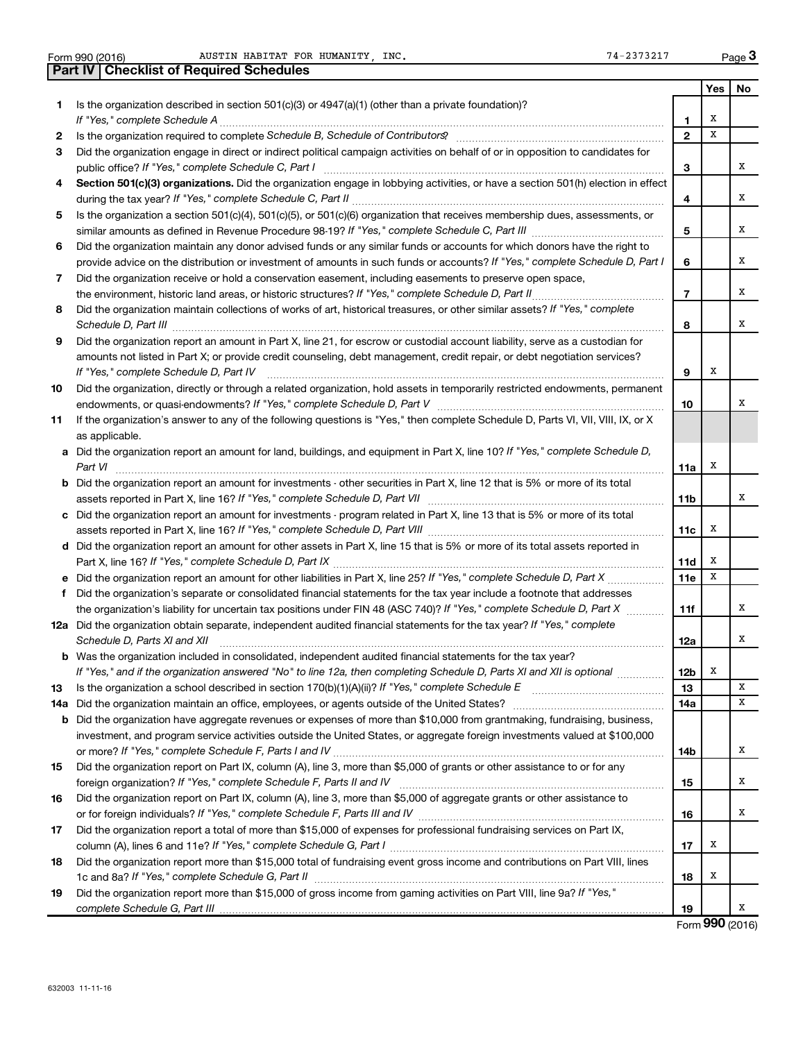Form 990 (2016) AUSTIN HABITAT FOR HUMANITY, INC. 74-2373217

## Part IV | Checklist of Required Schedules

| | | | Yes | No |
|---|---|---|---|---|
| 1 | Is the organization described in section 501(c)(3) or 4947(a)(1) (other than a private foundation)? *If "Yes," complete Schedule A* | 1 | X | |
| 2 | Is the organization required to complete *Schedule B, Schedule of Contributors*? | 2 | X | |
| 3 | Did the organization engage in direct or indirect political campaign activities on behalf of or in opposition to candidates for public office? *If "Yes," complete Schedule C, Part I* | 3 | | X |
| 4 | **Section 501(c)(3) organizations.** Did the organization engage in lobbying activities, or have a section 501(h) election in effect during the tax year? *If "Yes," complete Schedule C, Part II* | 4 | | X |
| 5 | Is the organization a section 501(c)(4), 501(c)(5), or 501(c)(6) organization that receives membership dues, assessments, or similar amounts as defined in Revenue Procedure 98-19? *If "Yes," complete Schedule C, Part III* | 5 | | X |
| 6 | Did the organization maintain any donor advised funds or any similar funds or accounts for which donors have the right to provide advice on the distribution or investment of amounts in such funds or accounts? *If "Yes," complete Schedule D, Part I* | 6 | | X |
| 7 | Did the organization receive or hold a conservation easement, including easements to preserve open space, the environment, historic land areas, or historic structures? *If "Yes," complete Schedule D, Part II* | 7 | | X |
| 8 | Did the organization maintain collections of works of art, historical treasures, or other similar assets? *If "Yes," complete Schedule D, Part III* | 8 | | X |
| 9 | Did the organization report an amount in Part X, line 21, for escrow or custodial account liability, serve as a custodian for amounts not listed in Part X; or provide credit counseling, debt management, credit repair, or debt negotiation services? *If "Yes," complete Schedule D, Part IV* | 9 | X | |
| 10 | Did the organization, directly or through a related organization, hold assets in temporarily restricted endowments, permanent endowments, or quasi-endowments? *If "Yes," complete Schedule D, Part V* | 10 | | X |
| 11 | If the organization's answer to any of the following questions is "Yes," then complete Schedule D, Parts VI, VII, VIII, IX, or X as applicable. | | | |
| a | Did the organization report an amount for land, buildings, and equipment in Part X, line 10? *If "Yes," complete Schedule D, Part VI* | 11a | X | |
| b | Did the organization report an amount for investments - other securities in Part X, line 12 that is 5% or more of its total assets reported in Part X, line 16? *If "Yes," complete Schedule D, Part VII* | 11b | | X |
| c | Did the organization report an amount for investments - program related in Part X, line 13 that is 5% or more of its total assets reported in Part X, line 16? *If "Yes," complete Schedule D, Part VIII* | 11c | X | |
| d | Did the organization report an amount for other assets in Part X, line 15 that is 5% or more of its total assets reported in Part X, line 16? *If "Yes," complete Schedule D, Part IX* | 11d | X | |
| e | Did the organization report an amount for other liabilities in Part X, line 25? *If "Yes," complete Schedule D, Part X* | 11e | X | |
| f | Did the organization's separate or consolidated financial statements for the tax year include a footnote that addresses the organization's liability for uncertain tax positions under FIN 48 (ASC 740)? *If "Yes," complete Schedule D, Part X* | 11f | | X |
| 12a | Did the organization obtain separate, independent audited financial statements for the tax year? *If "Yes," complete Schedule D, Parts XI and XII* | 12a | | X |
| b | Was the organization included in consolidated, independent audited financial statements for the tax year? *If "Yes," and if the organization answered "No" to line 12a, then completing Schedule D, Parts XI and XII is optional* | 12b | X | |
| 13 | Is the organization a school described in section 170(b)(1)(A)(ii)? *If "Yes," complete Schedule E* | 13 | | X |
| 14a | Did the organization maintain an office, employees, or agents outside of the United States? | 14a | | X |
| b | Did the organization have aggregate revenues or expenses of more than $10,000 from grantmaking, fundraising, business, investment, and program service activities outside the United States, or aggregate foreign investments valued at $100,000 or more? *If "Yes," complete Schedule F, Parts I and IV* | 14b | | X |
| 15 | Did the organization report on Part IX, column (A), line 3, more than $5,000 of grants or other assistance to or for any foreign organization? *If "Yes," complete Schedule F, Parts II and IV* | 15 | | X |
| 16 | Did the organization report on Part IX, column (A), line 3, more than $5,000 of aggregate grants or other assistance to or for foreign individuals? *If "Yes," complete Schedule F, Parts III and IV* | 16 | | X |
| 17 | Did the organization report a total of more than $15,000 of expenses for professional fundraising services on Part IX, column (A), lines 6 and 11e? *If "Yes," complete Schedule G, Part I* | 17 | X | |
| 18 | Did the organization report more than $15,000 total of fundraising event gross income and contributions on Part VIII, lines 1c and 8a? *If "Yes," complete Schedule G, Part II* | 18 | X | |
| 19 | Did the organization report more than $15,000 of gross income from gaming activities on Part VIII, line 9a? *If "Yes," complete Schedule G, Part III* | 19 | | X |

Form **990** (2016)

632003 11-11-16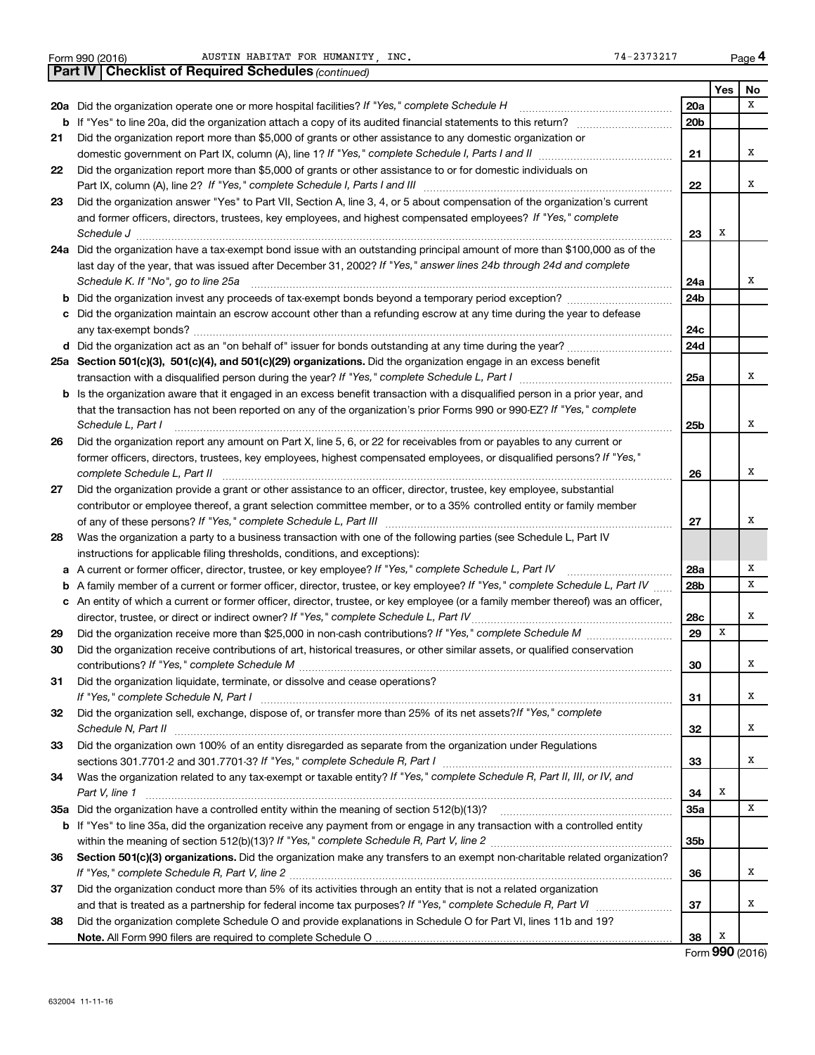Form 990 (2016) AUSTIN HABITAT FOR HUMANITY, INC. 74-2373217

**Part IV | Checklist of Required Schedules** *(continued)*

| | | | Yes | No |
|---|---|---|---|---|
| **20a** | Did the organization operate one or more hospital facilities? *If "Yes," complete Schedule H* | **20a** | | X |
| **b** | If "Yes" to line 20a, did the organization attach a copy of its audited financial statements to this return? | **20b** | | |
| **21** | Did the organization report more than $5,000 of grants or other assistance to any domestic organization or domestic government on Part IX, column (A), line 1? *If "Yes," complete Schedule I, Parts I and II* | **21** | | X |
| **22** | Did the organization report more than $5,000 of grants or other assistance to or for domestic individuals on Part IX, column (A), line 2? *If "Yes," complete Schedule I, Parts I and III* | **22** | | X |
| **23** | Did the organization answer "Yes" to Part VII, Section A, line 3, 4, or 5 about compensation of the organization's current and former officers, directors, trustees, key employees, and highest compensated employees? *If "Yes," complete Schedule J* | **23** | X | |
| **24a** | Did the organization have a tax-exempt bond issue with an outstanding principal amount of more than $100,000 as of the last day of the year, that was issued after December 31, 2002? *If "Yes," answer lines 24b through 24d and complete Schedule K. If "No", go to line 25a* | **24a** | | X |
| **b** | Did the organization invest any proceeds of tax-exempt bonds beyond a temporary period exception? | **24b** | | |
| **c** | Did the organization maintain an escrow account other than a refunding escrow at any time during the year to defease any tax-exempt bonds? | **24c** | | |
| **d** | Did the organization act as an "on behalf of" issuer for bonds outstanding at any time during the year? | **24d** | | |
| **25a** | **Section 501(c)(3), 501(c)(4), and 501(c)(29) organizations.** Did the organization engage in an excess benefit transaction with a disqualified person during the year? *If "Yes," complete Schedule L, Part I* | **25a** | | X |
| **b** | Is the organization aware that it engaged in an excess benefit transaction with a disqualified person in a prior year, and that the transaction has not been reported on any of the organization's prior Forms 990 or 990-EZ? *If "Yes," complete Schedule L, Part I* | **25b** | | X |
| **26** | Did the organization report any amount on Part X, line 5, 6, or 22 for receivables from or payables to any current or former officers, directors, trustees, key employees, highest compensated employees, or disqualified persons? *If "Yes," complete Schedule L, Part II* | **26** | | X |
| **27** | Did the organization provide a grant or other assistance to an officer, director, trustee, key employee, substantial contributor or employee thereof, a grant selection committee member, or to a 35% controlled entity or family member of any of these persons? *If "Yes," complete Schedule L, Part III* | **27** | | X |
| **28** | Was the organization a party to a business transaction with one of the following parties (see Schedule L, Part IV instructions for applicable filing thresholds, conditions, and exceptions): | | | |
| **a** | A current or former officer, director, trustee, or key employee? *If "Yes," complete Schedule L, Part IV* | **28a** | | X |
| **b** | A family member of a current or former officer, director, trustee, or key employee? *If "Yes," complete Schedule L, Part IV* | **28b** | | X |
| **c** | An entity of which a current or former officer, director, trustee, or key employee (or a family member thereof) was an officer, director, trustee, or direct or indirect owner? *If "Yes," complete Schedule L, Part IV* | **28c** | | X |
| **29** | Did the organization receive more than $25,000 in non-cash contributions? *If "Yes," complete Schedule M* | **29** | X | |
| **30** | Did the organization receive contributions of art, historical treasures, or other similar assets, or qualified conservation contributions? *If "Yes," complete Schedule M* | **30** | | X |
| **31** | Did the organization liquidate, terminate, or dissolve and cease operations? *If "Yes," complete Schedule N, Part I* | **31** | | X |
| **32** | Did the organization sell, exchange, dispose of, or transfer more than 25% of its net assets? *If "Yes," complete Schedule N, Part II* | **32** | | X |
| **33** | Did the organization own 100% of an entity disregarded as separate from the organization under Regulations sections 301.7701-2 and 301.7701-3? *If "Yes," complete Schedule R, Part I* | **33** | | X |
| **34** | Was the organization related to any tax-exempt or taxable entity? *If "Yes," complete Schedule R, Part II, III, or IV, and Part V, line 1* | **34** | X | |
| **35a** | Did the organization have a controlled entity within the meaning of section 512(b)(13)? | **35a** | | X |
| **b** | If "Yes" to line 35a, did the organization receive any payment from or engage in any transaction with a controlled entity within the meaning of section 512(b)(13)? *If "Yes," complete Schedule R, Part V, line 2* | **35b** | | |
| **36** | **Section 501(c)(3) organizations.** Did the organization make any transfers to an exempt non-charitable related organization? *If "Yes," complete Schedule R, Part V, line 2* | **36** | | X |
| **37** | Did the organization conduct more than 5% of its activities through an entity that is not a related organization and that is treated as a partnership for federal income tax purposes? *If "Yes," complete Schedule R, Part VI* | **37** | | X |
| **38** | Did the organization complete Schedule O and provide explanations in Schedule O for Part VI, lines 11b and 19? **Note.** All Form 990 filers are required to complete Schedule O | **38** | X | |

Form **990** (2016)

632004 11-11-16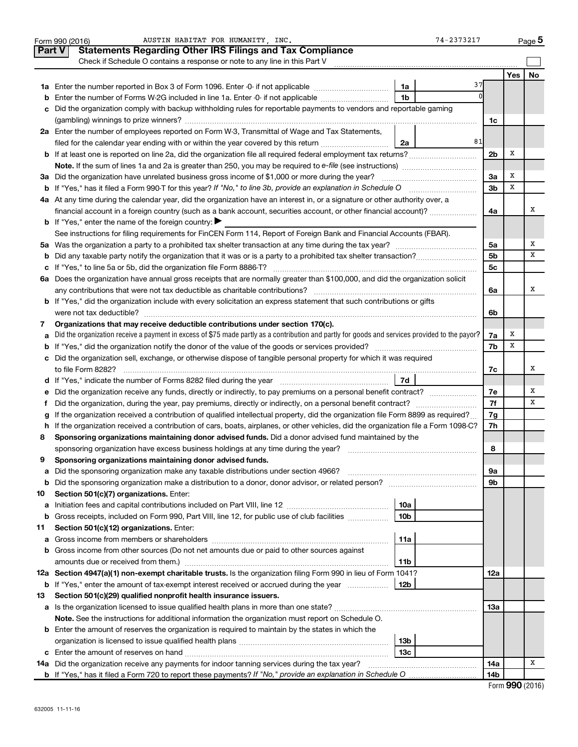Form 990 (2016) AUSTIN HABITAT FOR HUMANITY, INC. 74-2373217

## Part V Statements Regarding Other IRS Filings and Tax Compliance

Check if Schedule O contains a response or note to any line in this Part V

| | | | | Line | Yes | No |
|---|---|---|---|---|---|---|
| **1a** | Enter the number reported in Box 3 of Form 1096. Enter -0- if not applicable | 1a | 37 | | | |
| **b** | Enter the number of Forms W-2G included in line 1a. Enter -0- if not applicable | 1b | 0 | | | |
| **c** | Did the organization comply with backup withholding rules for reportable payments to vendors and reportable gaming (gambling) winnings to prize winners? | | | 1c | | |
| **2a** | Enter the number of employees reported on Form W-3, Transmittal of Wage and Tax Statements, filed for the calendar year ending with or within the year covered by this return | 2a | 81 | | | |
| **b** | If at least one is reported on line 2a, did the organization file all required federal employment tax returns? | | | 2b | X | |
| | **Note.** If the sum of lines 1a and 2a is greater than 250, you may be required to *e-file* (see instructions) | | | | | |
| **3a** | Did the organization have unrelated business gross income of $1,000 or more during the year? | | | 3a | X | |
| **b** | If "Yes," has it filed a Form 990-T for this year? *If "No," to line 3b, provide an explanation in Schedule O* | | | 3b | X | |
| **4a** | At any time during the calendar year, did the organization have an interest in, or a signature or other authority over, a financial account in a foreign country (such as a bank account, securities account, or other financial account)? | | | 4a | | X |
| **b** | If "Yes," enter the name of the foreign country: ▶ | | | | | |
| | See instructions for filing requirements for FinCEN Form 114, Report of Foreign Bank and Financial Accounts (FBAR). | | | | | |
| **5a** | Was the organization a party to a prohibited tax shelter transaction at any time during the tax year? | | | 5a | | X |
| **b** | Did any taxable party notify the organization that it was or is a party to a prohibited tax shelter transaction? | | | 5b | | X |
| **c** | If "Yes," to line 5a or 5b, did the organization file Form 8886-T? | | | 5c | | |
| **6a** | Does the organization have annual gross receipts that are normally greater than $100,000, and did the organization solicit any contributions that were not tax deductible as charitable contributions? | | | 6a | | X |
| **b** | If "Yes," did the organization include with every solicitation an express statement that such contributions or gifts were not tax deductible? | | | 6b | | |
| **7** | **Organizations that may receive deductible contributions under section 170(c).** | | | | | |
| **a** | Did the organization receive a payment in excess of $75 made partly as a contribution and partly for goods and services provided to the payor? | | | 7a | X | |
| **b** | If "Yes," did the organization notify the donor of the value of the goods or services provided? | | | 7b | X | |
| **c** | Did the organization sell, exchange, or otherwise dispose of tangible personal property for which it was required to file Form 8282? | | | 7c | | X |
| **d** | If "Yes," indicate the number of Forms 8282 filed during the year | 7d | | | | |
| **e** | Did the organization receive any funds, directly or indirectly, to pay premiums on a personal benefit contract? | | | 7e | | X |
| **f** | Did the organization, during the year, pay premiums, directly or indirectly, on a personal benefit contract? | | | 7f | | X |
| **g** | If the organization received a contribution of qualified intellectual property, did the organization file Form 8899 as required? | | | 7g | | |
| **h** | If the organization received a contribution of cars, boats, airplanes, or other vehicles, did the organization file a Form 1098-C? | | | 7h | | |
| **8** | **Sponsoring organizations maintaining donor advised funds.** Did a donor advised fund maintained by the sponsoring organization have excess business holdings at any time during the year? | | | 8 | | |
| **9** | **Sponsoring organizations maintaining donor advised funds.** | | | | | |
| **a** | Did the sponsoring organization make any taxable distributions under section 4966? | | | 9a | | |
| **b** | Did the sponsoring organization make a distribution to a donor, donor advisor, or related person? | | | 9b | | |
| **10** | **Section 501(c)(7) organizations.** Enter: | | | | | |
| **a** | Initiation fees and capital contributions included on Part VIII, line 12 | 10a | | | | |
| **b** | Gross receipts, included on Form 990, Part VIII, line 12, for public use of club facilities | 10b | | | | |
| **11** | **Section 501(c)(12) organizations.** Enter: | | | | | |
| **a** | Gross income from members or shareholders | 11a | | | | |
| **b** | Gross income from other sources (Do not net amounts due or paid to other sources against amounts due or received from them.) | 11b | | | | |
| **12a** | **Section 4947(a)(1) non-exempt charitable trusts.** Is the organization filing Form 990 in lieu of Form 1041? | | | 12a | | |
| **b** | If "Yes," enter the amount of tax-exempt interest received or accrued during the year | 12b | | | | |
| **13** | **Section 501(c)(29) qualified nonprofit health insurance issuers.** | | | | | |
| **a** | Is the organization licensed to issue qualified health plans in more than one state? | | | 13a | | |
| | **Note.** See the instructions for additional information the organization must report on Schedule O. | | | | | |
| **b** | Enter the amount of reserves the organization is required to maintain by the states in which the organization is licensed to issue qualified health plans | 13b | | | | |
| **c** | Enter the amount of reserves on hand | 13c | | | | |
| **14a** | Did the organization receive any payments for indoor tanning services during the tax year? | | | 14a | | X |
| **b** | If "Yes," has it filed a Form 720 to report these payments? *If "No," provide an explanation in Schedule O* | | | 14b | | |

Form **990** (2016)

632005 11-11-16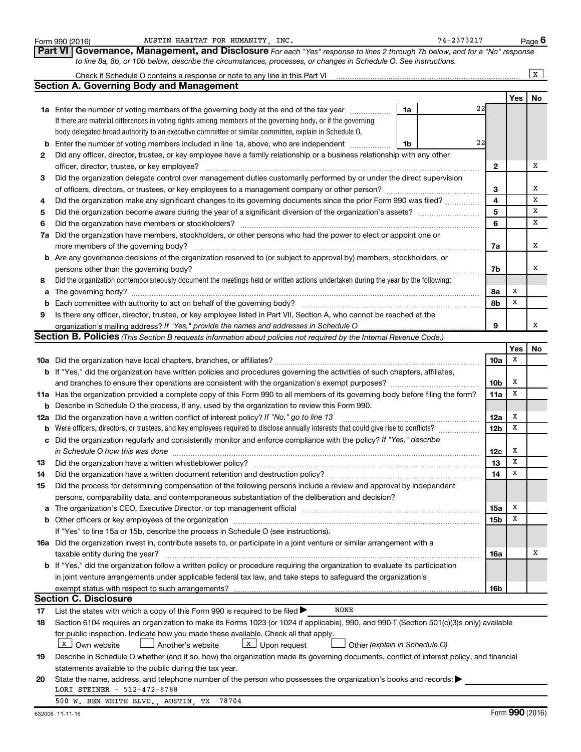Form 990 (2016) AUSTIN HABITAT FOR HUMANITY, INC. 74-2373217

## Part VI Governance, Management, and Disclosure

*For each "Yes" response to lines 2 through 7b below, and for a "No" response to line 8a, 8b, or 10b below, describe the circumstances, processes, or changes in Schedule O. See instructions.*

Check if Schedule O contains a response or note to any line in this Part VI .......... [X]

### Section A. Governing Body and Management

| | | | Yes | No |
|---|---|---|---|---|
| **1a** | Enter the number of voting members of the governing body at the end of the tax year ..... **1a** 22<br>If there are material differences in voting rights among members of the governing body, or if the governing body delegated broad authority to an executive committee or similar committee, explain in Schedule O. | | | |
| **b** | Enter the number of voting members included in line 1a, above, who are independent ..... **1b** 22 | | | |
| **2** | Did any officer, director, trustee, or key employee have a family relationship or a business relationship with any other officer, director, trustee, or key employee? | **2** | | X |
| **3** | Did the organization delegate control over management duties customarily performed by or under the direct supervision of officers, directors, or trustees, or key employees to a management company or other person? | **3** | | X |
| **4** | Did the organization make any significant changes to its governing documents since the prior Form 990 was filed? | **4** | | X |
| **5** | Did the organization become aware during the year of a significant diversion of the organization's assets? | **5** | | X |
| **6** | Did the organization have members or stockholders? | **6** | | X |
| **7a** | Did the organization have members, stockholders, or other persons who had the power to elect or appoint one or more members of the governing body? | **7a** | | X |
| **b** | Are any governance decisions of the organization reserved to (or subject to approval by) members, stockholders, or persons other than the governing body? | **7b** | | X |
| **8** | Did the organization contemporaneously document the meetings held or written actions undertaken during the year by the following: | | | |
| **a** | The governing body? | **8a** | X | |
| **b** | Each committee with authority to act on behalf of the governing body? | **8b** | X | |
| **9** | Is there any officer, director, trustee, or key employee listed in Part VII, Section A, who cannot be reached at the organization's mailing address? *If "Yes," provide the names and addresses in Schedule O* | **9** | | X |

### Section B. Policies *(This Section B requests information about policies not required by the Internal Revenue Code.)*

| | | | Yes | No |
|---|---|---|---|---|
| **10a** | Did the organization have local chapters, branches, or affiliates? | **10a** | X | |
| **b** | If "Yes," did the organization have written policies and procedures governing the activities of such chapters, affiliates, and branches to ensure their operations are consistent with the organization's exempt purposes? | **10b** | X | |
| **11a** | Has the organization provided a complete copy of this Form 990 to all members of its governing body before filing the form? | **11a** | X | |
| **b** | Describe in Schedule O the process, if any, used by the organization to review this Form 990. | | | |
| **12a** | Did the organization have a written conflict of interest policy? *If "No," go to line 13* | **12a** | X | |
| **b** | Were officers, directors, or trustees, and key employees required to disclose annually interests that could give rise to conflicts? | **12b** | X | |
| **c** | Did the organization regularly and consistently monitor and enforce compliance with the policy? *If "Yes," describe in Schedule O how this was done* | **12c** | X | |
| **13** | Did the organization have a written whistleblower policy? | **13** | X | |
| **14** | Did the organization have a written document retention and destruction policy? | **14** | X | |
| **15** | Did the process for determining compensation of the following persons include a review and approval by independent persons, comparability data, and contemporaneous substantiation of the deliberation and decision? | | | |
| **a** | The organization's CEO, Executive Director, or top management official | **15a** | X | |
| **b** | Other officers or key employees of the organization | **15b** | X | |
| | If "Yes" to line 15a or 15b, describe the process in Schedule O (see instructions). | | | |
| **16a** | Did the organization invest in, contribute assets to, or participate in a joint venture or similar arrangement with a taxable entity during the year? | **16a** | | X |
| **b** | If "Yes," did the organization follow a written policy or procedure requiring the organization to evaluate its participation in joint venture arrangements under applicable federal tax law, and take steps to safeguard the organization's exempt status with respect to such arrangements? | **16b** | | |

### Section C. Disclosure

**17** List the states with which a copy of this Form 990 is required to be filed ▶ NONE

**18** Section 6104 requires an organization to make its Forms 1023 (or 1024 if applicable), 990, and 990-T (Section 501(c)(3)s only) available for public inspection. Indicate how you made these available. Check all that apply.

[X] Own website [ ] Another's website [X] Upon request [ ] Other *(explain in Schedule O)*

**19** Describe in Schedule O whether (and if so, how) the organization made its governing documents, conflict of interest policy, and financial statements available to the public during the tax year.

**20** State the name, address, and telephone number of the person who possesses the organization's books and records: ▶

LORI STEINER - 512-472-8788

500 W. BEN WHITE BLVD., AUSTIN, TX 78704

632006 11-11-16 Form **990** (2016)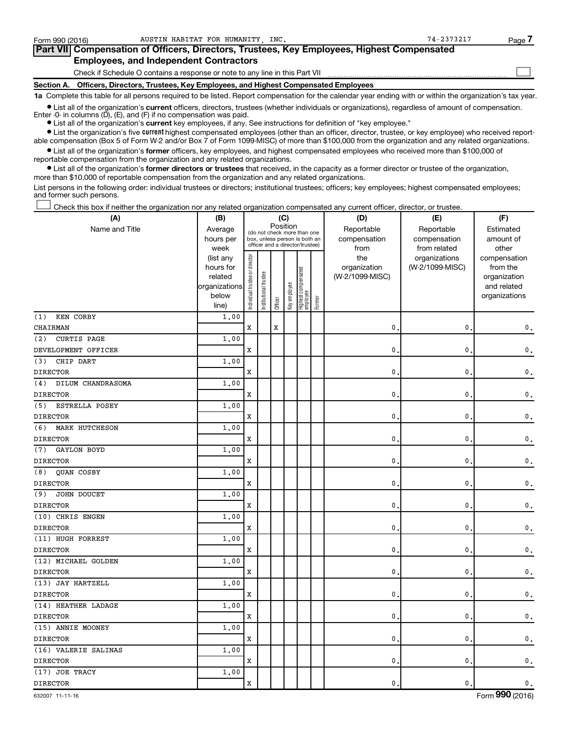Form 990 (2016) AUSTIN HABITAT FOR HUMANITY, INC. 74-2373217

## Part VII Compensation of Officers, Directors, Trustees, Key Employees, Highest Compensated Employees, and Independent Contractors

Check if Schedule O contains a response or note to any line in this Part VII

### Section A. Officers, Directors, Trustees, Key Employees, and Highest Compensated Employees

**1a** Complete this table for all persons required to be listed. Report compensation for the calendar year ending with or within the organization's tax year.

- List all of the organization's **current** officers, directors, trustees (whether individuals or organizations), regardless of amount of compensation. Enter -0- in columns (D), (E), and (F) if no compensation was paid.
- List all of the organization's **current** key employees, if any. See instructions for definition of "key employee."
- List the organization's five **current** highest compensated employees (other than an officer, director, trustee, or key employee) who received reportable compensation (Box 5 of Form W-2 and/or Box 7 of Form 1099-MISC) of more than $100,000 from the organization and any related organizations.
- List all of the organization's **former** officers, key employees, and highest compensated employees who received more than $100,000 of reportable compensation from the organization and any related organizations.
- List all of the organization's **former directors or trustees** that received, in the capacity as a former director or trustee of the organization, more than $10,000 of reportable compensation from the organization and any related organizations.

List persons in the following order: individual trustees or directors; institutional trustees; officers; key employees; highest compensated employees; and former such persons.

Check this box if neither the organization nor any related organization compensated any current officer, director, or trustee.

| (A) Name and Title | (B) Average hours per week (list any hours for related organizations below line) | (C) Position: Individual trustee or director | Institutional trustee | Officer | Key employee | Highest compensated employee | Former | (D) Reportable compensation from the organization (W-2/1099-MISC) | (E) Reportable compensation from related organizations (W-2/1099-MISC) | (F) Estimated amount of other compensation from the organization and related organizations |
|---|---|---|---|---|---|---|---|---|---|---|
| (1) KEN CORBY<br>CHAIRMAN | 1.00 | X | | X | | | | 0. | 0. | 0. |
| (2) CURTIS PAGE<br>DEVELOPMENT OFFICER | 1.00 | X | | | | | | 0. | 0. | 0. |
| (3) CHIP DART<br>DIRECTOR | 1.00 | X | | | | | | 0. | 0. | 0. |
| (4) DILUM CHANDRASOMA<br>DIRECTOR | 1.00 | X | | | | | | 0. | 0. | 0. |
| (5) ESTRELLA POSEY<br>DIRECTOR | 1.00 | X | | | | | | 0. | 0. | 0. |
| (6) MARK HUTCHESON<br>DIRECTOR | 1.00 | X | | | | | | 0. | 0. | 0. |
| (7) GAYLON BOYD<br>DIRECTOR | 1.00 | X | | | | | | 0. | 0. | 0. |
| (8) QUAN COSBY<br>DIRECTOR | 1.00 | X | | | | | | 0. | 0. | 0. |
| (9) JOHN DOUCET<br>DIRECTOR | 1.00 | X | | | | | | 0. | 0. | 0. |
| (10) CHRIS ENGEN<br>DIRECTOR | 1.00 | X | | | | | | 0. | 0. | 0. |
| (11) HUGH FORREST<br>DIRECTOR | 1.00 | X | | | | | | 0. | 0. | 0. |
| (12) MICHAEL GOLDEN<br>DIRECTOR | 1.00 | X | | | | | | 0. | 0. | 0. |
| (13) JAY HARTZELL<br>DIRECTOR | 1.00 | X | | | | | | 0. | 0. | 0. |
| (14) HEATHER LADAGE<br>DIRECTOR | 1.00 | X | | | | | | 0. | 0. | 0. |
| (15) ANNIE MOONEY<br>DIRECTOR | 1.00 | X | | | | | | 0. | 0. | 0. |
| (16) VALERIE SALINAS<br>DIRECTOR | 1.00 | X | | | | | | 0. | 0. | 0. |
| (17) JOE TRACY<br>DIRECTOR | 1.00 | X | | | | | | 0. | 0. | 0. |

632007 11-11-16 Form 990 (2016)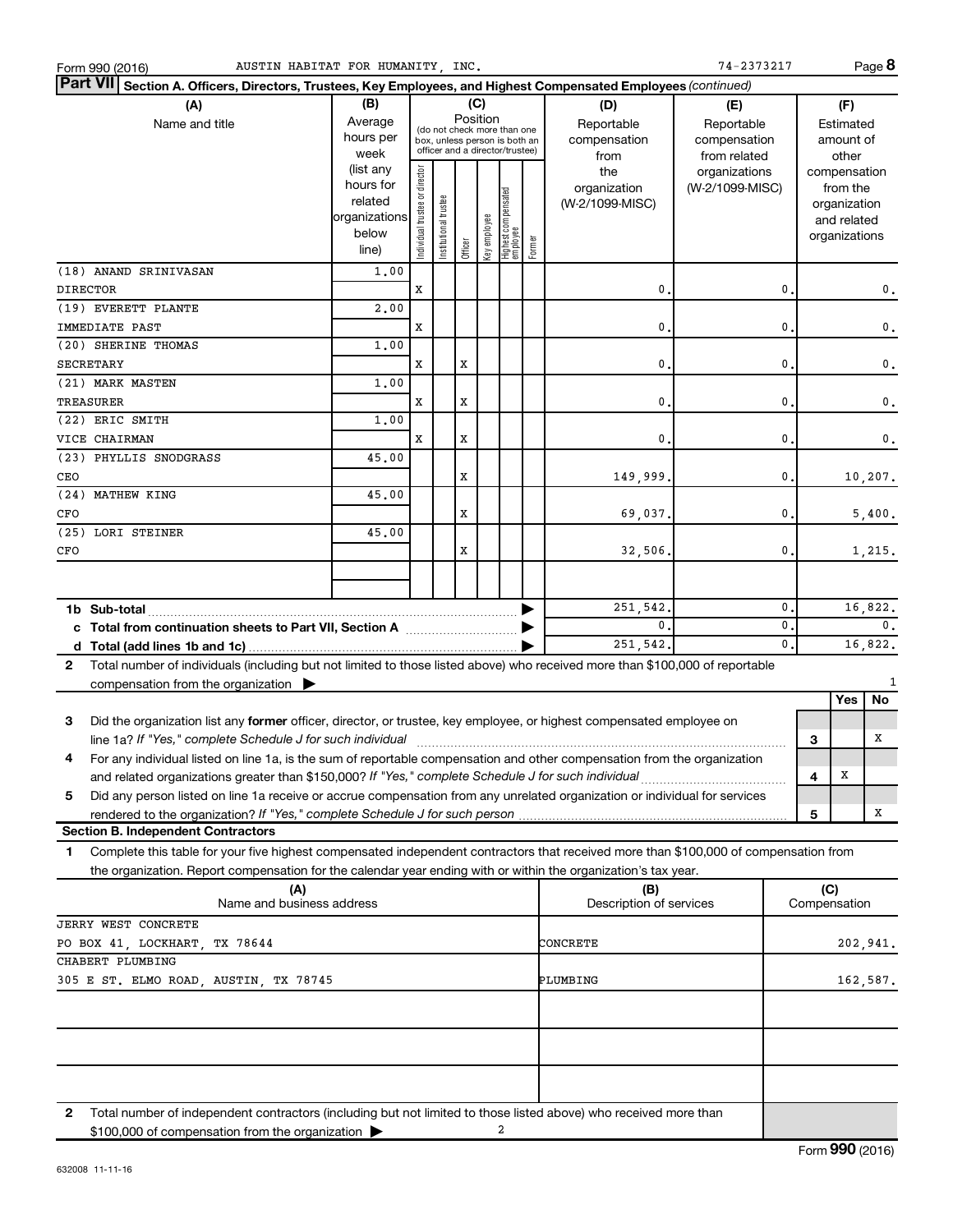Form 990 (2016) AUSTIN HABITAT FOR HUMANITY, INC. 74-2373217

## Part VII Section A. Officers, Directors, Trustees, Key Employees, and Highest Compensated Employees *(continued)*

| (A) Name and title | (B) Average hours per week (list any hours for related organizations below line) | (C) Position: Individual trustee or director | Institutional trustee | Officer | Key employee | Highest compensated employee | Former | (D) Reportable compensation from the organization (W-2/1099-MISC) | (E) Reportable compensation from related organizations (W-2/1099-MISC) | (F) Estimated amount of other compensation from the organization and related organizations |
|---|---|---|---|---|---|---|---|---|---|---|
| (18) ANAND SRINIVASAN<br>DIRECTOR | 1.00 | X | | | | | | 0. | 0. | 0. |
| (19) EVERETT PLANTE<br>IMMEDIATE PAST | 2.00 | X | | | | | | 0. | 0. | 0. |
| (20) SHERINE THOMAS<br>SECRETARY | 1.00 | X | | X | | | | 0. | 0. | 0. |
| (21) MARK MASTEN<br>TREASURER | 1.00 | X | | X | | | | 0. | 0. | 0. |
| (22) ERIC SMITH<br>VICE CHAIRMAN | 1.00 | X | | X | | | | 0. | 0. | 0. |
| (23) PHYLLIS SNODGRASS<br>CEO | 45.00 | | | X | | | | 149,999. | 0. | 10,207. |
| (24) MATHEW KING<br>CFO | 45.00 | | | X | | | | 69,037. | 0. | 5,400. |
| (25) LORI STEINER<br>CFO | 45.00 | | | X | | | | 32,506. | 0. | 1,215. |
| | | | | | | | | | | |
| 1b Sub-total | | | | | | | | 251,542. | 0. | 16,822. |
| c Total from continuation sheets to Part VII, Section A | | | | | | | | 0. | 0. | 0. |
| d Total (add lines 1b and 1c) | | | | | | | | 251,542. | 0. | 16,822. |

2 Total number of individuals (including but not limited to those listed above) who received more than $100,000 of reportable compensation from the organization ▶ 1

| | | Yes | No |
|---|---|---|---|
| 3 Did the organization list any **former** officer, director, or trustee, key employee, or highest compensated employee on line 1a? *If "Yes," complete Schedule J for such individual* | 3 | | X |
| 4 For any individual listed on line 1a, is the sum of reportable compensation and other compensation from the organization and related organizations greater than $150,000? *If "Yes," complete Schedule J for such individual* | 4 | X | |
| 5 Did any person listed on line 1a receive or accrue compensation from any unrelated organization or individual for services rendered to the organization? *If "Yes," complete Schedule J for such person* | 5 | | X |

### Section B. Independent Contractors

1 Complete this table for your five highest compensated independent contractors that received more than $100,000 of compensation from the organization. Report compensation for the calendar year ending with or within the organization's tax year.

| (A) Name and business address | (B) Description of services | (C) Compensation |
|---|---|---|
| JERRY WEST CONCRETE<br>PO BOX 41, LOCKHART, TX 78644 | CONCRETE | 202,941. |
| CHABERT PLUMBING<br>305 E ST. ELMO ROAD, AUSTIN, TX 78745 | PLUMBING | 162,587. |
| | | |
| | | |
| | | |

2 Total number of independent contractors (including but not limited to those listed above) who received more than $100,000 of compensation from the organization ▶ 2

Form 990 (2016)

632008 11-11-16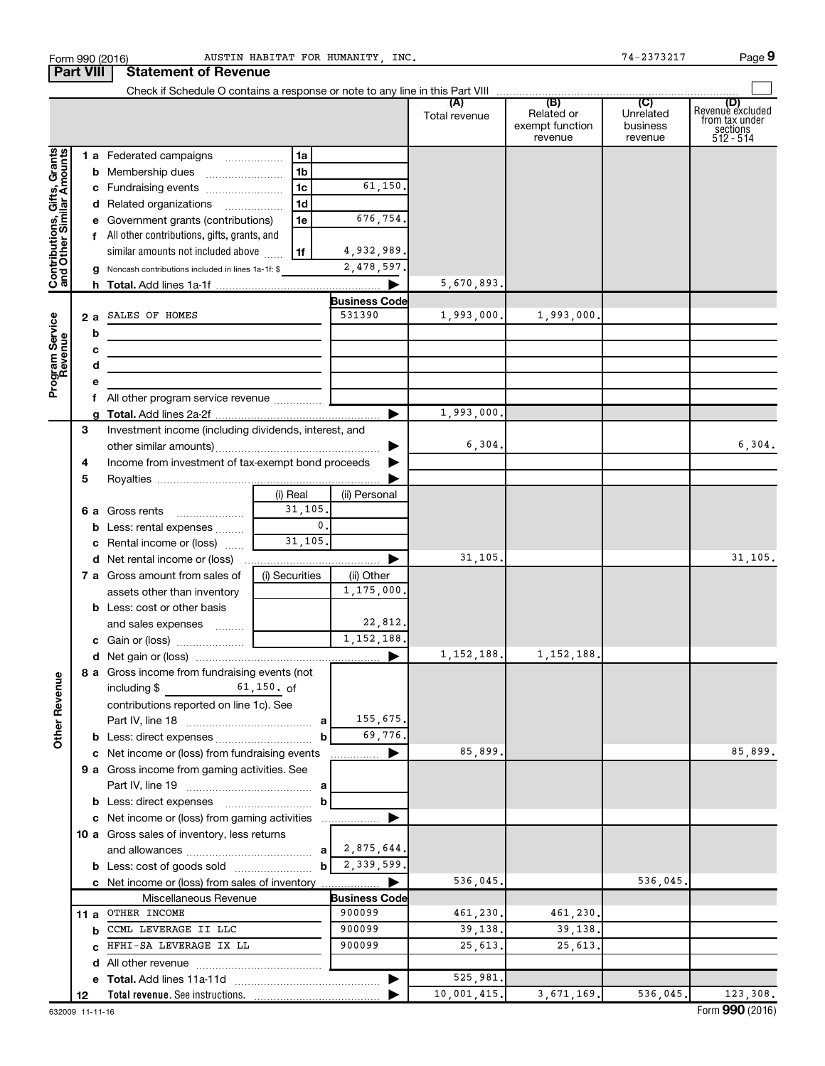Form 990 (2016) AUSTIN HABITAT FOR HUMANITY, INC. 74-2373217 Page 9

## Part VIII Statement of Revenue

Check if Schedule O contains a response or note to any line in this Part VIII

| | | | (A) Total revenue | (B) Related or exempt function revenue | (C) Unrelated business revenue | (D) Revenue excluded from tax under sections 512 - 514 |
|---|---|---|---|---|---|---|
| **Contributions, Gifts, Grants and Other Similar Amounts** | | | | | | |
| 1 a Federated campaigns | 1a | | | | | |
| b Membership dues | 1b | | | | | |
| c Fundraising events | 1c | 61,150. | | | | |
| d Related organizations | 1d | | | | | |
| e Government grants (contributions) | 1e | 676,754. | | | | |
| f All other contributions, gifts, grants, and similar amounts not included above | 1f | 4,932,989. | | | | |
| g Noncash contributions included in lines 1a-1f: $ | | 2,478,597. | | | | |
| h Total. Add lines 1a-1f | | ▶ | 5,670,893. | | | |
| **Program Service Revenue** | | Business Code | | | | |
| 2 a SALES OF HOMES | | 531390 | 1,993,000. | 1,993,000. | | |
| b | | | | | | |
| c | | | | | | |
| d | | | | | | |
| e | | | | | | |
| f All other program service revenue | | | | | | |
| g Total. Add lines 2a-2f | | ▶ | 1,993,000. | | | |
| **Other Revenue** | | | | | | |
| 3 Investment income (including dividends, interest, and other similar amounts) | | ▶ | 6,304. | | | 6,304. |
| 4 Income from investment of tax-exempt bond proceeds | | ▶ | | | | |
| 5 Royalties | | ▶ | | | | |
| | (i) Real | (ii) Personal | | | | |
| 6 a Gross rents | 31,105. | | | | | |
| b Less: rental expenses | 0. | | | | | |
| c Rental income or (loss) | 31,105. | | | | | |
| d Net rental income or (loss) | | ▶ | 31,105. | | | 31,105. |
| 7 a Gross amount from sales of assets other than inventory | (i) Securities | (ii) Other 1,175,000. | | | | |
| b Less: cost or other basis and sales expenses | | 22,812. | | | | |
| c Gain or (loss) | | 1,152,188. | | | | |
| d Net gain or (loss) | | ▶ | 1,152,188. | 1,152,188. | | |
| 8 a Gross income from fundraising events (not including $ 61,150. of contributions reported on line 1c). See Part IV, line 18 | a | 155,675. | | | | |
| b Less: direct expenses | b | 69,776. | | | | |
| c Net income or (loss) from fundraising events | | ▶ | 85,899. | | | 85,899. |
| 9 a Gross income from gaming activities. See Part IV, line 19 | a | | | | | |
| b Less: direct expenses | b | | | | | |
| c Net income or (loss) from gaming activities | | ▶ | | | | |
| 10 a Gross sales of inventory, less returns and allowances | a | 2,875,644. | | | | |
| b Less: cost of goods sold | b | 2,339,599. | | | | |
| c Net income or (loss) from sales of inventory | | ▶ | 536,045. | | 536,045. | |
| Miscellaneous Revenue | | Business Code | | | | |
| 11 a OTHER INCOME | | 900099 | 461,230. | 461,230. | | |
| b CCML LEVERAGE II LLC | | 900099 | 39,138. | 39,138. | | |
| c HFHI-SA LEVERAGE IX LL | | 900099 | 25,613. | 25,613. | | |
| d All other revenue | | | | | | |
| e Total. Add lines 11a-11d | | ▶ | 525,981. | | | |
| 12 Total revenue. See instructions. | | ▶ | 10,001,415. | 3,671,169. | 536,045. | 123,308. |

632009 11-11-16 Form 990 (2016)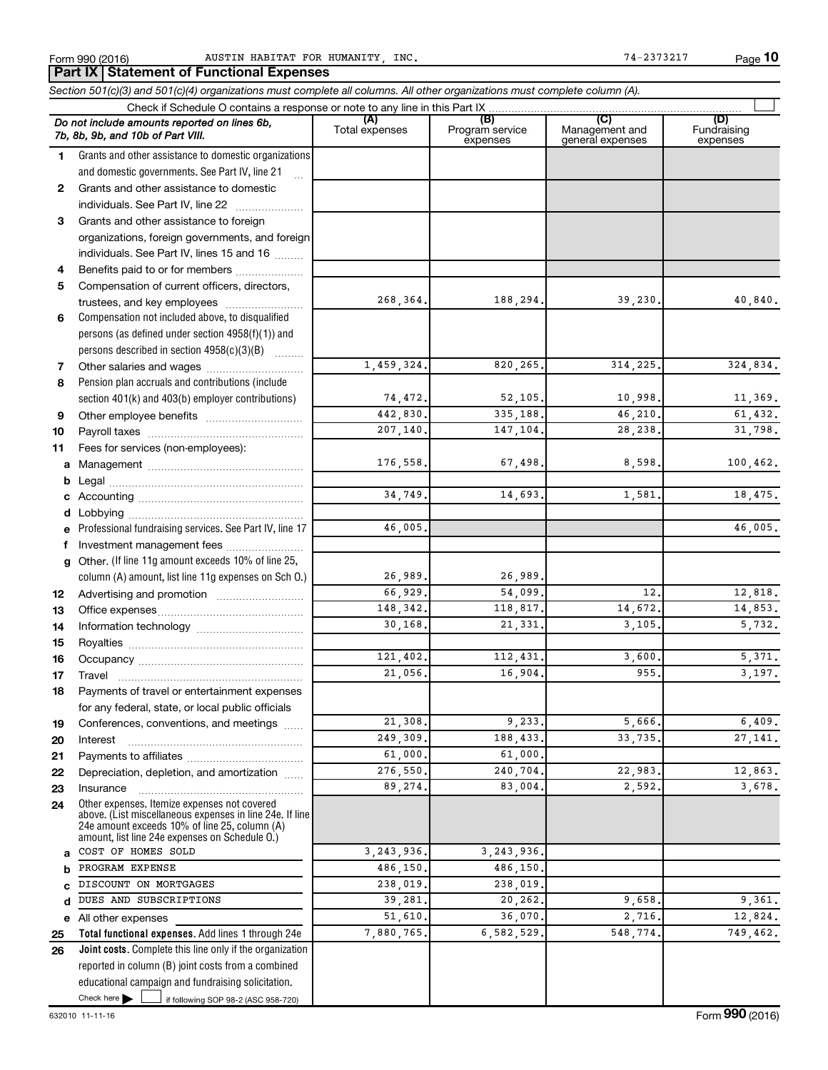Form 990 (2016) AUSTIN HABITAT FOR HUMANITY, INC. 74-2373217

## Part IX Statement of Functional Expenses

*Section 501(c)(3) and 501(c)(4) organizations must complete all columns. All other organizations must complete column (A).*

Check if Schedule O contains a response or note to any line in this Part IX

| *Do not include amounts reported on lines 6b, 7b, 8b, 9b, and 10b of Part VIII.* | (A) Total expenses | (B) Program service expenses | (C) Management and general expenses | (D) Fundraising expenses |
|---|---|---|---|---|
| 1 Grants and other assistance to domestic organizations and domestic governments. See Part IV, line 21 | | | | |
| 2 Grants and other assistance to domestic individuals. See Part IV, line 22 | | | | |
| 3 Grants and other assistance to foreign organizations, foreign governments, and foreign individuals. See Part IV, lines 15 and 16 | | | | |
| 4 Benefits paid to or for members | | | | |
| 5 Compensation of current officers, directors, trustees, and key employees | 268,364. | 188,294. | 39,230. | 40,840. |
| 6 Compensation not included above, to disqualified persons (as defined under section 4958(f)(1)) and persons described in section 4958(c)(3)(B) | | | | |
| 7 Other salaries and wages | 1,459,324. | 820,265. | 314,225. | 324,834. |
| 8 Pension plan accruals and contributions (include section 401(k) and 403(b) employer contributions) | 74,472. | 52,105. | 10,998. | 11,369. |
| 9 Other employee benefits | 442,830. | 335,188. | 46,210. | 61,432. |
| 10 Payroll taxes | 207,140. | 147,104. | 28,238. | 31,798. |
| 11 Fees for services (non-employees): | | | | |
| a Management | 176,558. | 67,498. | 8,598. | 100,462. |
| b Legal | | | | |
| c Accounting | 34,749. | 14,693. | 1,581. | 18,475. |
| d Lobbying | | | | |
| e Professional fundraising services. See Part IV, line 17 | 46,005. | | | 46,005. |
| f Investment management fees | | | | |
| g Other. (If line 11g amount exceeds 10% of line 25, column (A) amount, list line 11g expenses on Sch O.) | 26,989. | 26,989. | | |
| 12 Advertising and promotion | 66,929. | 54,099. | 12. | 12,818. |
| 13 Office expenses | 148,342. | 118,817. | 14,672. | 14,853. |
| 14 Information technology | 30,168. | 21,331. | 3,105. | 5,732. |
| 15 Royalties | | | | |
| 16 Occupancy | 121,402. | 112,431. | 3,600. | 5,371. |
| 17 Travel | 21,056. | 16,904. | 955. | 3,197. |
| 18 Payments of travel or entertainment expenses for any federal, state, or local public officials | | | | |
| 19 Conferences, conventions, and meetings | 21,308. | 9,233. | 5,666. | 6,409. |
| 20 Interest | 249,309. | 188,433. | 33,735. | 27,141. |
| 21 Payments to affiliates | 61,000. | 61,000. | | |
| 22 Depreciation, depletion, and amortization | 276,550. | 240,704. | 22,983. | 12,863. |
| 23 Insurance | 89,274. | 83,004. | 2,592. | 3,678. |
| 24 Other expenses. Itemize expenses not covered above. (List miscellaneous expenses in line 24e. If line 24e amount exceeds 10% of line 25, column (A) amount, list line 24e expenses on Schedule O.) | | | | |
| a COST OF HOMES SOLD | 3,243,936. | 3,243,936. | | |
| b PROGRAM EXPENSE | 486,150. | 486,150. | | |
| c DISCOUNT ON MORTGAGES | 238,019. | 238,019. | | |
| d DUES AND SUBSCRIPTIONS | 39,281. | 20,262. | 9,658. | 9,361. |
| e All other expenses | 51,610. | 36,070. | 2,716. | 12,824. |
| 25 **Total functional expenses.** Add lines 1 through 24e | 7,880,765. | 6,582,529. | 548,774. | 749,462. |
| 26 **Joint costs.** Complete this line only if the organization reported in column (B) joint costs from a combined educational campaign and fundraising solicitation. Check here ☐ if following SOP 98-2 (ASC 958-720) | | | | |

632010 11-11-16

Form **990** (2016)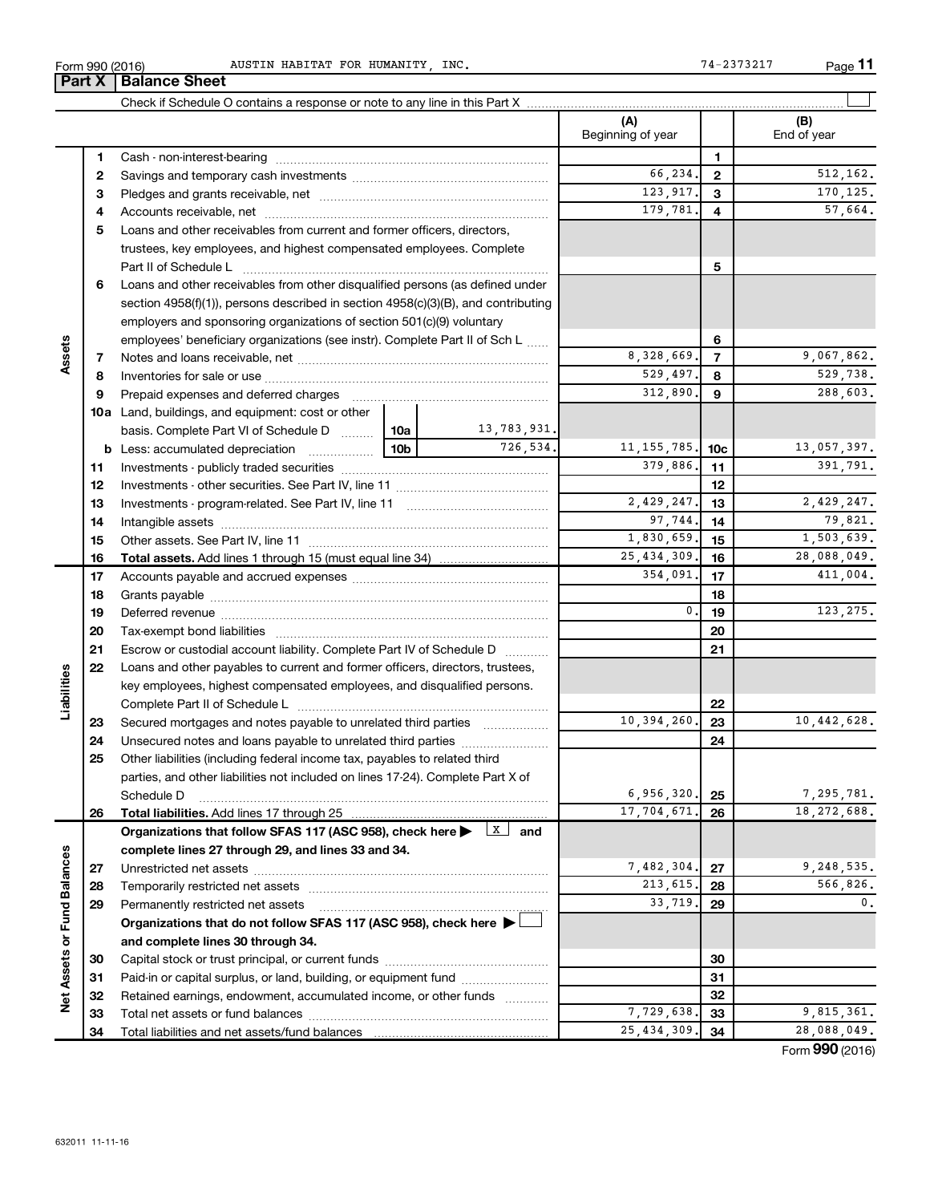Form 990 (2016) AUSTIN HABITAT FOR HUMANITY, INC. 74-2373217

## Part X Balance Sheet

Check if Schedule O contains a response or note to any line in this Part X ☐

| | | | | (A) Beginning of year | | (B) End of year |
|---|---|---|---|---|---|---|
| Assets | 1 | Cash - non-interest-bearing | | | 1 | |
| | 2 | Savings and temporary cash investments | | 66,234. | 2 | 512,162. |
| | 3 | Pledges and grants receivable, net | | 123,917. | 3 | 170,125. |
| | 4 | Accounts receivable, net | | 179,781. | 4 | 57,664. |
| | 5 | Loans and other receivables from current and former officers, directors, trustees, key employees, and highest compensated employees. Complete Part II of Schedule L | | | 5 | |
| | 6 | Loans and other receivables from other disqualified persons (as defined under section 4958(f)(1)), persons described in section 4958(c)(3)(B), and contributing employers and sponsoring organizations of section 501(c)(9) voluntary employees' beneficiary organizations (see instr). Complete Part II of Sch L | | | 6 | |
| | 7 | Notes and loans receivable, net | | 8,328,669. | 7 | 9,067,862. |
| | 8 | Inventories for sale or use | | 529,497. | 8 | 529,738. |
| | 9 | Prepaid expenses and deferred charges | | 312,890. | 9 | 288,603. |
| | 10a | Land, buildings, and equipment: cost or other basis. Complete Part VI of Schedule D | 10a 13,783,931. | | | |
| | b | Less: accumulated depreciation | 10b 726,534. | 11,155,785. | 10c | 13,057,397. |
| | 11 | Investments - publicly traded securities | | 379,886. | 11 | 391,791. |
| | 12 | Investments - other securities. See Part IV, line 11 | | | 12 | |
| | 13 | Investments - program-related. See Part IV, line 11 | | 2,429,247. | 13 | 2,429,247. |
| | 14 | Intangible assets | | 97,744. | 14 | 79,821. |
| | 15 | Other assets. See Part IV, line 11 | | 1,830,659. | 15 | 1,503,639. |
| | 16 | **Total assets.** Add lines 1 through 15 (must equal line 34) | | 25,434,309. | 16 | 28,088,049. |
| Liabilities | 17 | Accounts payable and accrued expenses | | 354,091. | 17 | 411,004. |
| | 18 | Grants payable | | | 18 | |
| | 19 | Deferred revenue | | 0. | 19 | 123,275. |
| | 20 | Tax-exempt bond liabilities | | | 20 | |
| | 21 | Escrow or custodial account liability. Complete Part IV of Schedule D | | | 21 | |
| | 22 | Loans and other payables to current and former officers, directors, trustees, key employees, highest compensated employees, and disqualified persons. Complete Part II of Schedule L | | | 22 | |
| | 23 | Secured mortgages and notes payable to unrelated third parties | | 10,394,260. | 23 | 10,442,628. |
| | 24 | Unsecured notes and loans payable to unrelated third parties | | | 24 | |
| | 25 | Other liabilities (including federal income tax, payables to related third parties, and other liabilities not included on lines 17-24). Complete Part X of Schedule D | | 6,956,320. | 25 | 7,295,781. |
| | 26 | **Total liabilities.** Add lines 17 through 25 | | 17,704,671. | 26 | 18,272,688. |
| Net Assets or Fund Balances | | **Organizations that follow SFAS 117 (ASC 958), check here ▶ ☒ and complete lines 27 through 29, and lines 33 and 34.** | | | | |
| | 27 | Unrestricted net assets | | 7,482,304. | 27 | 9,248,535. |
| | 28 | Temporarily restricted net assets | | 213,615. | 28 | 566,826. |
| | 29 | Permanently restricted net assets | | 33,719. | 29 | 0. |
| | | **Organizations that do not follow SFAS 117 (ASC 958), check here ▶ ☐ and complete lines 30 through 34.** | | | | |
| | 30 | Capital stock or trust principal, or current funds | | | 30 | |
| | 31 | Paid-in or capital surplus, or land, building, or equipment fund | | | 31 | |
| | 32 | Retained earnings, endowment, accumulated income, or other funds | | | 32 | |
| | 33 | Total net assets or fund balances | | 7,729,638. | 33 | 9,815,361. |
| | 34 | Total liabilities and net assets/fund balances | | 25,434,309. | 34 | 28,088,049. |

Form **990** (2016)

632011 11-11-16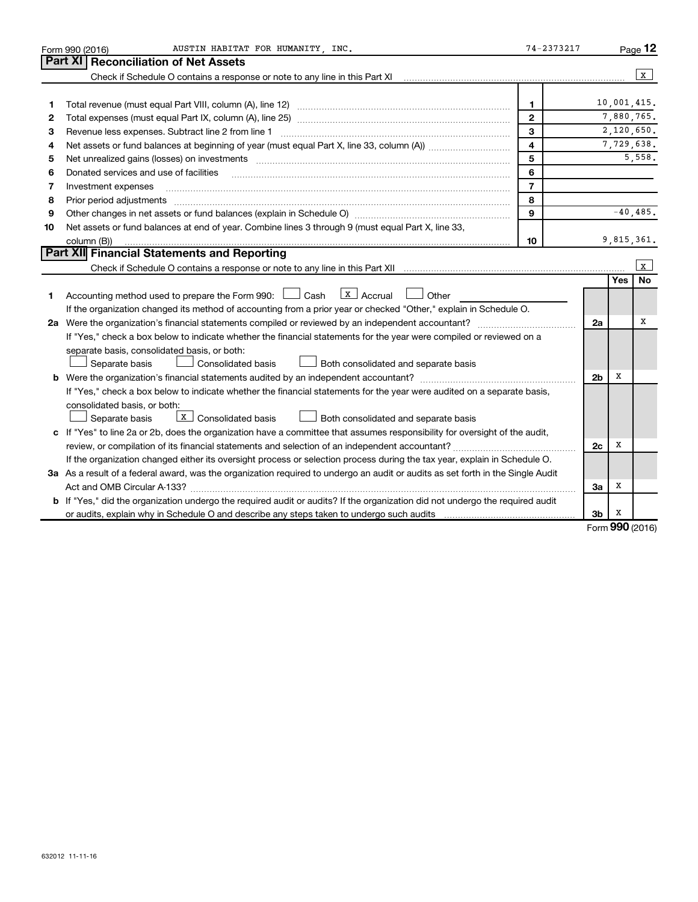Form 990 (2016) AUSTIN HABITAT FOR HUMANITY, INC. 74-2373217

## Part XI Reconciliation of Net Assets

Check if Schedule O contains a response or note to any line in this Part XI [X]

| | | | |
|---|---|---|---|
| 1 | Total revenue (must equal Part VIII, column (A), line 12) | 1 | 10,001,415. |
| 2 | Total expenses (must equal Part IX, column (A), line 25) | 2 | 7,880,765. |
| 3 | Revenue less expenses. Subtract line 2 from line 1 | 3 | 2,120,650. |
| 4 | Net assets or fund balances at beginning of year (must equal Part X, line 33, column (A)) | 4 | 7,729,638. |
| 5 | Net unrealized gains (losses) on investments | 5 | 5,558. |
| 6 | Donated services and use of facilities | 6 | |
| 7 | Investment expenses | 7 | |
| 8 | Prior period adjustments | 8 | |
| 9 | Other changes in net assets or fund balances (explain in Schedule O) | 9 | -40,485. |
| 10 | Net assets or fund balances at end of year. Combine lines 3 through 9 (must equal Part X, line 33, column (B)) | 10 | 9,815,361. |

## Part XII Financial Statements and Reporting

Check if Schedule O contains a response or note to any line in this Part XII [X]

| | | | Yes | No |
|---|---|---|---|---|
| 1 | Accounting method used to prepare the Form 990: [ ] Cash [X] Accrual [ ] Other<br>If the organization changed its method of accounting from a prior year or checked "Other," explain in Schedule O. | | | |
| 2a | Were the organization's financial statements compiled or reviewed by an independent accountant?<br>If "Yes," check a box below to indicate whether the financial statements for the year were compiled or reviewed on a separate basis, consolidated basis, or both:<br>[ ] Separate basis [ ] Consolidated basis [ ] Both consolidated and separate basis | 2a | | X |
| b | Were the organization's financial statements audited by an independent accountant?<br>If "Yes," check a box below to indicate whether the financial statements for the year were audited on a separate basis, consolidated basis, or both:<br>[ ] Separate basis [X] Consolidated basis [ ] Both consolidated and separate basis | 2b | X | |
| c | If "Yes" to line 2a or 2b, does the organization have a committee that assumes responsibility for oversight of the audit, review, or compilation of its financial statements and selection of an independent accountant?<br>If the organization changed either its oversight process or selection process during the tax year, explain in Schedule O. | 2c | X | |
| 3a | As a result of a federal award, was the organization required to undergo an audit or audits as set forth in the Single Audit Act and OMB Circular A-133? | 3a | X | |
| b | If "Yes," did the organization undergo the required audit or audits? If the organization did not undergo the required audit or audits, explain why in Schedule O and describe any steps taken to undergo such audits | 3b | X | |

Form 990 (2016)

632012 11-11-16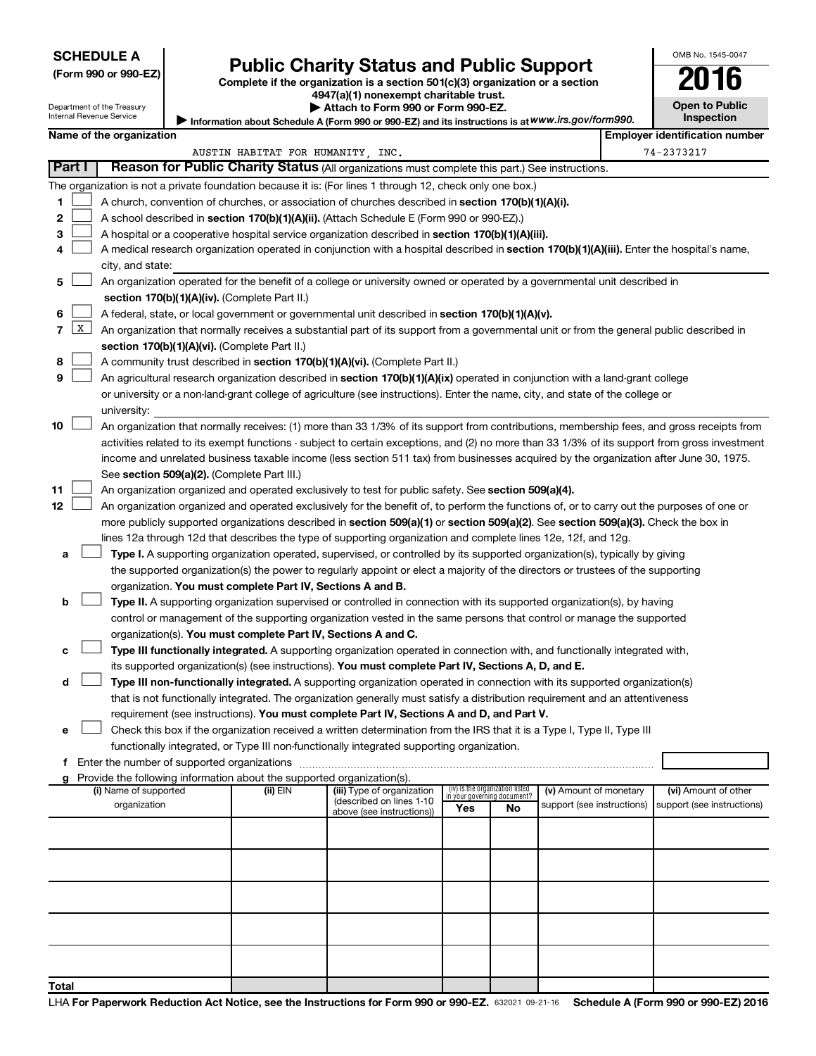**SCHEDULE A**
**(Form 990 or 990-EZ)**

Department of the Treasury
Internal Revenue Service

# Public Charity Status and Public Support

**Complete if the organization is a section 501(c)(3) organization or a section 4947(a)(1) nonexempt charitable trust.**
**▶ Attach to Form 990 or Form 990-EZ.**
▶ Information about Schedule A (Form 990 or 990-EZ) and its instructions is at *www.irs.gov/form990.*

OMB No. 1545-0047
**2016**
**Open to Public Inspection**

**Name of the organization:** AUSTIN HABITAT FOR HUMANITY, INC.
**Employer identification number:** 74-2373217

## Part I — Reason for Public Charity Status (All organizations must complete this part.) See instructions.

The organization is not a private foundation because it is: (For lines 1 through 12, check only one box.)

1. ☐ A church, convention of churches, or association of churches described in **section 170(b)(1)(A)(i).**
2. ☐ A school described in **section 170(b)(1)(A)(ii).** (Attach Schedule E (Form 990 or 990-EZ).)
3. ☐ A hospital or a cooperative hospital service organization described in **section 170(b)(1)(A)(iii).**
4. ☐ A medical research organization operated in conjunction with a hospital described in **section 170(b)(1)(A)(iii).** Enter the hospital's name, city, and state:
5. ☐ An organization operated for the benefit of a college or university owned or operated by a governmental unit described in **section 170(b)(1)(A)(iv).** (Complete Part II.)
6. ☐ A federal, state, or local government or governmental unit described in **section 170(b)(1)(A)(v).**
7. ☒ An organization that normally receives a substantial part of its support from a governmental unit or from the general public described in **section 170(b)(1)(A)(vi).** (Complete Part II.)
8. ☐ A community trust described in **section 170(b)(1)(A)(vi).** (Complete Part II.)
9. ☐ An agricultural research organization described in **section 170(b)(1)(A)(ix)** operated in conjunction with a land-grant college or university or a non-land-grant college of agriculture (see instructions). Enter the name, city, and state of the college or university:
10. ☐ An organization that normally receives: (1) more than 33 1/3% of its support from contributions, membership fees, and gross receipts from activities related to its exempt functions - subject to certain exceptions, and (2) no more than 33 1/3% of its support from gross investment income and unrelated business taxable income (less section 511 tax) from businesses acquired by the organization after June 30, 1975. See **section 509(a)(2).** (Complete Part III.)
11. ☐ An organization organized and operated exclusively to test for public safety. See **section 509(a)(4).**
12. ☐ An organization organized and operated exclusively for the benefit of, to perform the functions of, or to carry out the purposes of one or more publicly supported organizations described in **section 509(a)(1)** or **section 509(a)(2).** See **section 509(a)(3).** Check the box in lines 12a through 12d that describes the type of supporting organization and complete lines 12e, 12f, and 12g.
   - **a** ☐ **Type I.** A supporting organization operated, supervised, or controlled by its supported organization(s), typically by giving the supported organization(s) the power to regularly appoint or elect a majority of the directors or trustees of the supporting organization. **You must complete Part IV, Sections A and B.**
   - **b** ☐ **Type II.** A supporting organization supervised or controlled in connection with its supported organization(s), by having control or management of the supporting organization vested in the same persons that control or manage the supported organization(s). **You must complete Part IV, Sections A and C.**
   - **c** ☐ **Type III functionally integrated.** A supporting organization operated in connection with, and functionally integrated with, its supported organization(s) (see instructions). **You must complete Part IV, Sections A, D, and E.**
   - **d** ☐ **Type III non-functionally integrated.** A supporting organization operated in connection with its supported organization(s) that is not functionally integrated. The organization generally must satisfy a distribution requirement and an attentiveness requirement (see instructions). **You must complete Part IV, Sections A and D, and Part V.**
   - **e** ☐ Check this box if the organization received a written determination from the IRS that it is a Type I, Type II, Type III functionally integrated, or Type III non-functionally integrated supporting organization.
   - **f** Enter the number of supported organizations
   - **g** Provide the following information about the supported organization(s).

| (i) Name of supported organization | (ii) EIN | (iii) Type of organization (described on lines 1-10 above (see instructions)) | (iv) Is the organization listed in your governing document? Yes | No | (v) Amount of monetary support (see instructions) | (vi) Amount of other support (see instructions) |
|---|---|---|---|---|---|---|
| | | | | | | |
| | | | | | | |
| | | | | | | |
| | | | | | | |
| | | | | | | |
| **Total** | | | | | | |

LHA **For Paperwork Reduction Act Notice, see the Instructions for Form 990 or 990-EZ.** 632021 09-21-16 **Schedule A (Form 990 or 990-EZ) 2016**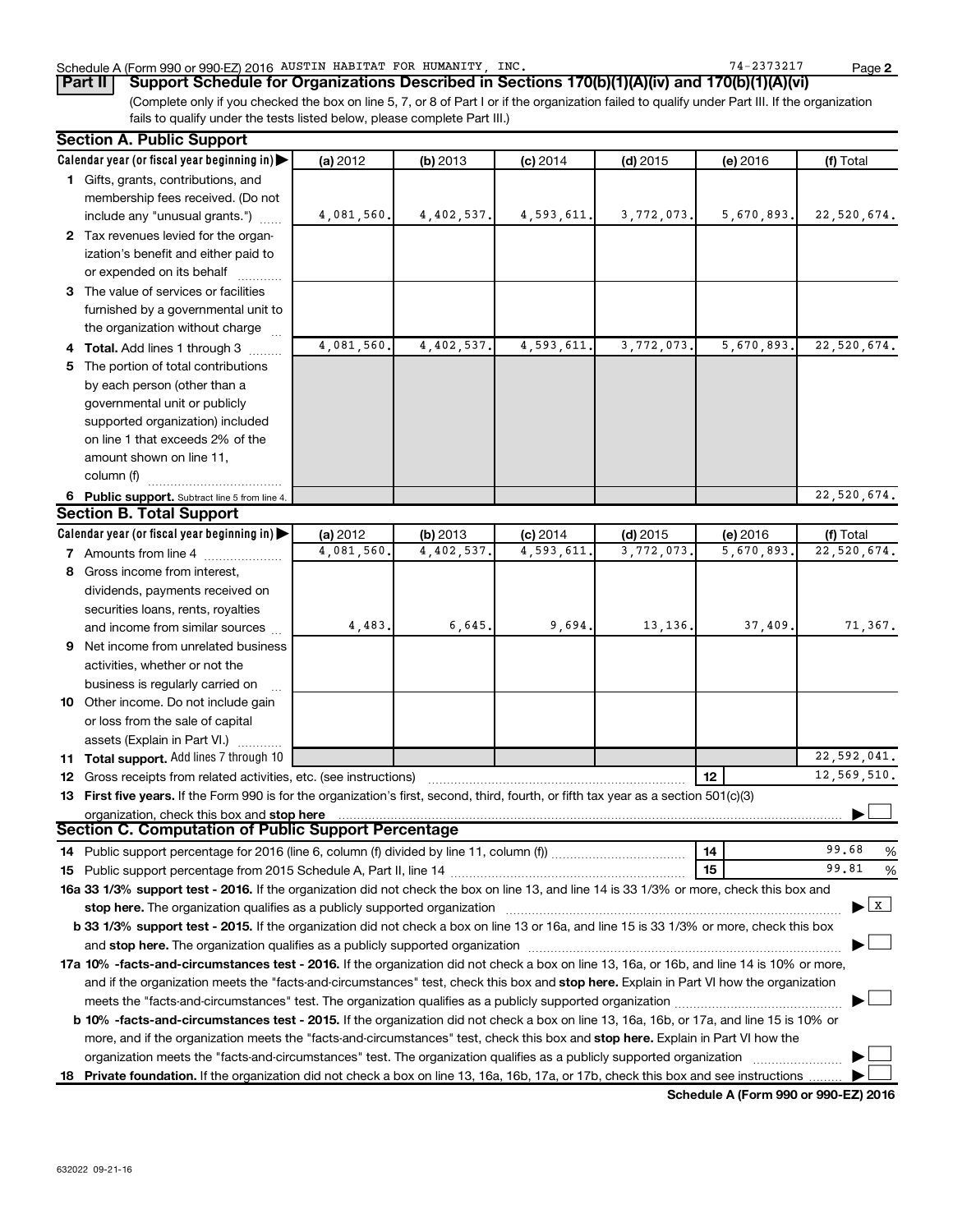Schedule A (Form 990 or 990-EZ) 2016 AUSTIN HABITAT FOR HUMANITY, INC. 74-2373217

## Part II Support Schedule for Organizations Described in Sections 170(b)(1)(A)(iv) and 170(b)(1)(A)(vi)

(Complete only if you checked the box on line 5, 7, or 8 of Part I or if the organization failed to qualify under Part III. If the organization fails to qualify under the tests listed below, please complete Part III.)

### Section A. Public Support

| Calendar year (or fiscal year beginning in) | (a) 2012 | (b) 2013 | (c) 2014 | (d) 2015 | (e) 2016 | (f) Total |
|---|---|---|---|---|---|---|
| **1** Gifts, grants, contributions, and membership fees received. (Do not include any "unusual grants.") | 4,081,560. | 4,402,537. | 4,593,611. | 3,772,073. | 5,670,893. | 22,520,674. |
| **2** Tax revenues levied for the organization's benefit and either paid to or expended on its behalf | | | | | | |
| **3** The value of services or facilities furnished by a governmental unit to the organization without charge | | | | | | |
| **4 Total.** Add lines 1 through 3 | 4,081,560. | 4,402,537. | 4,593,611. | 3,772,073. | 5,670,893. | 22,520,674. |
| **5** The portion of total contributions by each person (other than a governmental unit or publicly supported organization) included on line 1 that exceeds 2% of the amount shown on line 11, column (f) | | | | | | |
| **6 Public support.** Subtract line 5 from line 4. | | | | | | 22,520,674. |

### Section B. Total Support

| Calendar year (or fiscal year beginning in) | (a) 2012 | (b) 2013 | (c) 2014 | (d) 2015 | (e) 2016 | (f) Total |
|---|---|---|---|---|---|---|
| **7** Amounts from line 4 | 4,081,560. | 4,402,537. | 4,593,611. | 3,772,073. | 5,670,893. | 22,520,674. |
| **8** Gross income from interest, dividends, payments received on securities loans, rents, royalties and income from similar sources | 4,483. | 6,645. | 9,694. | 13,136. | 37,409. | 71,367. |
| **9** Net income from unrelated business activities, whether or not the business is regularly carried on | | | | | | |
| **10** Other income. Do not include gain or loss from the sale of capital assets (Explain in Part VI.) | | | | | | |
| **11 Total support.** Add lines 7 through 10 | | | | | | 22,592,041. |

**12** Gross receipts from related activities, etc. (see instructions) — **12** — 12,569,510.

**13 First five years.** If the Form 990 is for the organization's first, second, third, fourth, or fifth tax year as a section 501(c)(3) organization, check this box and **stop here** ☐

### Section C. Computation of Public Support Percentage

**14** Public support percentage for 2016 (line 6, column (f) divided by line 11, column (f)) — **14** — 99.68 %

**15** Public support percentage from 2015 Schedule A, Part II, line 14 — **15** — 99.81 %

**16a 33 1/3% support test - 2016.** If the organization did not check the box on line 13, and line 14 is 33 1/3% or more, check this box and **stop here.** The organization qualifies as a publicly supported organization ☒

**b 33 1/3% support test - 2015.** If the organization did not check a box on line 13 or 16a, and line 15 is 33 1/3% or more, check this box and **stop here.** The organization qualifies as a publicly supported organization ☐

**17a 10% -facts-and-circumstances test - 2016.** If the organization did not check a box on line 13, 16a, or 16b, and line 14 is 10% or more, and if the organization meets the "facts-and-circumstances" test, check this box and **stop here.** Explain in Part VI how the organization meets the "facts-and-circumstances" test. The organization qualifies as a publicly supported organization ☐

**b 10% -facts-and-circumstances test - 2015.** If the organization did not check a box on line 13, 16a, 16b, or 17a, and line 15 is 10% or more, and if the organization meets the "facts-and-circumstances" test, check this box and **stop here.** Explain in Part VI how the organization meets the "facts-and-circumstances" test. The organization qualifies as a publicly supported organization ☐

**18 Private foundation.** If the organization did not check a box on line 13, 16a, 16b, 17a, or 17b, check this box and see instructions ☐

**Schedule A (Form 990 or 990-EZ) 2016**

632022 09-21-16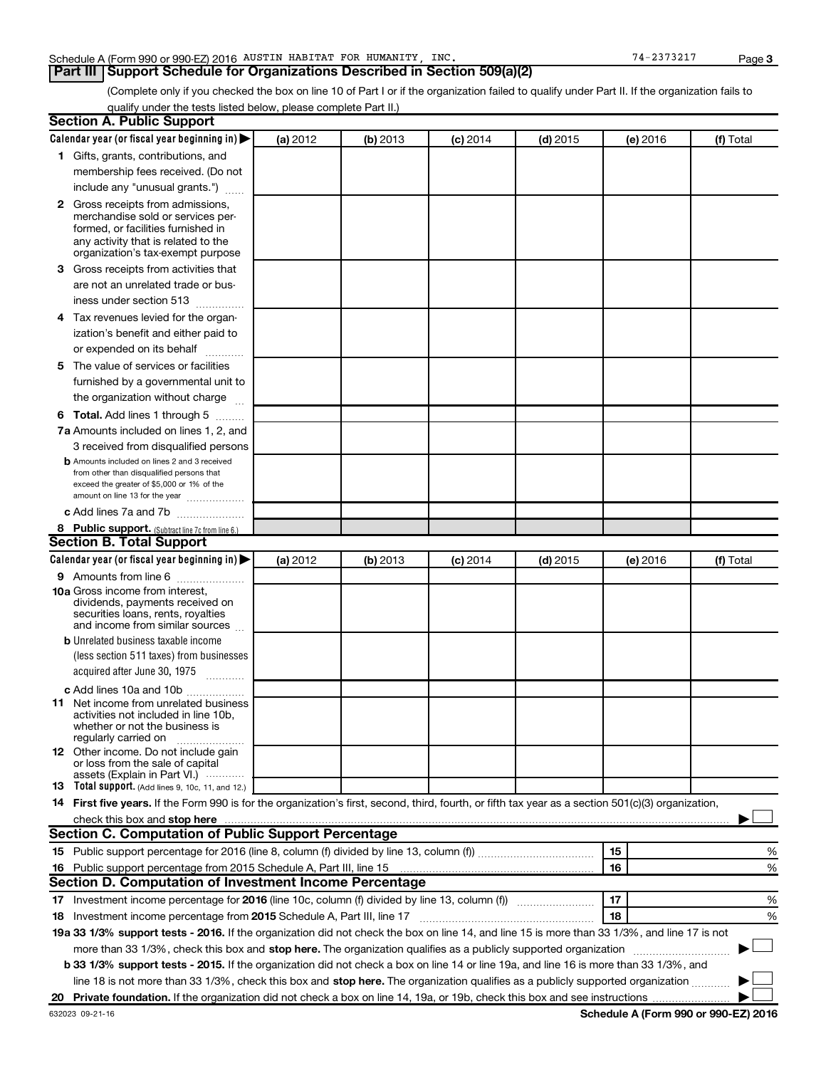Schedule A (Form 990 or 990-EZ) 2016 AUSTIN HABITAT FOR HUMANITY, INC. 74-2373217

## Part III Support Schedule for Organizations Described in Section 509(a)(2)

(Complete only if you checked the box on line 10 of Part I or if the organization failed to qualify under Part II. If the organization fails to qualify under the tests listed below, please complete Part II.)

### Section A. Public Support

| Calendar year (or fiscal year beginning in) ▶ | (a) 2012 | (b) 2013 | (c) 2014 | (d) 2015 | (e) 2016 | (f) Total |
|---|---|---|---|---|---|---|
| **1** Gifts, grants, contributions, and membership fees received. (Do not include any "unusual grants.") | | | | | | |
| **2** Gross receipts from admissions, merchandise sold or services performed, or facilities furnished in any activity that is related to the organization's tax-exempt purpose | | | | | | |
| **3** Gross receipts from activities that are not an unrelated trade or business under section 513 | | | | | | |
| **4** Tax revenues levied for the organization's benefit and either paid to or expended on its behalf | | | | | | |
| **5** The value of services or facilities furnished by a governmental unit to the organization without charge | | | | | | |
| **6 Total.** Add lines 1 through 5 | | | | | | |
| **7a** Amounts included on lines 1, 2, and 3 received from disqualified persons | | | | | | |
| **b** Amounts included on lines 2 and 3 received from other than disqualified persons that exceed the greater of $5,000 or 1% of the amount on line 13 for the year | | | | | | |
| **c** Add lines 7a and 7b | | | | | | |
| **8 Public support.** (Subtract line 7c from line 6.) | | | | | | |

### Section B. Total Support

| Calendar year (or fiscal year beginning in) ▶ | (a) 2012 | (b) 2013 | (c) 2014 | (d) 2015 | (e) 2016 | (f) Total |
|---|---|---|---|---|---|---|
| **9** Amounts from line 6 | | | | | | |
| **10a** Gross income from interest, dividends, payments received on securities loans, rents, royalties and income from similar sources | | | | | | |
| **b** Unrelated business taxable income (less section 511 taxes) from businesses acquired after June 30, 1975 | | | | | | |
| **c** Add lines 10a and 10b | | | | | | |
| **11** Net income from unrelated business activities not included in line 10b, whether or not the business is regularly carried on | | | | | | |
| **12** Other income. Do not include gain or loss from the sale of capital assets (Explain in Part VI.) | | | | | | |
| **13 Total support.** (Add lines 9, 10c, 11, and 12.) | | | | | | |

**14 First five years.** If the Form 990 is for the organization's first, second, third, fourth, or fifth tax year as a section 501(c)(3) organization, check this box and **stop here** ▶ ☐

### Section C. Computation of Public Support Percentage

| | | | |
|---|---|---|---|
| **15** Public support percentage for 2016 (line 8, column (f) divided by line 13, column (f)) | 15 | | % |
| **16** Public support percentage from 2015 Schedule A, Part III, line 15 | 16 | | % |

### Section D. Computation of Investment Income Percentage

| | | | |
|---|---|---|---|
| **17** Investment income percentage for **2016** (line 10c, column (f) divided by line 13, column (f)) | 17 | | % |
| **18** Investment income percentage from **2015** Schedule A, Part III, line 17 | 18 | | % |

**19a 33 1/3% support tests - 2016.** If the organization did not check the box on line 14, and line 15 is more than 33 1/3%, and line 17 is not more than 33 1/3%, check this box and **stop here.** The organization qualifies as a publicly supported organization ▶ ☐

**b 33 1/3% support tests - 2015.** If the organization did not check a box on line 14 or line 19a, and line 16 is more than 33 1/3%, and line 18 is not more than 33 1/3%, check this box and **stop here.** The organization qualifies as a publicly supported organization ▶ ☐

**20 Private foundation.** If the organization did not check a box on line 14, 19a, or 19b, check this box and see instructions ▶ ☐

632023 09-21-16 **Schedule A (Form 990 or 990-EZ) 2016**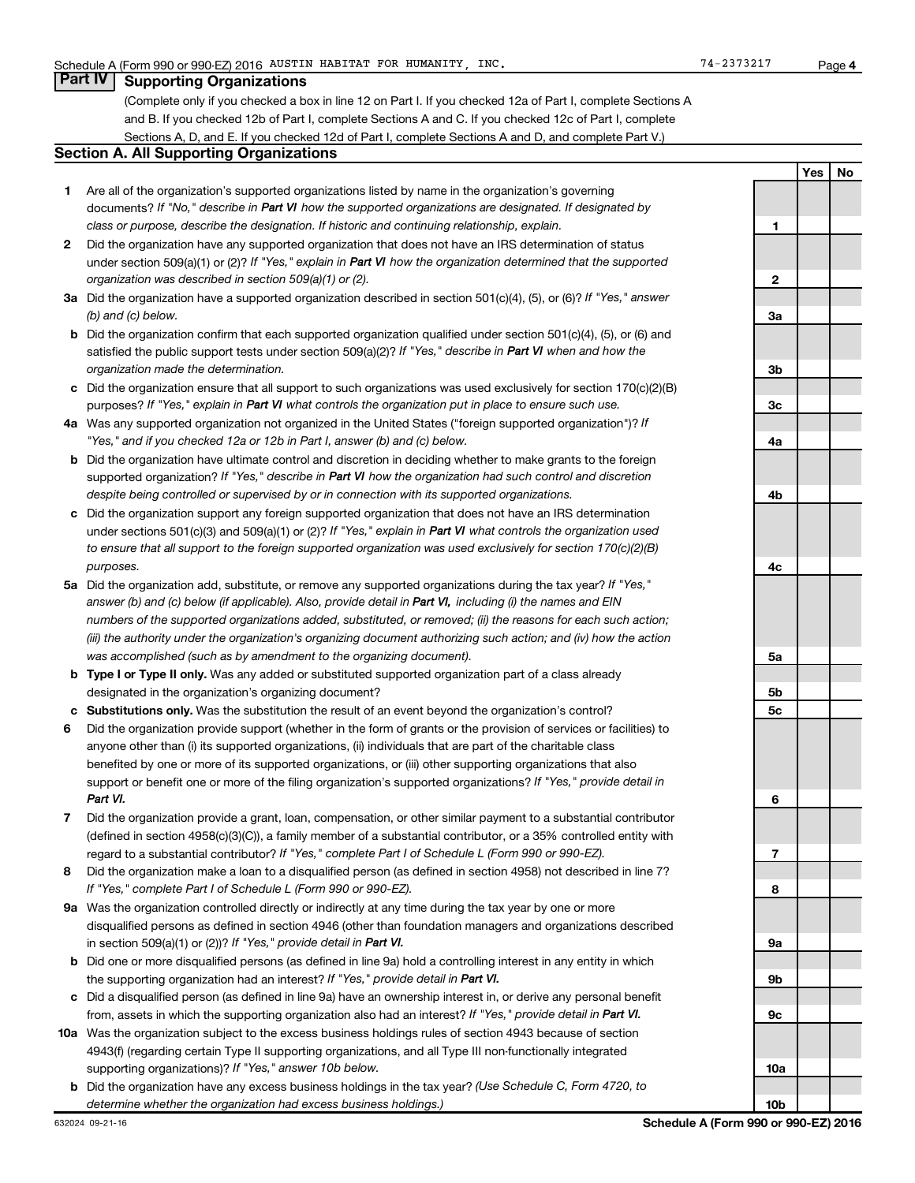Schedule A (Form 990 or 990-EZ) 2016 AUSTIN HABITAT FOR HUMANITY, INC. 74-2373217 Page 4

## Part IV Supporting Organizations

(Complete only if you checked a box in line 12 on Part I. If you checked 12a of Part I, complete Sections A and B. If you checked 12b of Part I, complete Sections A and C. If you checked 12c of Part I, complete Sections A, D, and E. If you checked 12d of Part I, complete Sections A and D, and complete Part V.)

### Section A. All Supporting Organizations

| | | | Yes | No |
|---|---|---|---|---|
| 1 | Are all of the organization's supported organizations listed by name in the organization's governing documents? *If "No," describe in **Part VI** how the supported organizations are designated. If designated by class or purpose, describe the designation. If historic and continuing relationship, explain.* | 1 | | |
| 2 | Did the organization have any supported organization that does not have an IRS determination of status under section 509(a)(1) or (2)? *If "Yes," explain in **Part VI** how the organization determined that the supported organization was described in section 509(a)(1) or (2).* | 2 | | |
| 3a | Did the organization have a supported organization described in section 501(c)(4), (5), or (6)? *If "Yes," answer (b) and (c) below.* | 3a | | |
| b | Did the organization confirm that each supported organization qualified under section 501(c)(4), (5), or (6) and satisfied the public support tests under section 509(a)(2)? *If "Yes," describe in **Part VI** when and how the organization made the determination.* | 3b | | |
| c | Did the organization ensure that all support to such organizations was used exclusively for section 170(c)(2)(B) purposes? *If "Yes," explain in **Part VI** what controls the organization put in place to ensure such use.* | 3c | | |
| 4a | Was any supported organization not organized in the United States ("foreign supported organization")? *If "Yes," and if you checked 12a or 12b in Part I, answer (b) and (c) below.* | 4a | | |
| b | Did the organization have ultimate control and discretion in deciding whether to make grants to the foreign supported organization? *If "Yes," describe in **Part VI** how the organization had such control and discretion despite being controlled or supervised by or in connection with its supported organizations.* | 4b | | |
| c | Did the organization support any foreign supported organization that does not have an IRS determination under sections 501(c)(3) and 509(a)(1) or (2)? *If "Yes," explain in **Part VI** what controls the organization used to ensure that all support to the foreign supported organization was used exclusively for section 170(c)(2)(B) purposes.* | 4c | | |
| 5a | Did the organization add, substitute, or remove any supported organizations during the tax year? *If "Yes," answer (b) and (c) below (if applicable). Also, provide detail in **Part VI,** including (i) the names and EIN numbers of the supported organizations added, substituted, or removed; (ii) the reasons for each such action; (iii) the authority under the organization's organizing document authorizing such action; and (iv) how the action was accomplished (such as by amendment to the organizing document).* | 5a | | |
| b | **Type I or Type II only.** Was any added or substituted supported organization part of a class already designated in the organization's organizing document? | 5b | | |
| c | **Substitutions only.** Was the substitution the result of an event beyond the organization's control? | 5c | | |
| 6 | Did the organization provide support (whether in the form of grants or the provision of services or facilities) to anyone other than (i) its supported organizations, (ii) individuals that are part of the charitable class benefited by one or more of its supported organizations, or (iii) other supporting organizations that also support or benefit one or more of the filing organization's supported organizations? *If "Yes," provide detail in **Part VI.*** | 6 | | |
| 7 | Did the organization provide a grant, loan, compensation, or other similar payment to a substantial contributor (defined in section 4958(c)(3)(C)), a family member of a substantial contributor, or a 35% controlled entity with regard to a substantial contributor? *If "Yes," complete Part I of Schedule L (Form 990 or 990-EZ).* | 7 | | |
| 8 | Did the organization make a loan to a disqualified person (as defined in section 4958) not described in line 7? *If "Yes," complete Part I of Schedule L (Form 990 or 990-EZ).* | 8 | | |
| 9a | Was the organization controlled directly or indirectly at any time during the tax year by one or more disqualified persons as defined in section 4946 (other than foundation managers and organizations described in section 509(a)(1) or (2))? *If "Yes," provide detail in **Part VI.*** | 9a | | |
| b | Did one or more disqualified persons (as defined in line 9a) hold a controlling interest in any entity in which the supporting organization had an interest? *If "Yes," provide detail in **Part VI.*** | 9b | | |
| c | Did a disqualified person (as defined in line 9a) have an ownership interest in, or derive any personal benefit from, assets in which the supporting organization also had an interest? *If "Yes," provide detail in **Part VI.*** | 9c | | |
| 10a | Was the organization subject to the excess business holdings rules of section 4943 because of section 4943(f) (regarding certain Type II supporting organizations, and all Type III non-functionally integrated supporting organizations)? *If "Yes," answer 10b below.* | 10a | | |
| b | Did the organization have any excess business holdings in the tax year? *(Use Schedule C, Form 4720, to determine whether the organization had excess business holdings.)* | 10b | | |

632024 09-21-16 **Schedule A (Form 990 or 990-EZ) 2016**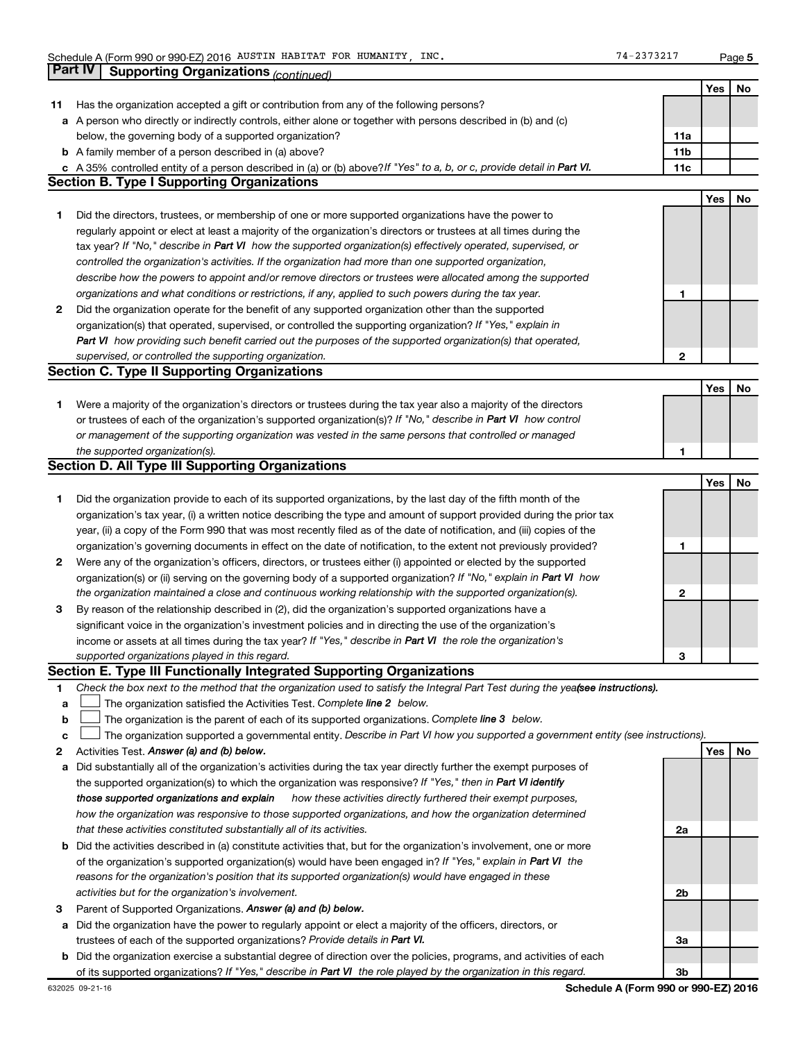Schedule A (Form 990 or 990-EZ) 2016 AUSTIN HABITAT FOR HUMANITY, INC. 74-2373217

## Part IV Supporting Organizations *(continued)*

| | | | Yes | No |
|---|---|---|---|---|
| **11** | Has the organization accepted a gift or contribution from any of the following persons? | | | |
| **a** | A person who directly or indirectly controls, either alone or together with persons described in (b) and (c) below, the governing body of a supported organization? | **11a** | | |
| **b** | A family member of a person described in (a) above? | **11b** | | |
| **c** | A 35% controlled entity of a person described in (a) or (b) above? *If "Yes" to a, b, or c, provide detail in **Part VI.*** | **11c** | | |

### Section B. Type I Supporting Organizations

| | | | Yes | No |
|---|---|---|---|---|
| **1** | Did the directors, trustees, or membership of one or more supported organizations have the power to regularly appoint or elect at least a majority of the organization's directors or trustees at all times during the tax year? *If "No," describe in **Part VI** how the supported organization(s) effectively operated, supervised, or controlled the organization's activities. If the organization had more than one supported organization, describe how the powers to appoint and/or remove directors or trustees were allocated among the supported organizations and what conditions or restrictions, if any, applied to such powers during the tax year.* | **1** | | |
| **2** | Did the organization operate for the benefit of any supported organization other than the supported organization(s) that operated, supervised, or controlled the supporting organization? *If "Yes," explain in **Part VI** how providing such benefit carried out the purposes of the supported organization(s) that operated, supervised, or controlled the supporting organization.* | **2** | | |

### Section C. Type II Supporting Organizations

| | | | Yes | No |
|---|---|---|---|---|
| **1** | Were a majority of the organization's directors or trustees during the tax year also a majority of the directors or trustees of each of the organization's supported organization(s)? *If "No," describe in **Part VI** how control or management of the supporting organization was vested in the same persons that controlled or managed the supported organization(s).* | **1** | | |

### Section D. All Type III Supporting Organizations

| | | | Yes | No |
|---|---|---|---|---|
| **1** | Did the organization provide to each of its supported organizations, by the last day of the fifth month of the organization's tax year, (i) a written notice describing the type and amount of support provided during the prior tax year, (ii) a copy of the Form 990 that was most recently filed as of the date of notification, and (iii) copies of the organization's governing documents in effect on the date of notification, to the extent not previously provided? | **1** | | |
| **2** | Were any of the organization's officers, directors, or trustees either (i) appointed or elected by the supported organization(s) or (ii) serving on the governing body of a supported organization? *If "No," explain in **Part VI** how the organization maintained a close and continuous working relationship with the supported organization(s).* | **2** | | |
| **3** | By reason of the relationship described in (2), did the organization's supported organizations have a significant voice in the organization's investment policies and in directing the use of the organization's income or assets at all times during the tax year? *If "Yes," describe in **Part VI** the role the organization's supported organizations played in this regard.* | **3** | | |

### Section E. Type III Functionally Integrated Supporting Organizations

**1** *Check the box next to the method that the organization used to satisfy the Integral Part Test during the year* ***(see instructions).***

- **a** ☐ The organization satisfied the Activities Test. *Complete **line 2** below.*
- **b** ☐ The organization is the parent of each of its supported organizations. *Complete **line 3** below.*
- **c** ☐ The organization supported a governmental entity. *Describe in Part VI how you supported a government entity (see instructions).*

| | | | Yes | No |
|---|---|---|---|---|
| **2** | Activities Test. ***Answer (a) and (b) below.*** | | | |
| **a** | Did substantially all of the organization's activities during the tax year directly further the exempt purposes of the supported organization(s) to which the organization was responsive? *If "Yes," then in **Part VI identify those supported organizations and explain** how these activities directly furthered their exempt purposes, how the organization was responsive to those supported organizations, and how the organization determined that these activities constituted substantially all of its activities.* | **2a** | | |
| **b** | Did the activities described in (a) constitute activities that, but for the organization's involvement, one or more of the organization's supported organization(s) would have been engaged in? *If "Yes," explain in **Part VI** the reasons for the organization's position that its supported organization(s) would have engaged in these activities but for the organization's involvement.* | **2b** | | |
| **3** | Parent of Supported Organizations. ***Answer (a) and (b) below.*** | | | |
| **a** | Did the organization have the power to regularly appoint or elect a majority of the officers, directors, or trustees of each of the supported organizations? *Provide details in **Part VI.*** | **3a** | | |
| **b** | Did the organization exercise a substantial degree of direction over the policies, programs, and activities of each of its supported organizations? *If "Yes," describe in **Part VI** the role played by the organization in this regard.* | **3b** | | |

632025 09-21-16 **Schedule A (Form 990 or 990-EZ) 2016**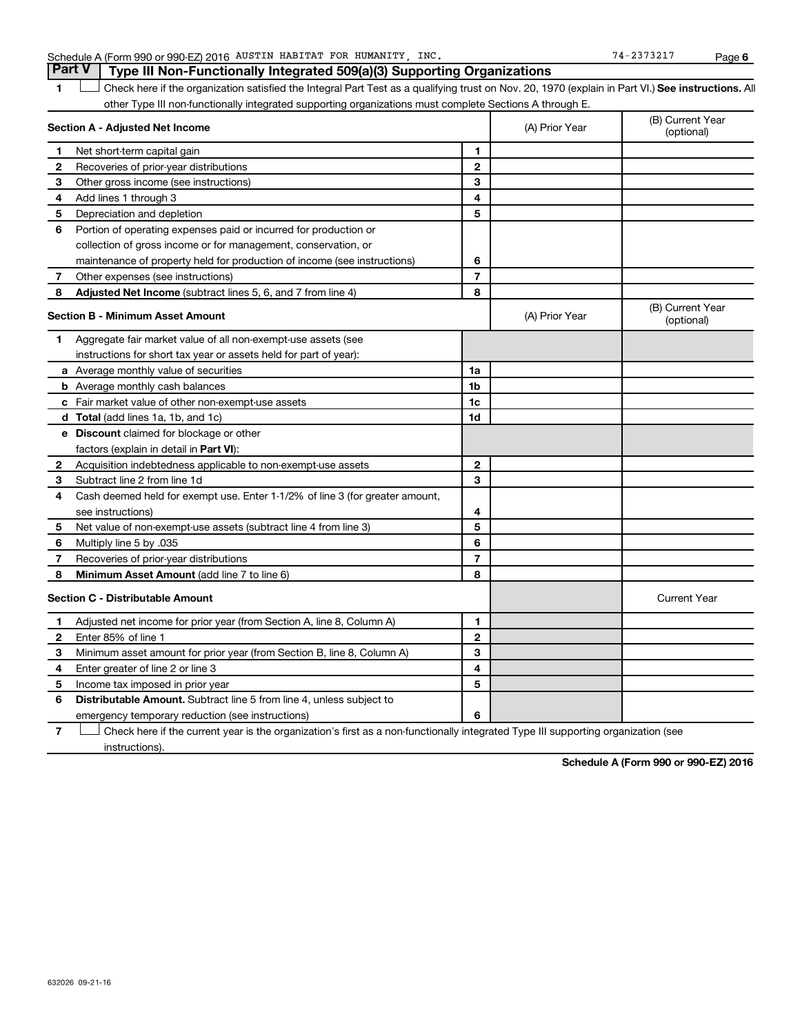Schedule A (Form 990 or 990-EZ) 2016 AUSTIN HABITAT FOR HUMANITY, INC. 74-2373217

## Part V Type III Non-Functionally Integrated 509(a)(3) Supporting Organizations

1 ☐ Check here if the organization satisfied the Integral Part Test as a qualifying trust on Nov. 20, 1970 (explain in Part VI.) **See instructions.** All other Type III non-functionally integrated supporting organizations must complete Sections A through E.

| **Section A - Adjusted Net Income** | | | (A) Prior Year | (B) Current Year (optional) |
|---|---|---|---|---|
| 1 | Net short-term capital gain | 1 | | |
| 2 | Recoveries of prior-year distributions | 2 | | |
| 3 | Other gross income (see instructions) | 3 | | |
| 4 | Add lines 1 through 3 | 4 | | |
| 5 | Depreciation and depletion | 5 | | |
| 6 | Portion of operating expenses paid or incurred for production or collection of gross income or for management, conservation, or maintenance of property held for production of income (see instructions) | 6 | | |
| 7 | Other expenses (see instructions) | 7 | | |
| 8 | **Adjusted Net Income** (subtract lines 5, 6, and 7 from line 4) | 8 | | |

| **Section B - Minimum Asset Amount** | | | (A) Prior Year | (B) Current Year (optional) |
|---|---|---|---|---|
| 1 | Aggregate fair market value of all non-exempt-use assets (see instructions for short tax year or assets held for part of year): | | | |
| a | Average monthly value of securities | 1a | | |
| b | Average monthly cash balances | 1b | | |
| c | Fair market value of other non-exempt-use assets | 1c | | |
| d | **Total** (add lines 1a, 1b, and 1c) | 1d | | |
| e | **Discount** claimed for blockage or other factors (explain in detail in **Part VI**): | | | |
| 2 | Acquisition indebtedness applicable to non-exempt-use assets | 2 | | |
| 3 | Subtract line 2 from line 1d | 3 | | |
| 4 | Cash deemed held for exempt use. Enter 1-1/2% of line 3 (for greater amount, see instructions) | 4 | | |
| 5 | Net value of non-exempt-use assets (subtract line 4 from line 3) | 5 | | |
| 6 | Multiply line 5 by .035 | 6 | | |
| 7 | Recoveries of prior-year distributions | 7 | | |
| 8 | **Minimum Asset Amount** (add line 7 to line 6) | 8 | | |

| **Section C - Distributable Amount** | | | | Current Year |
|---|---|---|---|---|
| 1 | Adjusted net income for prior year (from Section A, line 8, Column A) | 1 | | |
| 2 | Enter 85% of line 1 | 2 | | |
| 3 | Minimum asset amount for prior year (from Section B, line 8, Column A) | 3 | | |
| 4 | Enter greater of line 2 or line 3 | 4 | | |
| 5 | Income tax imposed in prior year | 5 | | |
| 6 | **Distributable Amount.** Subtract line 5 from line 4, unless subject to emergency temporary reduction (see instructions) | 6 | | |

7 ☐ Check here if the current year is the organization's first as a non-functionally integrated Type III supporting organization (see instructions).

**Schedule A (Form 990 or 990-EZ) 2016**

632026 09-21-16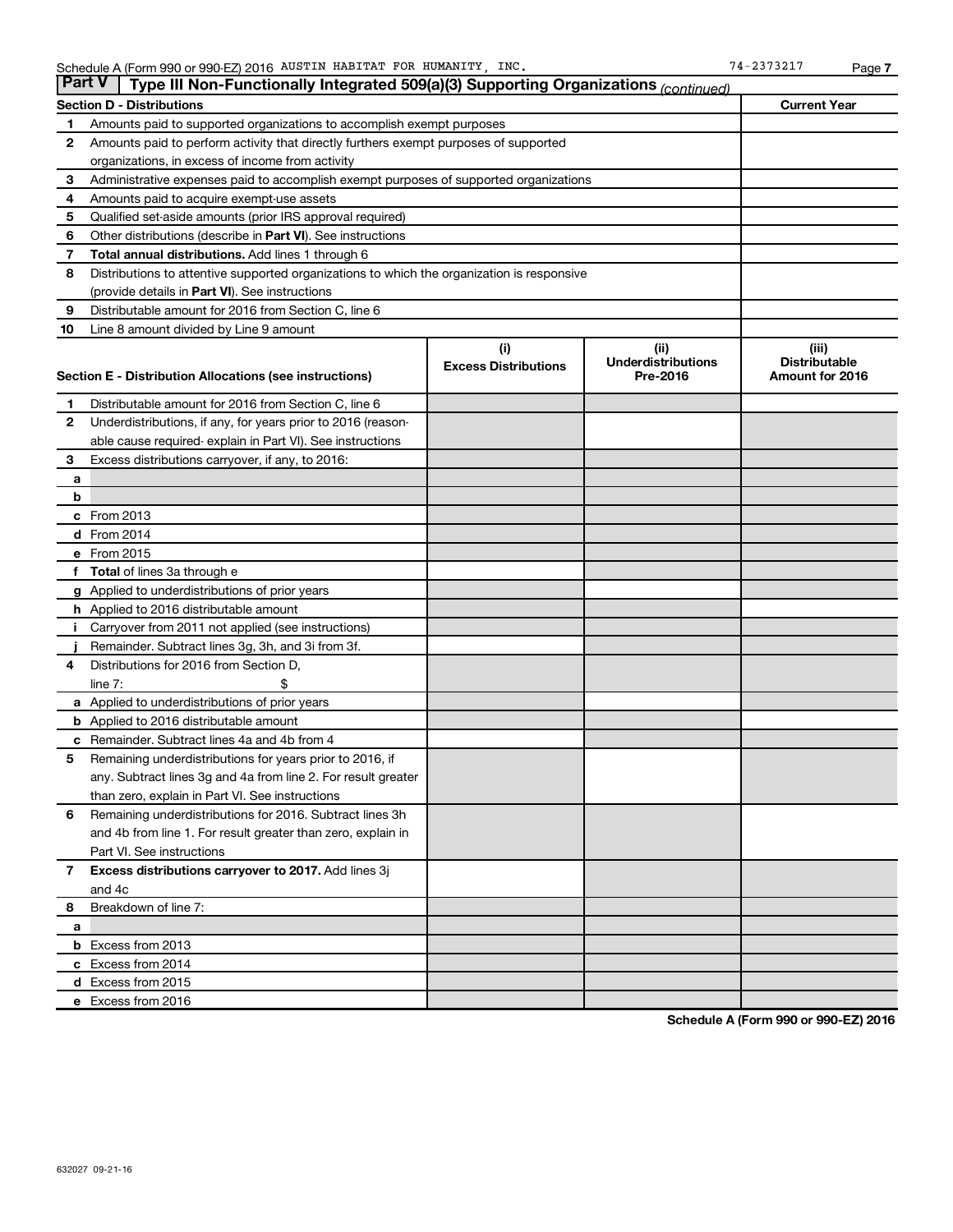## Part V | Type III Non-Functionally Integrated 509(a)(3) Supporting Organizations *(continued)*

| Section D - Distributions | | Current Year |
|---|---|---|
| 1 | Amounts paid to supported organizations to accomplish exempt purposes | |
| 2 | Amounts paid to perform activity that directly furthers exempt purposes of supported organizations, in excess of income from activity | |
| 3 | Administrative expenses paid to accomplish exempt purposes of supported organizations | |
| 4 | Amounts paid to acquire exempt-use assets | |
| 5 | Qualified set-aside amounts (prior IRS approval required) | |
| 6 | Other distributions (describe in **Part VI**). See instructions | |
| 7 | **Total annual distributions.** Add lines 1 through 6 | |
| 8 | Distributions to attentive supported organizations to which the organization is responsive (provide details in **Part VI**). See instructions | |
| 9 | Distributable amount for 2016 from Section C, line 6 | |
| 10 | Line 8 amount divided by Line 9 amount | |

| Section E - Distribution Allocations (see instructions) | | (i) Excess Distributions | (ii) Underdistributions Pre-2016 | (iii) Distributable Amount for 2016 |
|---|---|---|---|---|
| 1 | Distributable amount for 2016 from Section C, line 6 | | | |
| 2 | Underdistributions, if any, for years prior to 2016 (reasonable cause required- explain in Part VI). See instructions | | | |
| 3 | Excess distributions carryover, if any, to 2016: | | | |
| a | | | | |
| b | | | | |
| c | From 2013 | | | |
| d | From 2014 | | | |
| e | From 2015 | | | |
| f | **Total** of lines 3a through e | | | |
| g | Applied to underdistributions of prior years | | | |
| h | Applied to 2016 distributable amount | | | |
| i | Carryover from 2011 not applied (see instructions) | | | |
| j | Remainder. Subtract lines 3g, 3h, and 3i from 3f. | | | |
| 4 | Distributions for 2016 from Section D, line 7: $ | | | |
| a | Applied to underdistributions of prior years | | | |
| b | Applied to 2016 distributable amount | | | |
| c | Remainder. Subtract lines 4a and 4b from 4 | | | |
| 5 | Remaining underdistributions for years prior to 2016, if any. Subtract lines 3g and 4a from line 2. For result greater than zero, explain in Part VI. See instructions | | | |
| 6 | Remaining underdistributions for 2016. Subtract lines 3h and 4b from line 1. For result greater than zero, explain in Part VI. See instructions | | | |
| 7 | **Excess distributions carryover to 2017.** Add lines 3j and 4c | | | |
| 8 | Breakdown of line 7: | | | |
| a | | | | |
| b | Excess from 2013 | | | |
| c | Excess from 2014 | | | |
| d | Excess from 2015 | | | |
| e | Excess from 2016 | | | |

632027 09-21-16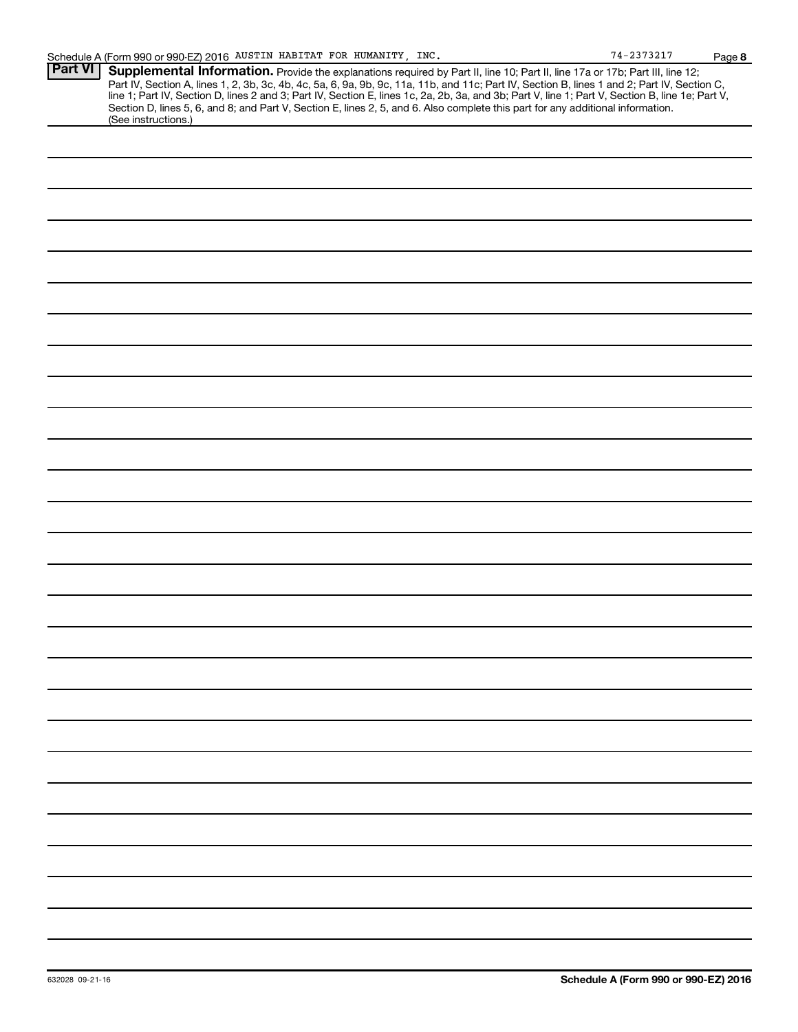Schedule A (Form 990 or 990-EZ) 2016 AUSTIN HABITAT FOR HUMANITY, INC. 74-2373217 Page 8

## Part VI Supplemental Information.

Provide the explanations required by Part II, line 10; Part II, line 17a or 17b; Part III, line 12; Part IV, Section A, lines 1, 2, 3b, 3c, 4b, 4c, 5a, 6, 9a, 9b, 9c, 11a, 11b, and 11c; Part IV, Section B, lines 1 and 2; Part IV, Section C, line 1; Part IV, Section D, lines 2 and 3; Part IV, Section E, lines 1c, 2a, 2b, 3a, and 3b; Part V, line 1; Part V, Section B, line 1e; Part V, Section D, lines 5, 6, and 8; and Part V, Section E, lines 2, 5, and 6. Also complete this part for any additional information. (See instructions.)

632028 09-21-16

Schedule A (Form 990 or 990-EZ) 2016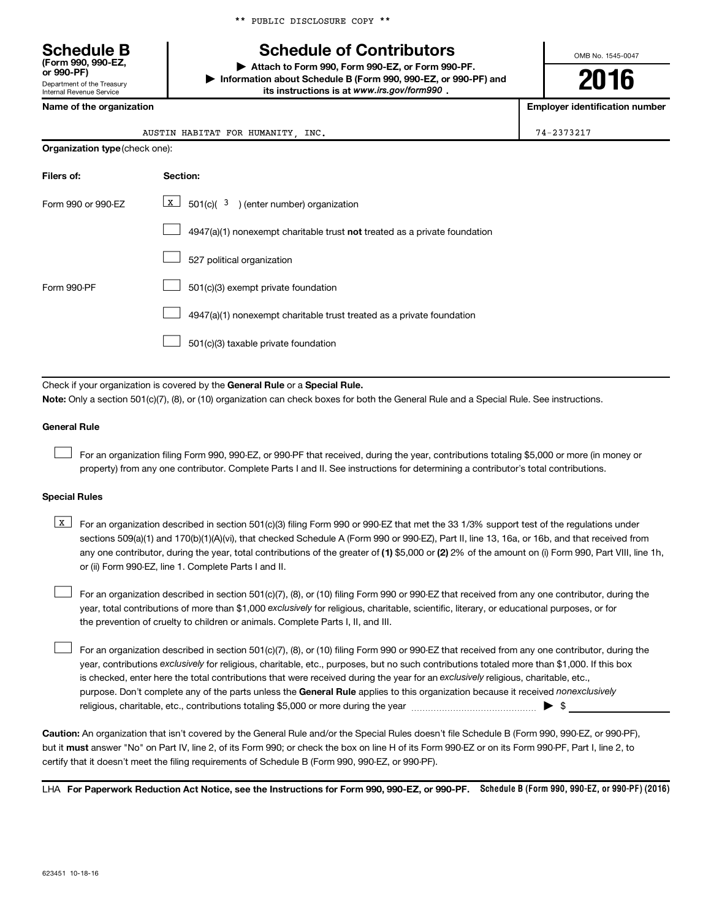** PUBLIC DISCLOSURE COPY **

# Schedule B

**(Form 990, 990-EZ, or 990-PF)**

Department of the Treasury
Internal Revenue Service

# Schedule of Contributors

▶ **Attach to Form 990, Form 990-EZ, or Form 990-PF.**

▶ **Information about Schedule B (Form 990, 990-EZ, or 990-PF) and its instructions is at www.irs.gov/form990 .**

OMB No. 1545-0047

**2016**

| Name of the organization | Employer identification number |
|---|---|
| AUSTIN HABITAT FOR HUMANITY, INC. | 74-2373217 |

**Organization type** (check one):

| Filers of: | Section: |
|---|---|
| Form 990 or 990-EZ | [X] 501(c)( 3 ) (enter number) organization |
| | [ ] 4947(a)(1) nonexempt charitable trust **not** treated as a private foundation |
| | [ ] 527 political organization |
| Form 990-PF | [ ] 501(c)(3) exempt private foundation |
| | [ ] 4947(a)(1) nonexempt charitable trust treated as a private foundation |
| | [ ] 501(c)(3) taxable private foundation |

Check if your organization is covered by the **General Rule** or a **Special Rule.**

**Note:** Only a section 501(c)(7), (8), or (10) organization can check boxes for both the General Rule and a Special Rule. See instructions.

**General Rule**

[ ] For an organization filing Form 990, 990-EZ, or 990-PF that received, during the year, contributions totaling $5,000 or more (in money or property) from any one contributor. Complete Parts I and II. See instructions for determining a contributor's total contributions.

**Special Rules**

[X] For an organization described in section 501(c)(3) filing Form 990 or 990-EZ that met the 33 1/3% support test of the regulations under sections 509(a)(1) and 170(b)(1)(A)(vi), that checked Schedule A (Form 990 or 990-EZ), Part II, line 13, 16a, or 16b, and that received from any one contributor, during the year, total contributions of the greater of **(1)** $5,000 or **(2)** 2% of the amount on (i) Form 990, Part VIII, line 1h, or (ii) Form 990-EZ, line 1. Complete Parts I and II.

[ ] For an organization described in section 501(c)(7), (8), or (10) filing Form 990 or 990-EZ that received from any one contributor, during the year, total contributions of more than $1,000 *exclusively* for religious, charitable, scientific, literary, or educational purposes, or for the prevention of cruelty to children or animals. Complete Parts I, II, and III.

[ ] For an organization described in section 501(c)(7), (8), or (10) filing Form 990 or 990-EZ that received from any one contributor, during the year, contributions *exclusively* for religious, charitable, etc., purposes, but no such contributions totaled more than $1,000. If this box is checked, enter here the total contributions that were received during the year for an *exclusively* religious, charitable, etc., purpose. Don't complete any of the parts unless the **General Rule** applies to this organization because it received *nonexclusively* religious, charitable, etc., contributions totaling $5,000 or more during the year ▶ $ ____________

**Caution:** An organization that isn't covered by the General Rule and/or the Special Rules doesn't file Schedule B (Form 990, 990-EZ, or 990-PF), but it **must** answer "No" on Part IV, line 2, of its Form 990; or check the box on line H of its Form 990-EZ or on its Form 990-PF, Part I, line 2, to certify that it doesn't meet the filing requirements of Schedule B (Form 990, 990-EZ, or 990-PF).

LHA **For Paperwork Reduction Act Notice, see the Instructions for Form 990, 990-EZ, or 990-PF.** **Schedule B (Form 990, 990-EZ, or 990-PF) (2016)**

623451 10-18-16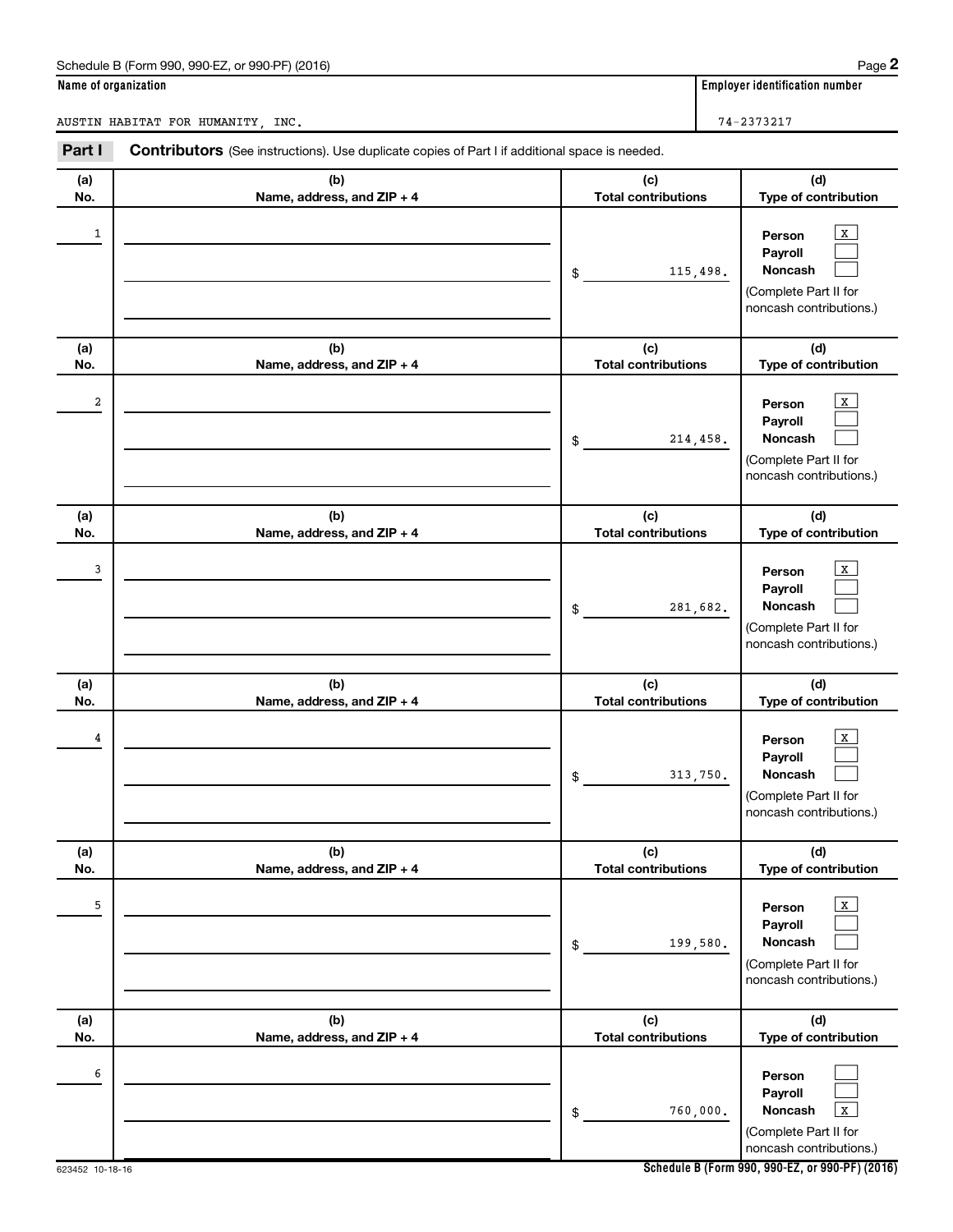Schedule B (Form 990, 990-EZ, or 990-PF) (2016)

**Name of organization**

AUSTIN HABITAT FOR HUMANITY, INC.

**Employer identification number**

74-2373217

## Part I **Contributors** (See instructions). Use duplicate copies of Part I if additional space is needed.

| (a) No. | (b) Name, address, and ZIP + 4 | (c) Total contributions | (d) Type of contribution |
|---|---|---|---|
| 1 | | $ 115,498. | Person [X] Payroll [ ] Noncash [ ] (Complete Part II for noncash contributions.) |
| 2 | | $ 214,458. | Person [X] Payroll [ ] Noncash [ ] (Complete Part II for noncash contributions.) |
| 3 | | $ 281,682. | Person [X] Payroll [ ] Noncash [ ] (Complete Part II for noncash contributions.) |
| 4 | | $ 313,750. | Person [X] Payroll [ ] Noncash [ ] (Complete Part II for noncash contributions.) |
| 5 | | $ 199,580. | Person [X] Payroll [ ] Noncash [ ] (Complete Part II for noncash contributions.) |
| 6 | | $ 760,000. | Person [ ] Payroll [ ] Noncash [X] (Complete Part II for noncash contributions.) |

623452 10-18-16

**Schedule B (Form 990, 990-EZ, or 990-PF) (2016)**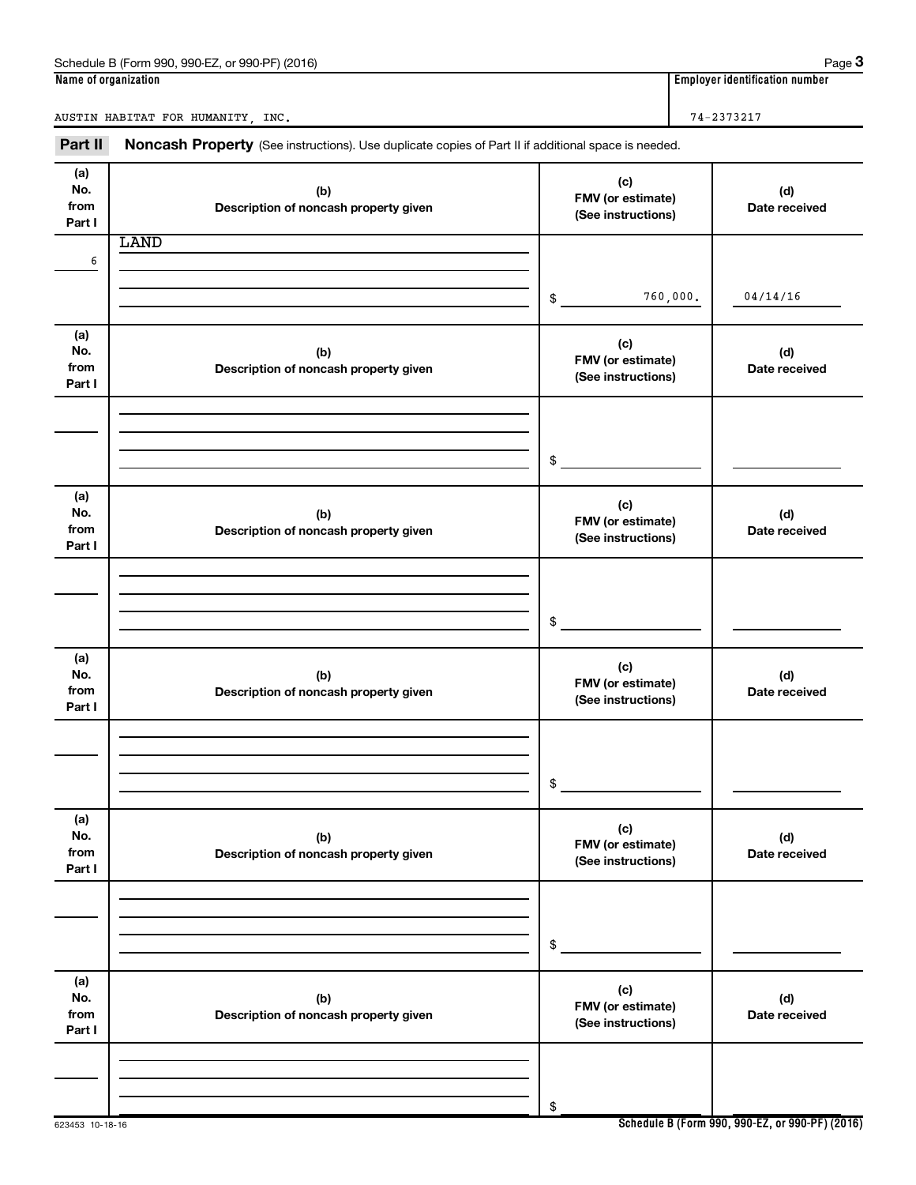Schedule B (Form 990, 990-EZ, or 990-PF) (2016)

| Name of organization | Employer identification number |
|---|---|
| AUSTIN HABITAT FOR HUMANITY, INC. | 74-2373217 |

**Part II** **Noncash Property** (See instructions). Use duplicate copies of Part II if additional space is needed.

| (a) No. from Part I | (b) Description of noncash property given | (c) FMV (or estimate) (See instructions) | (d) Date received |
|---|---|---|---|
| 6 | LAND | $ 760,000. | 04/14/16 |
| | | $ | |
| | | $ | |
| | | $ | |
| | | $ | |
| | | $ | |

623453 10-18-16

Schedule B (Form 990, 990-EZ, or 990-PF) (2016)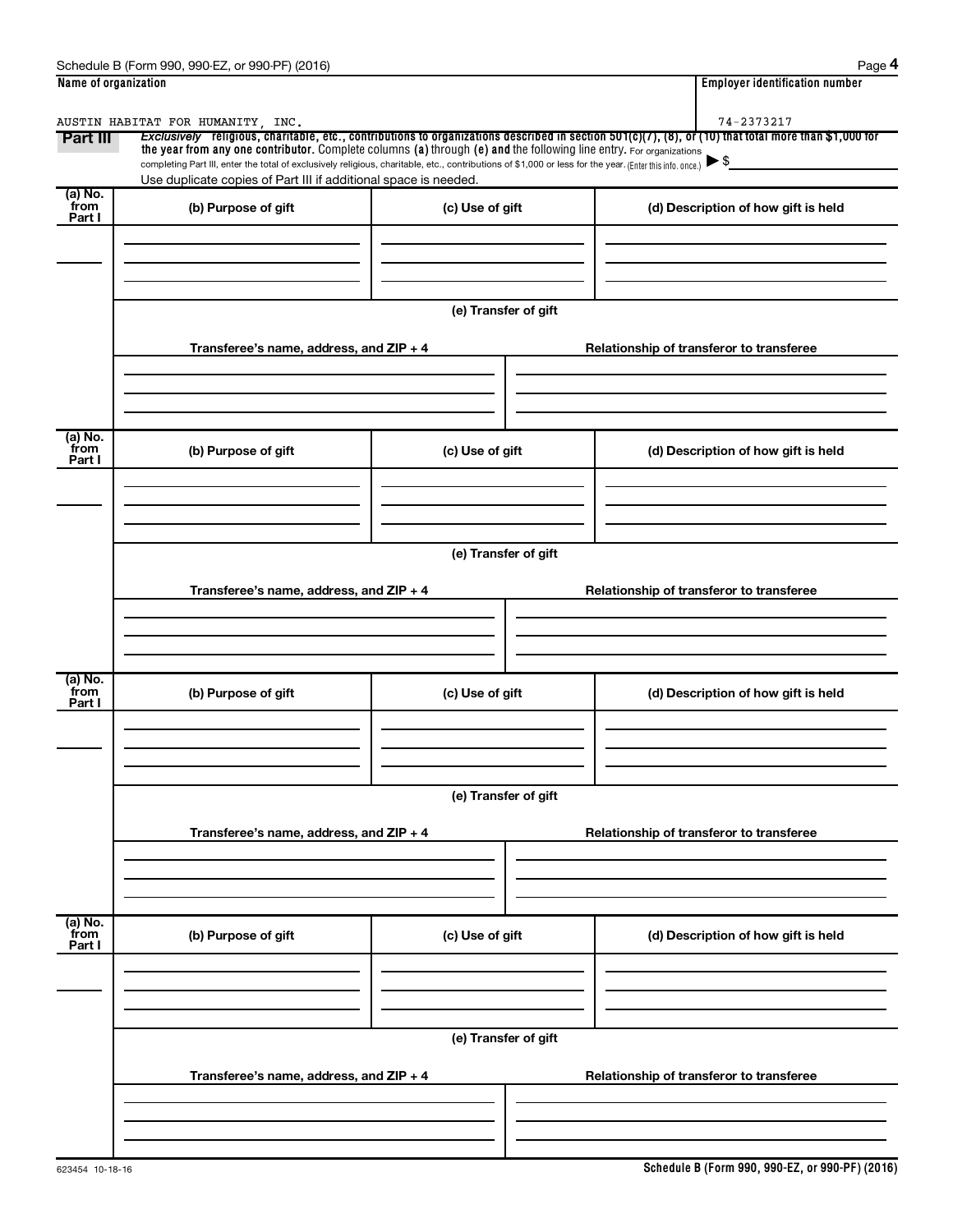**Name of organization**

AUSTIN HABITAT FOR HUMANITY, INC.

**Employer identification number**

74-2373217

**Part III** *Exclusively* **religious, charitable, etc., contributions to organizations described in section 501(c)(7), (8), or (10) that total more than $1,000 for the year from any one contributor.** Complete columns **(a)** through **(e) and** the following line entry. For organizations completing Part III, enter the total of exclusively religious, charitable, etc., contributions of $1,000 or less for the year. (Enter this info. once.) ▶ $

Use duplicate copies of Part III if additional space is needed.

| (a) No. from Part I | (b) Purpose of gift | (c) Use of gift | (d) Description of how gift is held |
|---|---|---|---|
| | | | |

**(e) Transfer of gift**

| Transferee's name, address, and ZIP + 4 | Relationship of transferor to transferee |
|---|---|
| | |

| (a) No. from Part I | (b) Purpose of gift | (c) Use of gift | (d) Description of how gift is held |
|---|---|---|---|
| | | | |

**(e) Transfer of gift**

| Transferee's name, address, and ZIP + 4 | Relationship of transferor to transferee |
|---|---|
| | |

| (a) No. from Part I | (b) Purpose of gift | (c) Use of gift | (d) Description of how gift is held |
|---|---|---|---|
| | | | |

**(e) Transfer of gift**

| Transferee's name, address, and ZIP + 4 | Relationship of transferor to transferee |
|---|---|
| | |

| (a) No. from Part I | (b) Purpose of gift | (c) Use of gift | (d) Description of how gift is held |
|---|---|---|---|
| | | | |

**(e) Transfer of gift**

| Transferee's name, address, and ZIP + 4 | Relationship of transferor to transferee |
|---|---|
| | |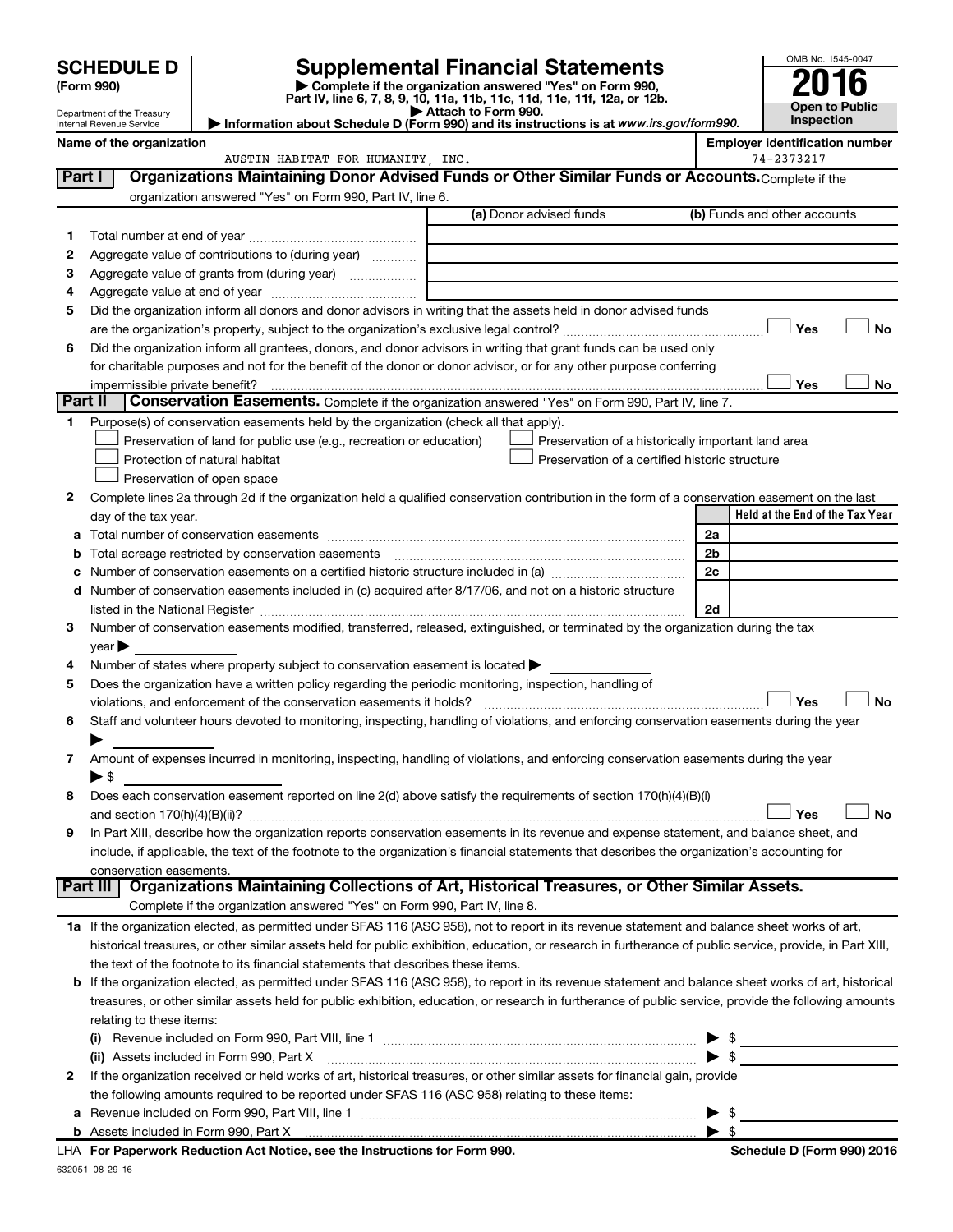# SCHEDULE D (Form 990)

Department of the Treasury
Internal Revenue Service

## Supplemental Financial Statements

▶ Complete if the organization answered "Yes" on Form 990, Part IV, line 6, 7, 8, 9, 10, 11a, 11b, 11c, 11d, 11e, 11f, 12a, or 12b.
▶ Attach to Form 990.
▶ Information about Schedule D (Form 990) and its instructions is at *www.irs.gov/form990.*

OMB No. 1545-0047

**2016**

**Open to Public Inspection**

**Name of the organization:** AUSTIN HABITAT FOR HUMANITY, INC.

**Employer identification number:** 74-2373217

### Part I — Organizations Maintaining Donor Advised Funds or Other Similar Funds or Accounts.
Complete if the organization answered "Yes" on Form 990, Part IV, line 6.

| | | (a) Donor advised funds | (b) Funds and other accounts |
|---|---|---|---|
| 1 | Total number at end of year | | |
| 2 | Aggregate value of contributions to (during year) | | |
| 3 | Aggregate value of grants from (during year) | | |
| 4 | Aggregate value at end of year | | |

5 Did the organization inform all donors and donor advisors in writing that the assets held in donor advised funds are the organization's property, subject to the organization's exclusive legal control? ☐ Yes ☐ No

6 Did the organization inform all grantees, donors, and donor advisors in writing that grant funds can be used only for charitable purposes and not for the benefit of the donor or donor advisor, or for any other purpose conferring impermissible private benefit? ☐ Yes ☐ No

### Part II — Conservation Easements.
Complete if the organization answered "Yes" on Form 990, Part IV, line 7.

1 Purpose(s) of conservation easements held by the organization (check all that apply).

- ☐ Preservation of land for public use (e.g., recreation or education)
- ☐ Protection of natural habitat
- ☐ Preservation of open space
- ☐ Preservation of a historically important land area
- ☐ Preservation of a certified historic structure

2 Complete lines 2a through 2d if the organization held a qualified conservation contribution in the form of a conservation easement on the last day of the tax year.

| | | | Held at the End of the Tax Year |
|---|---|---|---|
| a | Total number of conservation easements | 2a | |
| b | Total acreage restricted by conservation easements | 2b | |
| c | Number of conservation easements on a certified historic structure included in (a) | 2c | |
| d | Number of conservation easements included in (c) acquired after 8/17/06, and not on a historic structure listed in the National Register | 2d | |

3 Number of conservation easements modified, transferred, released, extinguished, or terminated by the organization during the tax year ▶

4 Number of states where property subject to conservation easement is located ▶

5 Does the organization have a written policy regarding the periodic monitoring, inspection, handling of violations, and enforcement of the conservation easements it holds? ☐ Yes ☐ No

6 Staff and volunteer hours devoted to monitoring, inspecting, handling of violations, and enforcing conservation easements during the year ▶

7 Amount of expenses incurred in monitoring, inspecting, handling of violations, and enforcing conservation easements during the year ▶ $

8 Does each conservation easement reported on line 2(d) above satisfy the requirements of section 170(h)(4)(B)(i) and section 170(h)(4)(B)(ii)? ☐ Yes ☐ No

9 In Part XIII, describe how the organization reports conservation easements in its revenue and expense statement, and balance sheet, and include, if applicable, the text of the footnote to the organization's financial statements that describes the organization's accounting for conservation easements.

### Part III — Organizations Maintaining Collections of Art, Historical Treasures, or Other Similar Assets.
Complete if the organization answered "Yes" on Form 990, Part IV, line 8.

1a If the organization elected, as permitted under SFAS 116 (ASC 958), not to report in its revenue statement and balance sheet works of art, historical treasures, or other similar assets held for public exhibition, education, or research in furtherance of public service, provide, in Part XIII, the text of the footnote to its financial statements that describes these items.

b If the organization elected, as permitted under SFAS 116 (ASC 958), to report in its revenue statement and balance sheet works of art, historical treasures, or other similar assets held for public exhibition, education, or research in furtherance of public service, provide the following amounts relating to these items:

(i) Revenue included on Form 990, Part VIII, line 1 ▶ $

(ii) Assets included in Form 990, Part X ▶ $

2 If the organization received or held works of art, historical treasures, or other similar assets for financial gain, provide the following amounts required to be reported under SFAS 116 (ASC 958) relating to these items:

a Revenue included on Form 990, Part VIII, line 1 ▶ $

b Assets included in Form 990, Part X ▶ $

LHA For Paperwork Reduction Act Notice, see the Instructions for Form 990. Schedule D (Form 990) 2016

632051 08-29-16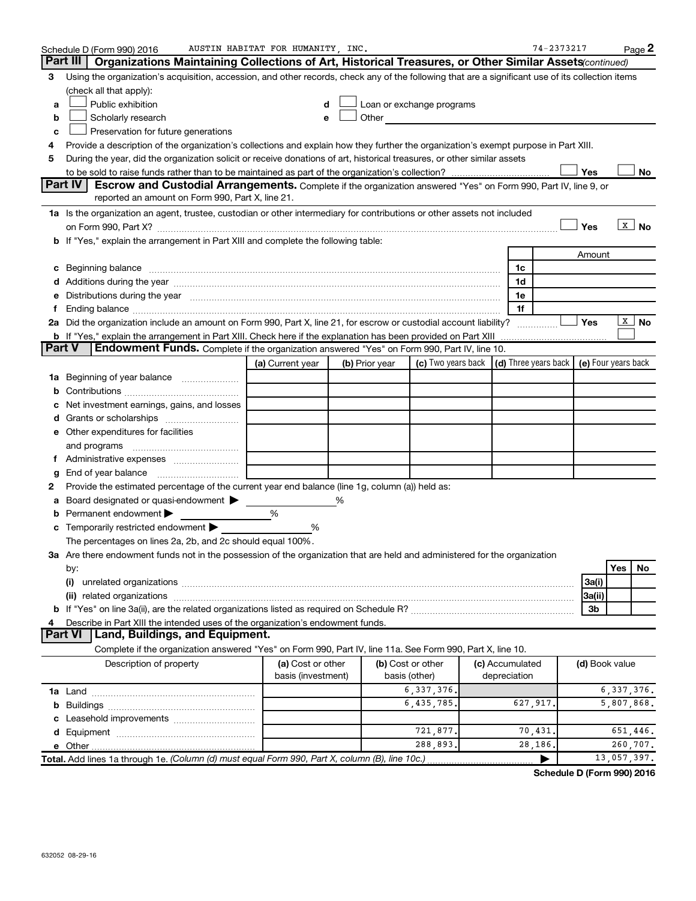Schedule D (Form 990) 2016 AUSTIN HABITAT FOR HUMANITY, INC. 74-2373217 Page 2

## Part III Organizations Maintaining Collections of Art, Historical Treasures, or Other Similar Assets (continued)

3 Using the organization's acquisition, accession, and other records, check any of the following that are a significant use of its collection items (check all that apply):

- a ☐ Public exhibition
- b ☐ Scholarly research
- c ☐ Preservation for future generations
- d ☐ Loan or exchange programs
- e ☐ Other

4 Provide a description of the organization's collections and explain how they further the organization's exempt purpose in Part XIII.

5 During the year, did the organization solicit or receive donations of art, historical treasures, or other similar assets to be sold to raise funds rather than to be maintained as part of the organization's collection? ☐ Yes ☐ No

## Part IV Escrow and Custodial Arrangements.

Complete if the organization answered "Yes" on Form 990, Part IV, line 9, or reported an amount on Form 990, Part X, line 21.

1a Is the organization an agent, trustee, custodian or other intermediary for contributions or other assets not included on Form 990, Part X? ☐ Yes ☒ No

b If "Yes," explain the arrangement in Part XIII and complete the following table:

| | | Amount |
|---|---|---|
| c Beginning balance | 1c | |
| d Additions during the year | 1d | |
| e Distributions during the year | 1e | |
| f Ending balance | 1f | |

2a Did the organization include an amount on Form 990, Part X, line 21, for escrow or custodial account liability? ☐ Yes ☒ No

b If "Yes," explain the arrangement in Part XIII. Check here if the explanation has been provided on Part XIII ☐

## Part V Endowment Funds.

Complete if the organization answered "Yes" on Form 990, Part IV, line 10.

| | (a) Current year | (b) Prior year | (c) Two years back | (d) Three years back | (e) Four years back |
|---|---|---|---|---|---|
| 1a Beginning of year balance | | | | | |
| b Contributions | | | | | |
| c Net investment earnings, gains, and losses | | | | | |
| d Grants or scholarships | | | | | |
| e Other expenditures for facilities and programs | | | | | |
| f Administrative expenses | | | | | |
| g End of year balance | | | | | |

2 Provide the estimated percentage of the current year end balance (line 1g, column (a)) held as:

- a Board designated or quasi-endowment ▶ %
- b Permanent endowment ▶ %
- c Temporarily restricted endowment ▶ %

The percentages on lines 2a, 2b, and 2c should equal 100%.

3a Are there endowment funds not in the possession of the organization that are held and administered for the organization by:

| | | Yes | No |
|---|---|---|---|
| (i) unrelated organizations | 3a(i) | | |
| (ii) related organizations | 3a(ii) | | |
| b If "Yes" on line 3a(ii), are the related organizations listed as required on Schedule R? | 3b | | |

4 Describe in Part XIII the intended uses of the organization's endowment funds.

## Part VI Land, Buildings, and Equipment.

Complete if the organization answered "Yes" on Form 990, Part IV, line 11a. See Form 990, Part X, line 10.

| Description of property | (a) Cost or other basis (investment) | (b) Cost or other basis (other) | (c) Accumulated depreciation | (d) Book value |
|---|---|---|---|---|
| 1a Land | | 6,337,376. | | 6,337,376. |
| b Buildings | | 6,435,785. | 627,917. | 5,807,868. |
| c Leasehold improvements | | | | |
| d Equipment | | 721,877. | 70,431. | 651,446. |
| e Other | | 288,893. | 28,186. | 260,707. |
| Total. Add lines 1a through 1e. (Column (d) must equal Form 990, Part X, column (B), line 10c.) ▶ | | | | 13,057,397. |

Schedule D (Form 990) 2016

632052 08-29-16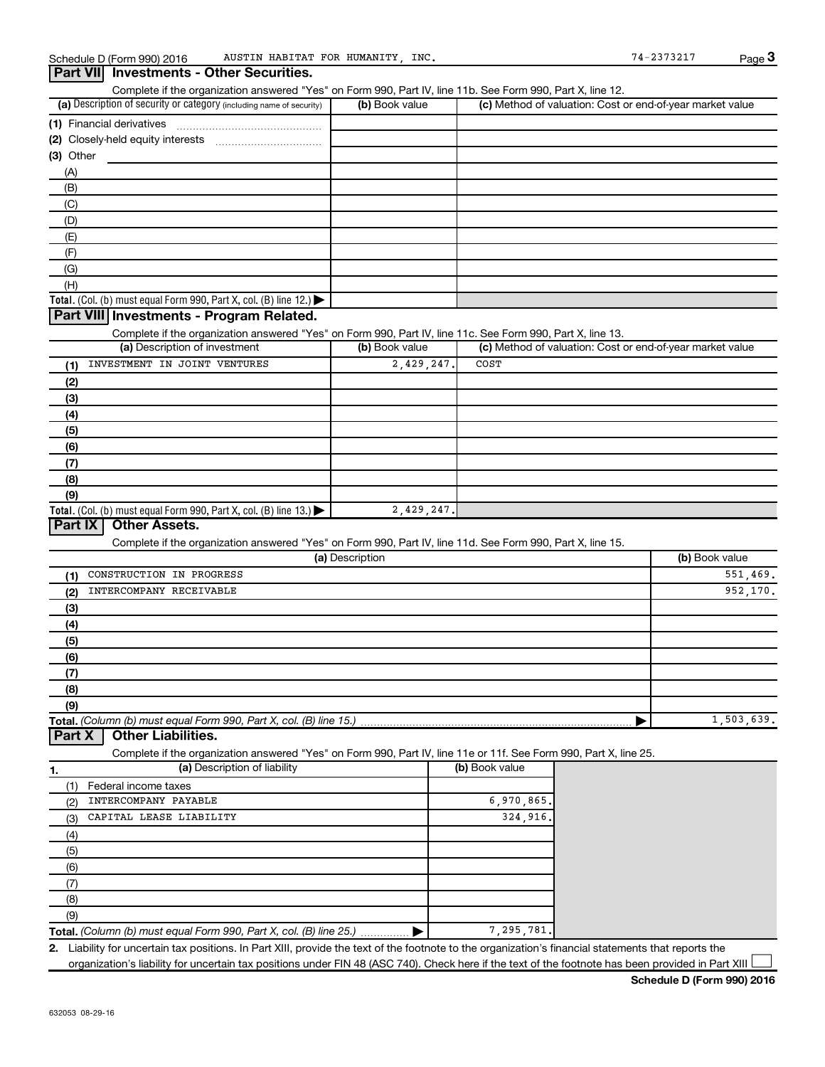Schedule D (Form 990) 2016 AUSTIN HABITAT FOR HUMANITY, INC. 74-2373217

## Part VII Investments - Other Securities.

Complete if the organization answered "Yes" on Form 990, Part IV, line 11b. See Form 990, Part X, line 12.

| (a) Description of security or category (including name of security) | (b) Book value | (c) Method of valuation: Cost or end-of-year market value |
|---|---|---|
| (1) Financial derivatives | | |
| (2) Closely-held equity interests | | |
| (3) Other | | |
| (A) | | |
| (B) | | |
| (C) | | |
| (D) | | |
| (E) | | |
| (F) | | |
| (G) | | |
| (H) | | |
| **Total.** (Col. (b) must equal Form 990, Part X, col. (B) line 12.) ▶ | | |

## Part VIII Investments - Program Related.

Complete if the organization answered "Yes" on Form 990, Part IV, line 11c. See Form 990, Part X, line 13.

| (a) Description of investment | (b) Book value | (c) Method of valuation: Cost or end-of-year market value |
|---|---|---|
| (1) INVESTMENT IN JOINT VENTURES | 2,429,247. | COST |
| (2) | | |
| (3) | | |
| (4) | | |
| (5) | | |
| (6) | | |
| (7) | | |
| (8) | | |
| (9) | | |
| **Total.** (Col. (b) must equal Form 990, Part X, col. (B) line 13.) ▶ | 2,429,247. | |

## Part IX Other Assets.

Complete if the organization answered "Yes" on Form 990, Part IV, line 11d. See Form 990, Part X, line 15.

| (a) Description | (b) Book value |
|---|---|
| (1) CONSTRUCTION IN PROGRESS | 551,469. |
| (2) INTERCOMPANY RECEIVABLE | 952,170. |
| (3) | |
| (4) | |
| (5) | |
| (6) | |
| (7) | |
| (8) | |
| (9) | |
| **Total.** *(Column (b) must equal Form 990, Part X, col. (B) line 15.)* ▶ | 1,503,639. |

## Part X Other Liabilities.

Complete if the organization answered "Yes" on Form 990, Part IV, line 11e or 11f. See Form 990, Part X, line 25.

| 1. (a) Description of liability | (b) Book value |
|---|---|
| (1) Federal income taxes | |
| (2) INTERCOMPANY PAYABLE | 6,970,865. |
| (3) CAPITAL LEASE LIABILITY | 324,916. |
| (4) | |
| (5) | |
| (6) | |
| (7) | |
| (8) | |
| (9) | |
| **Total.** *(Column (b) must equal Form 990, Part X, col. (B) line 25.)* ▶ | 7,295,781. |

2. Liability for uncertain tax positions. In Part XIII, provide the text of the footnote to the organization's financial statements that reports the organization's liability for uncertain tax positions under FIN 48 (ASC 740). Check here if the text of the footnote has been provided in Part XIII ☐

**Schedule D (Form 990) 2016**

632053 08-29-16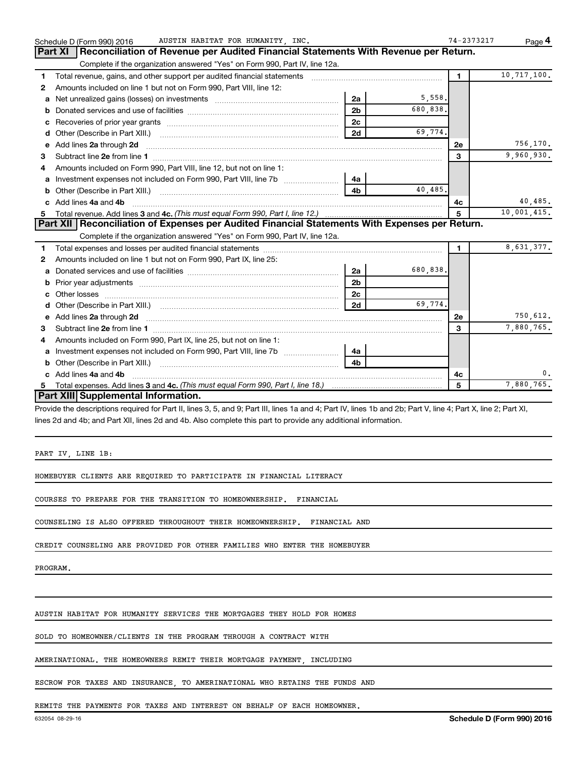Schedule D (Form 990) 2016 AUSTIN HABITAT FOR HUMANITY, INC. 74-2373217 Page 4

## Part XI Reconciliation of Revenue per Audited Financial Statements With Revenue per Return.

Complete if the organization answered "Yes" on Form 990, Part IV, line 12a.

| | | | | | |
|---|---|---|---|---|---|
| 1 | Total revenue, gains, and other support per audited financial statements | | | 1 | 10,717,100. |
| 2 | Amounts included on line 1 but not on Form 990, Part VIII, line 12: | | | | |
| a | Net unrealized gains (losses) on investments | 2a | 5,558. | | |
| b | Donated services and use of facilities | 2b | 680,838. | | |
| c | Recoveries of prior year grants | 2c | | | |
| d | Other (Describe in Part XIII.) | 2d | 69,774. | | |
| e | Add lines **2a** through **2d** | | | 2e | 756,170. |
| 3 | Subtract line **2e** from line **1** | | | 3 | 9,960,930. |
| 4 | Amounts included on Form 990, Part VIII, line 12, but not on line 1: | | | | |
| a | Investment expenses not included on Form 990, Part VIII, line 7b | 4a | | | |
| b | Other (Describe in Part XIII.) | 4b | 40,485. | | |
| c | Add lines **4a** and **4b** | | | 4c | 40,485. |
| 5 | Total revenue. Add lines **3** and **4c.** *(This must equal Form 990, Part I, line 12.)* | | | 5 | 10,001,415. |

## Part XII Reconciliation of Expenses per Audited Financial Statements With Expenses per Return.

Complete if the organization answered "Yes" on Form 990, Part IV, line 12a.

| | | | | | |
|---|---|---|---|---|---|
| 1 | Total expenses and losses per audited financial statements | | | 1 | 8,631,377. |
| 2 | Amounts included on line 1 but not on Form 990, Part IX, line 25: | | | | |
| a | Donated services and use of facilities | 2a | 680,838. | | |
| b | Prior year adjustments | 2b | | | |
| c | Other losses | 2c | | | |
| d | Other (Describe in Part XIII.) | 2d | 69,774. | | |
| e | Add lines **2a** through **2d** | | | 2e | 750,612. |
| 3 | Subtract line **2e** from line **1** | | | 3 | 7,880,765. |
| 4 | Amounts included on Form 990, Part IX, line 25, but not on line 1: | | | | |
| a | Investment expenses not included on Form 990, Part VIII, line 7b | 4a | | | |
| b | Other (Describe in Part XIII.) | 4b | | | |
| c | Add lines **4a** and **4b** | | | 4c | 0. |
| 5 | Total expenses. Add lines **3** and **4c.** *(This must equal Form 990, Part I, line 18.)* | | | 5 | 7,880,765. |

## Part XIII Supplemental Information.

Provide the descriptions required for Part II, lines 3, 5, and 9; Part III, lines 1a and 4; Part IV, lines 1b and 2b; Part V, line 4; Part X, line 2; Part XI, lines 2d and 4b; and Part XII, lines 2d and 4b. Also complete this part to provide any additional information.

PART IV, LINE 1B:

HOMEBUYER CLIENTS ARE REQUIRED TO PARTICIPATE IN FINANCIAL LITERACY COURSES TO PREPARE FOR THE TRANSITION TO HOMEOWNERSHIP. FINANCIAL COUNSELING IS ALSO OFFERED THROUGHOUT THEIR HOMEOWNERSHIP. FINANCIAL AND CREDIT COUNSELING ARE PROVIDED FOR OTHER FAMILIES WHO ENTER THE HOMEBUYER PROGRAM.

AUSTIN HABITAT FOR HUMANITY SERVICES THE MORTGAGES THEY HOLD FOR HOMES SOLD TO HOMEOWNER/CLIENTS IN THE PROGRAM THROUGH A CONTRACT WITH AMERINATIONAL. THE HOMEOWNERS REMIT THEIR MORTGAGE PAYMENT, INCLUDING ESCROW FOR TAXES AND INSURANCE, TO AMERINATIONAL WHO RETAINS THE FUNDS AND REMITS THE PAYMENTS FOR TAXES AND INTEREST ON BEHALF OF EACH HOMEOWNER.

632054 08-29-16 **Schedule D (Form 990) 2016**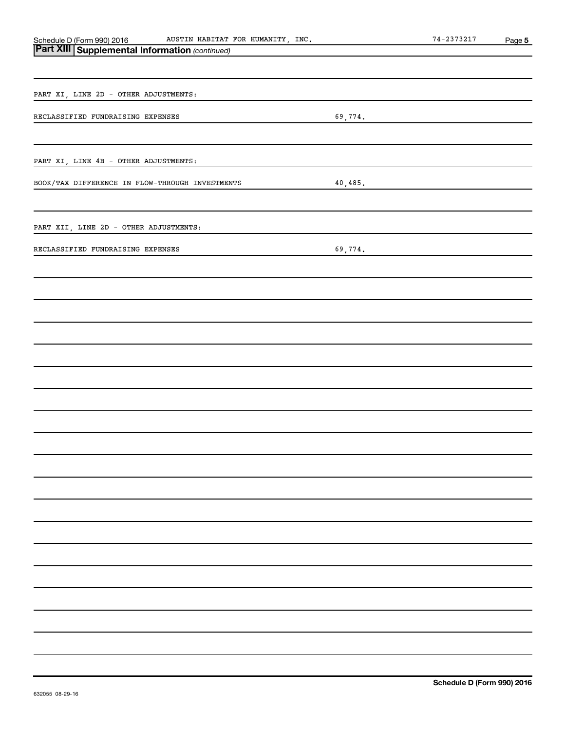## Part XIII Supplemental Information *(continued)*

PART XI, LINE 2D - OTHER ADJUSTMENTS:

| | |
|---|---|
| RECLASSIFIED FUNDRAISING EXPENSES | 69,774. |

PART XI, LINE 4B - OTHER ADJUSTMENTS:

| | |
|---|---|
| BOOK/TAX DIFFERENCE IN FLOW-THROUGH INVESTMENTS | 40,485. |

PART XII, LINE 2D - OTHER ADJUSTMENTS:

| | |
|---|---|
| RECLASSIFIED FUNDRAISING EXPENSES | 69,774. |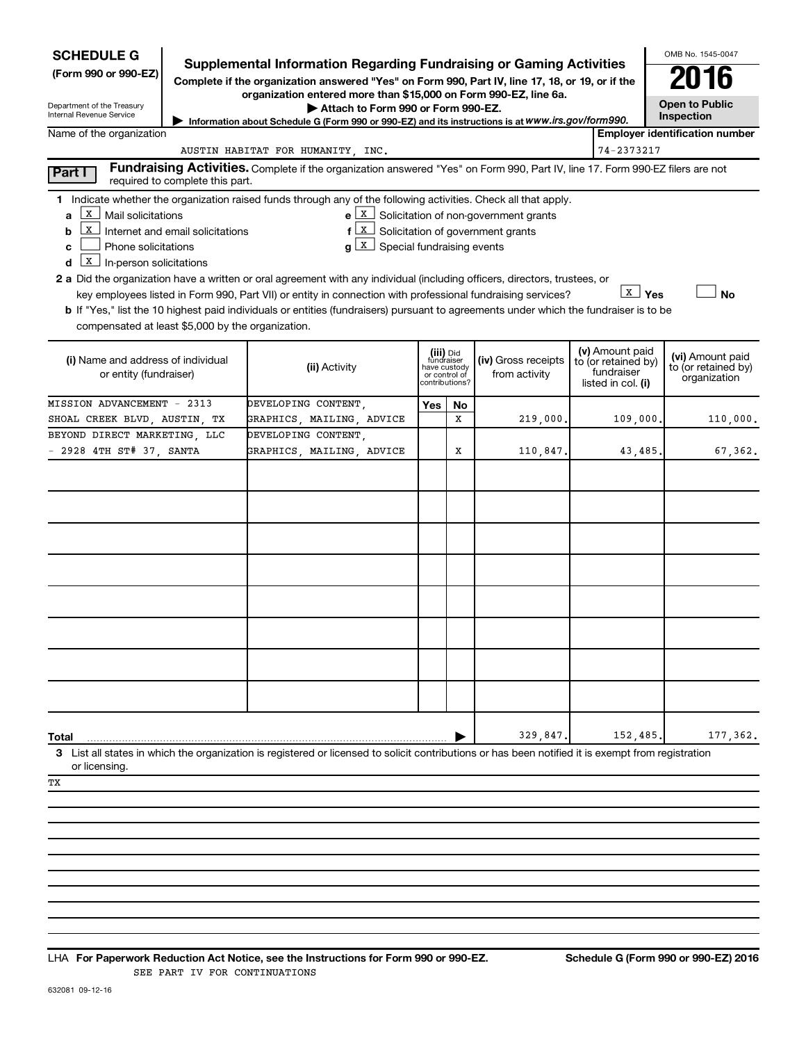**SCHEDULE G**
**(Form 990 or 990-EZ)**

Department of the Treasury
Internal Revenue Service

# Supplemental Information Regarding Fundraising or Gaming Activities

**Complete if the organization answered "Yes" on Form 990, Part IV, line 17, 18, or 19, or if the organization entered more than $15,000 on Form 990-EZ, line 6a.**

▶ Attach to Form 990 or Form 990-EZ.

▶ Information about Schedule G (Form 990 or 990-EZ) and its instructions is at *www.irs.gov/form990.*

OMB No. 1545-0047

**2016**

**Open to Public Inspection**

Name of the organization: AUSTIN HABITAT FOR HUMANITY, INC.

**Employer identification number:** 74-2373217

**Part I** **Fundraising Activities.** Complete if the organization answered "Yes" on Form 990, Part IV, line 17. Form 990-EZ filers are not required to complete this part.

**1** Indicate whether the organization raised funds through any of the following activities. Check all that apply.

- **a** [X] Mail solicitations
- **b** [X] Internet and email solicitations
- **c** [ ] Phone solicitations
- **d** [X] In-person solicitations
- **e** [X] Solicitation of non-government grants
- **f** [X] Solicitation of government grants
- **g** [X] Special fundraising events

**2 a** Did the organization have a written or oral agreement with any individual (including officers, directors, trustees, or key employees listed in Form 990, Part VII) or entity in connection with professional fundraising services? [X] **Yes** [ ] **No**

**b** If "Yes," list the 10 highest paid individuals or entities (fundraisers) pursuant to agreements under which the fundraiser is to be compensated at least $5,000 by the organization.

| (i) Name and address of individual or entity (fundraiser) | (ii) Activity | (iii) Did fundraiser have custody or control of contributions? Yes | No | (iv) Gross receipts from activity | (v) Amount paid to (or retained by) fundraiser listed in col. (i) | (vi) Amount paid to (or retained by) organization |
|---|---|---|---|---|---|---|
| MISSION ADVANCEMENT - 2313 SHOAL CREEK BLVD, AUSTIN, TX | DEVELOPING CONTENT, GRAPHICS, MAILING, ADVICE | | X | 219,000. | 109,000. | 110,000. |
| BEYOND DIRECT MARKETING, LLC - 2928 4TH ST# 37, SANTA | DEVELOPING CONTENT, GRAPHICS, MAILING, ADVICE | | X | 110,847. | 43,485. | 67,362. |
| | | | | | | |
| | | | | | | |
| | | | | | | |
| | | | | | | |
| | | | | | | |
| | | | | | | |
| | | | | | | |
| | | | | | | |
| **Total** | | | ▶ | 329,847. | 152,485. | 177,362. |

**3** List all states in which the organization is registered or licensed to solicit contributions or has been notified it is exempt from registration or licensing.

TX

LHA **For Paperwork Reduction Act Notice, see the Instructions for Form 990 or 990-EZ.** **Schedule G (Form 990 or 990-EZ) 2016**

SEE PART IV FOR CONTINUATIONS

632081 09-12-16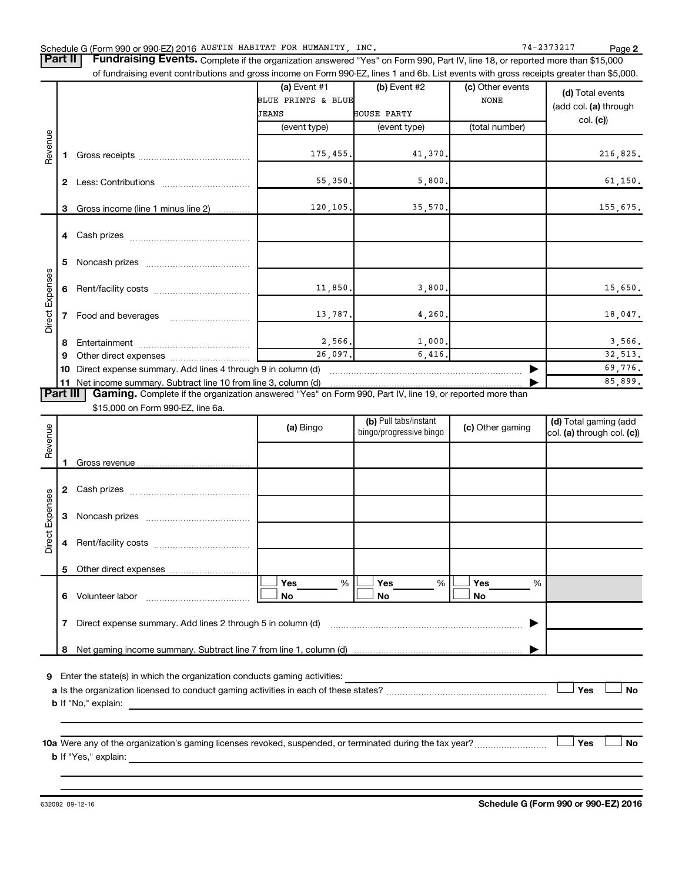Schedule G (Form 990 or 990-EZ) 2016 AUSTIN HABITAT FOR HUMANITY, INC. 74-2373217

**Part II** **Fundraising Events.** Complete if the organization answered "Yes" on Form 990, Part IV, line 18, or reported more than $15,000 of fundraising event contributions and gross income on Form 990-EZ, lines 1 and 6b. List events with gross receipts greater than $5,000.

| | | | (a) Event #1 BLUE PRINTS & BLUE JEANS (event type) | (b) Event #2 HOUSE PARTY (event type) | (c) Other events NONE (total number) | (d) Total events (add col. (a) through col. (c)) |
|---|---|---|---|---|---|---|
| Revenue | 1 | Gross receipts | 175,455. | 41,370. | | 216,825. |
| | 2 | Less: Contributions | 55,350. | 5,800. | | 61,150. |
| | 3 | Gross income (line 1 minus line 2) | 120,105. | 35,570. | | 155,675. |
| Direct Expenses | 4 | Cash prizes | | | | |
| | 5 | Noncash prizes | | | | |
| | 6 | Rent/facility costs | 11,850. | 3,800. | | 15,650. |
| | 7 | Food and beverages | 13,787. | 4,260. | | 18,047. |
| | 8 | Entertainment | 2,566. | 1,000. | | 3,566. |
| | 9 | Other direct expenses | 26,097. | 6,416. | | 32,513. |
| | 10 | Direct expense summary. Add lines 4 through 9 in column (d) | | | ▶ | 69,776. |
| | 11 | Net income summary. Subtract line 10 from line 3, column (d) | | | ▶ | 85,899. |

**Part III** **Gaming.** Complete if the organization answered "Yes" on Form 990, Part IV, line 19, or reported more than $15,000 on Form 990-EZ, line 6a.

| | | | (a) Bingo | (b) Pull tabs/instant bingo/progressive bingo | (c) Other gaming | (d) Total gaming (add col. (a) through col. (c)) |
|---|---|---|---|---|---|---|
| Revenue | 1 | Gross revenue | | | | |
| Direct Expenses | 2 | Cash prizes | | | | |
| | 3 | Noncash prizes | | | | |
| | 4 | Rent/facility costs | | | | |
| | 5 | Other direct expenses | | | | |
| | 6 | Volunteer labor | ☐ Yes ___ % ☐ No | ☐ Yes ___ % ☐ No | ☐ Yes ___ % ☐ No | |
| | 7 | Direct expense summary. Add lines 2 through 5 in column (d) | | | ▶ | |
| | 8 | Net gaming income summary. Subtract line 7 from line 1, column (d) | | | ▶ | |

**9** Enter the state(s) in which the organization conducts gaming activities: ______

**a** Is the organization licensed to conduct gaming activities in each of these states? ☐ Yes ☐ No

**b** If "No," explain: ______

**10a** Were any of the organization's gaming licenses revoked, suspended, or terminated during the tax year? ☐ Yes ☐ No

**b** If "Yes," explain: ______

632082 09-12-16 **Schedule G (Form 990 or 990-EZ) 2016**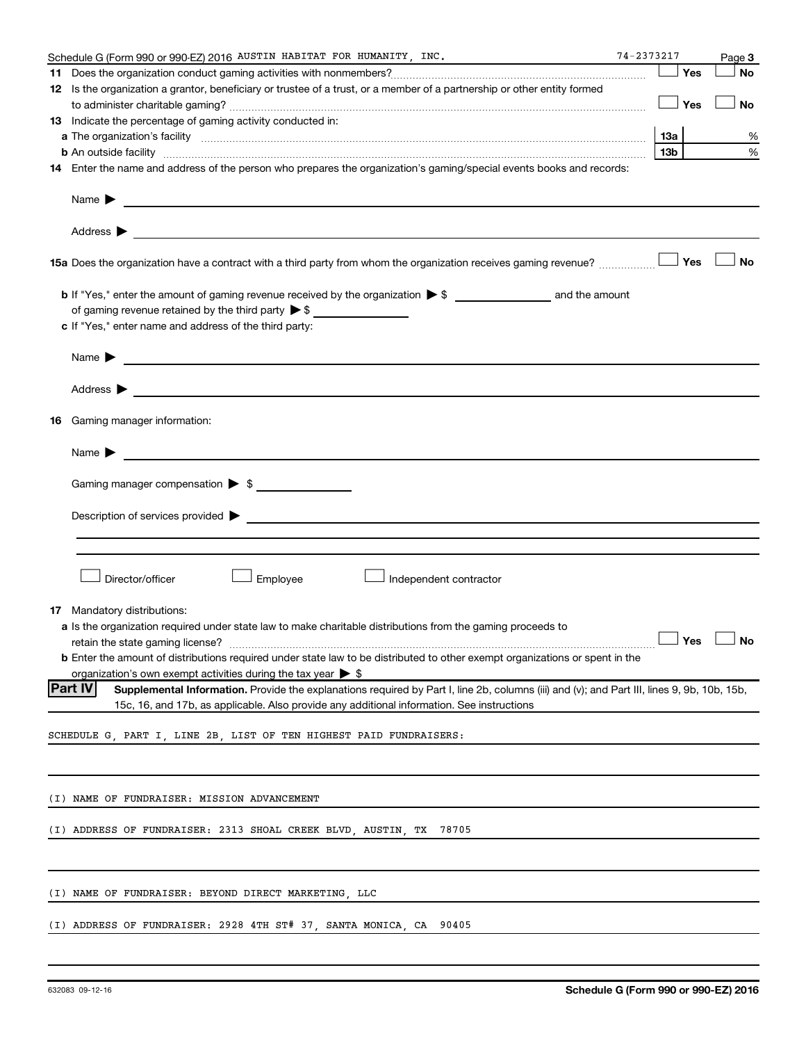Schedule G (Form 990 or 990-EZ) 2016 AUSTIN HABITAT FOR HUMANITY, INC. 74-2373217 Page 3

**11** Does the organization conduct gaming activities with nonmembers? ☐ Yes ☐ No

**12** Is the organization a grantor, beneficiary or trustee of a trust, or a member of a partnership or other entity formed to administer charitable gaming? ☐ Yes ☐ No

**13** Indicate the percentage of gaming activity conducted in:

**a** The organization's facility **13a** %

**b** An outside facility **13b** %

**14** Enter the name and address of the person who prepares the organization's gaming/special events books and records:

Name ▶

Address ▶

**15a** Does the organization have a contract with a third party from whom the organization receives gaming revenue? ☐ Yes ☐ No

**b** If "Yes," enter the amount of gaming revenue received by the organization ▶ $ ______ and the amount of gaming revenue retained by the third party ▶ $ ______

**c** If "Yes," enter name and address of the third party:

Name ▶

Address ▶

**16** Gaming manager information:

Name ▶

Gaming manager compensation ▶ $

Description of services provided ▶

☐ Director/officer ☐ Employee ☐ Independent contractor

**17** Mandatory distributions:

**a** Is the organization required under state law to make charitable distributions from the gaming proceeds to retain the state gaming license? ☐ Yes ☐ No

**b** Enter the amount of distributions required under state law to be distributed to other exempt organizations or spent in the organization's own exempt activities during the tax year ▶ $

**Part IV** **Supplemental Information.** Provide the explanations required by Part I, line 2b, columns (iii) and (v); and Part III, lines 9, 9b, 10b, 15b, 15c, 16, and 17b, as applicable. Also provide any additional information. See instructions

SCHEDULE G, PART I, LINE 2B, LIST OF TEN HIGHEST PAID FUNDRAISERS:

(I) NAME OF FUNDRAISER: MISSION ADVANCEMENT

(I) ADDRESS OF FUNDRAISER: 2313 SHOAL CREEK BLVD, AUSTIN, TX 78705

(I) NAME OF FUNDRAISER: BEYOND DIRECT MARKETING, LLC

(I) ADDRESS OF FUNDRAISER: 2928 4TH ST# 37, SANTA MONICA, CA 90405

632083 09-12-16 **Schedule G (Form 990 or 990-EZ) 2016**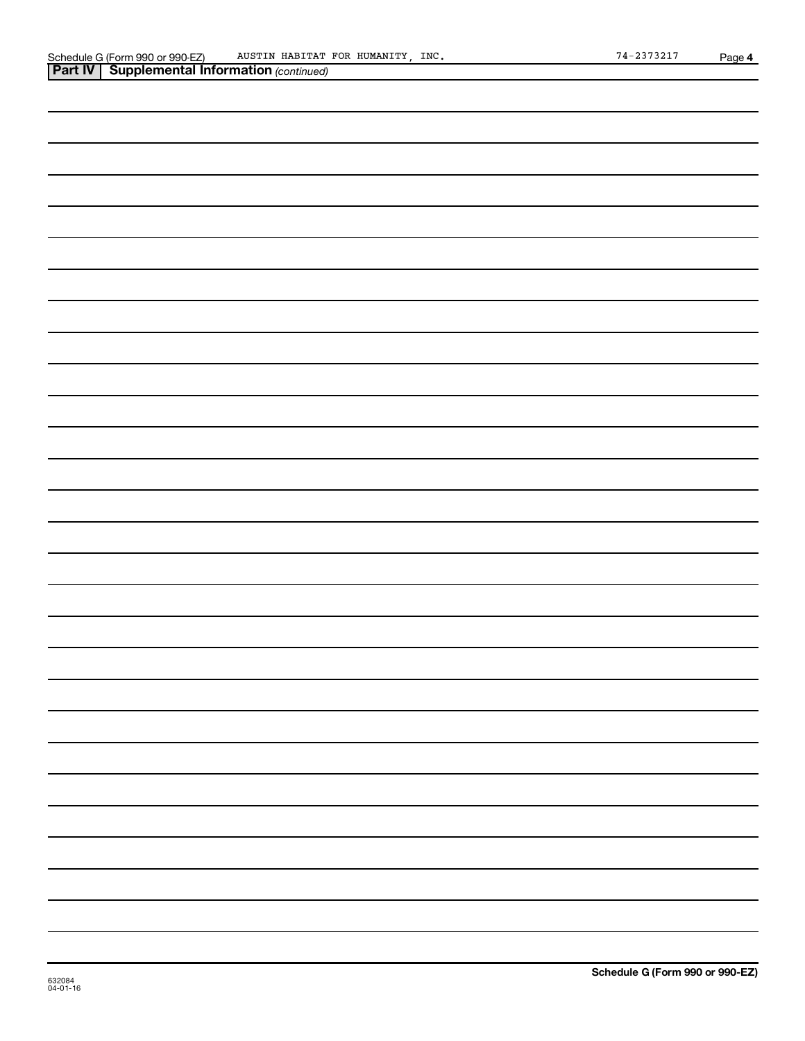Schedule G (Form 990 or 990-EZ) AUSTIN HABITAT FOR HUMANITY, INC. 74-2373217 Page 4

**Part IV | Supplemental Information** *(continued)*

632084
04-01-16

**Schedule G (Form 990 or 990-EZ)**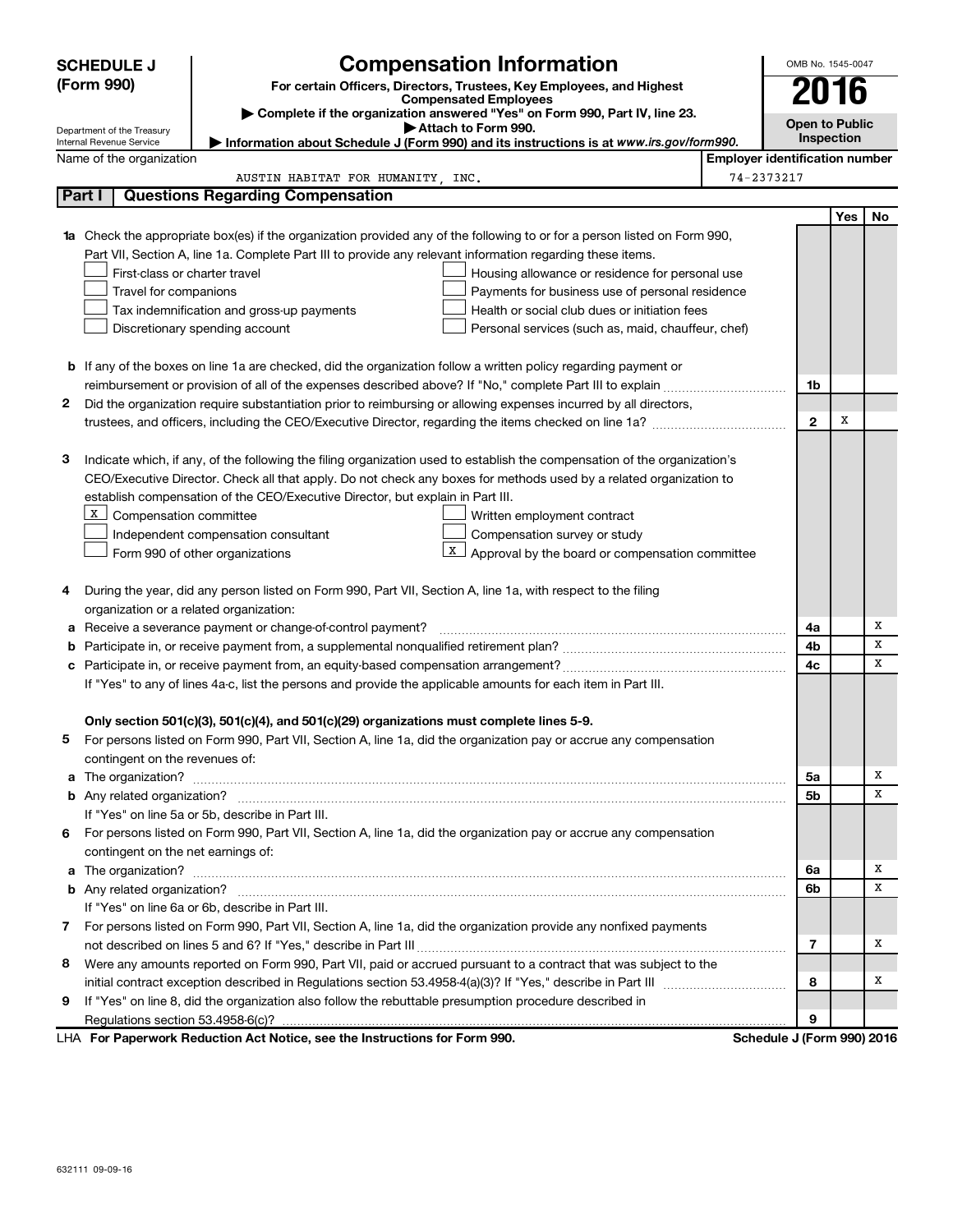# SCHEDULE J (Form 990)

## Compensation Information

**For certain Officers, Directors, Trustees, Key Employees, and Highest Compensated Employees**

▶ Complete if the organization answered "Yes" on Form 990, Part IV, line 23.

▶ Attach to Form 990.

▶ Information about Schedule J (Form 990) and its instructions is at *www.irs.gov/form990.*

Department of the Treasury
Internal Revenue Service

OMB No. 1545-0047

**2016**

**Open to Public Inspection**

Name of the organization: AUSTIN HABITAT FOR HUMANITY, INC.

Employer identification number: 74-2373217

## Part I Questions Regarding Compensation

| | | | Yes | No |
|---|---|---|---|---|
| **1a** | Check the appropriate box(es) if the organization provided any of the following to or for a person listed on Form 990, Part VII, Section A, line 1a. Complete Part III to provide any relevant information regarding these items.<br>☐ First-class or charter travel ☐ Housing allowance or residence for personal use<br>☐ Travel for companions ☐ Payments for business use of personal residence<br>☐ Tax indemnification and gross-up payments ☐ Health or social club dues or initiation fees<br>☐ Discretionary spending account ☐ Personal services (such as, maid, chauffeur, chef) | | | |
| **b** | If any of the boxes on line 1a are checked, did the organization follow a written policy regarding payment or reimbursement or provision of all of the expenses described above? If "No," complete Part III to explain | 1b | | |
| **2** | Did the organization require substantiation prior to reimbursing or allowing expenses incurred by all directors, trustees, and officers, including the CEO/Executive Director, regarding the items checked on line 1a? | 2 | X | |
| **3** | Indicate which, if any, of the following the filing organization used to establish the compensation of the organization's CEO/Executive Director. Check all that apply. Do not check any boxes for methods used by a related organization to establish compensation of the CEO/Executive Director, but explain in Part III.<br>☒ Compensation committee ☐ Written employment contract<br>☐ Independent compensation consultant ☐ Compensation survey or study<br>☐ Form 990 of other organizations ☒ Approval by the board or compensation committee | | | |
| **4** | During the year, did any person listed on Form 990, Part VII, Section A, line 1a, with respect to the filing organization or a related organization: | | | |
| **a** | Receive a severance payment or change-of-control payment? | 4a | | X |
| **b** | Participate in, or receive payment from, a supplemental nonqualified retirement plan? | 4b | | X |
| **c** | Participate in, or receive payment from, an equity-based compensation arrangement? | 4c | | X |
| | If "Yes" to any of lines 4a-c, list the persons and provide the applicable amounts for each item in Part III. | | | |
| | **Only section 501(c)(3), 501(c)(4), and 501(c)(29) organizations must complete lines 5-9.** | | | |
| **5** | For persons listed on Form 990, Part VII, Section A, line 1a, did the organization pay or accrue any compensation contingent on the revenues of: | | | |
| **a** | The organization? | 5a | | X |
| **b** | Any related organization? | 5b | | X |
| | If "Yes" on line 5a or 5b, describe in Part III. | | | |
| **6** | For persons listed on Form 990, Part VII, Section A, line 1a, did the organization pay or accrue any compensation contingent on the net earnings of: | | | |
| **a** | The organization? | 6a | | X |
| **b** | Any related organization? | 6b | | X |
| | If "Yes" on line 6a or 6b, describe in Part III. | | | |
| **7** | For persons listed on Form 990, Part VII, Section A, line 1a, did the organization provide any nonfixed payments not described on lines 5 and 6? If "Yes," describe in Part III | 7 | | X |
| **8** | Were any amounts reported on Form 990, Part VII, paid or accrued pursuant to a contract that was subject to the initial contract exception described in Regulations section 53.4958-4(a)(3)? If "Yes," describe in Part III | 8 | | X |
| **9** | If "Yes" on line 8, did the organization also follow the rebuttable presumption procedure described in Regulations section 53.4958-6(c)? | 9 | | |

LHA **For Paperwork Reduction Act Notice, see the Instructions for Form 990.** **Schedule J (Form 990) 2016**

632111 09-09-16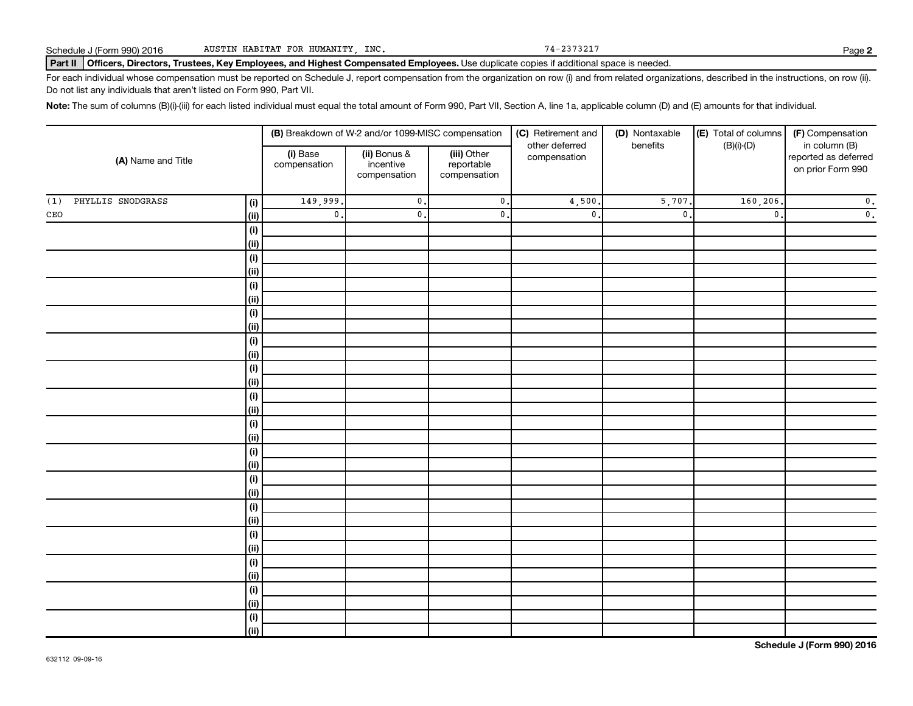Schedule J (Form 990) 2016 AUSTIN HABITAT FOR HUMANITY, INC. 74-2373217

**Part II** **Officers, Directors, Trustees, Key Employees, and Highest Compensated Employees.** Use duplicate copies if additional space is needed.

For each individual whose compensation must be reported on Schedule J, report compensation from the organization on row (i) and from related organizations, described in the instructions, on row (ii). Do not list any individuals that aren't listed on Form 990, Part VII.

**Note:** The sum of columns (B)(i)-(iii) for each listed individual must equal the total amount of Form 990, Part VII, Section A, line 1a, applicable column (D) and (E) amounts for that individual.

| (A) Name and Title | | (B) Breakdown of W-2 and/or 1099-MISC compensation | | | (C) Retirement and other deferred compensation | (D) Nontaxable benefits | (E) Total of columns (B)(i)-(D) | (F) Compensation in column (B) reported as deferred on prior Form 990 |
|---|---|---|---|---|---|---|---|---|
| | | (i) Base compensation | (ii) Bonus & incentive compensation | (iii) Other reportable compensation | | | | |
| (1) PHYLLIS SNODGRASS | (i) | 149,999. | 0. | 0. | 4,500. | 5,707. | 160,206. | 0. |
| CEO | (ii) | 0. | 0. | 0. | 0. | 0. | 0. | 0. |
| | (i) | | | | | | | |
| | (ii) | | | | | | | |
| | (i) | | | | | | | |
| | (ii) | | | | | | | |
| | (i) | | | | | | | |
| | (ii) | | | | | | | |
| | (i) | | | | | | | |
| | (ii) | | | | | | | |
| | (i) | | | | | | | |
| | (ii) | | | | | | | |
| | (i) | | | | | | | |
| | (ii) | | | | | | | |
| | (i) | | | | | | | |
| | (ii) | | | | | | | |
| | (i) | | | | | | | |
| | (ii) | | | | | | | |
| | (i) | | | | | | | |
| | (ii) | | | | | | | |
| | (i) | | | | | | | |
| | (ii) | | | | | | | |
| | (i) | | | | | | | |
| | (ii) | | | | | | | |
| | (i) | | | | | | | |
| | (ii) | | | | | | | |
| | (i) | | | | | | | |
| | (ii) | | | | | | | |
| | (i) | | | | | | | |
| | (ii) | | | | | | | |
| | (i) | | | | | | | |
| | (ii) | | | | | | | |

632112 09-09-16

**Schedule J (Form 990) 2016**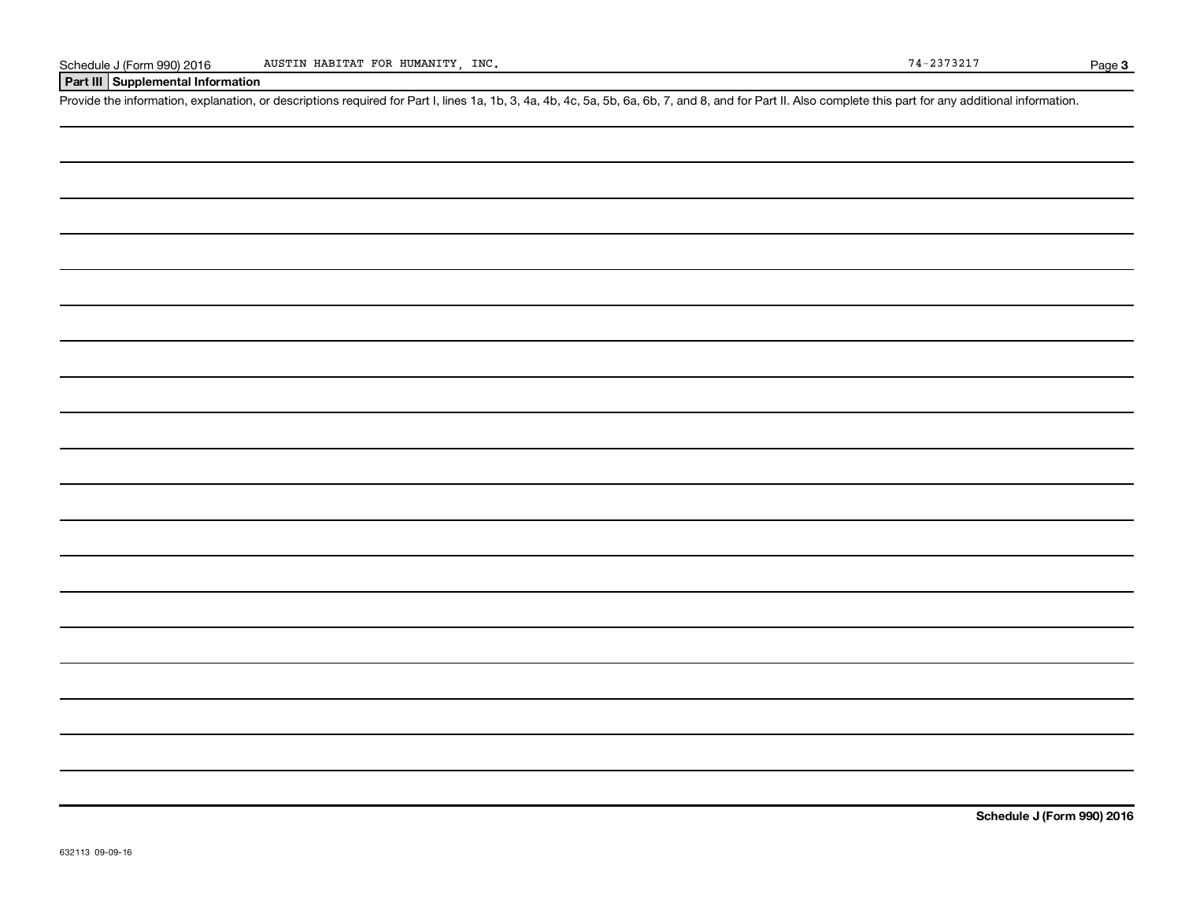Schedule J (Form 990) 2016 AUSTIN HABITAT FOR HUMANITY, INC. 74-2373217

## Part III Supplemental Information

Provide the information, explanation, or descriptions required for Part I, lines 1a, 1b, 3, 4a, 4b, 4c, 5a, 5b, 6a, 6b, 7, and 8, and for Part II. Also complete this part for any additional information.

**Schedule J (Form 990) 2016**

632113 09-09-16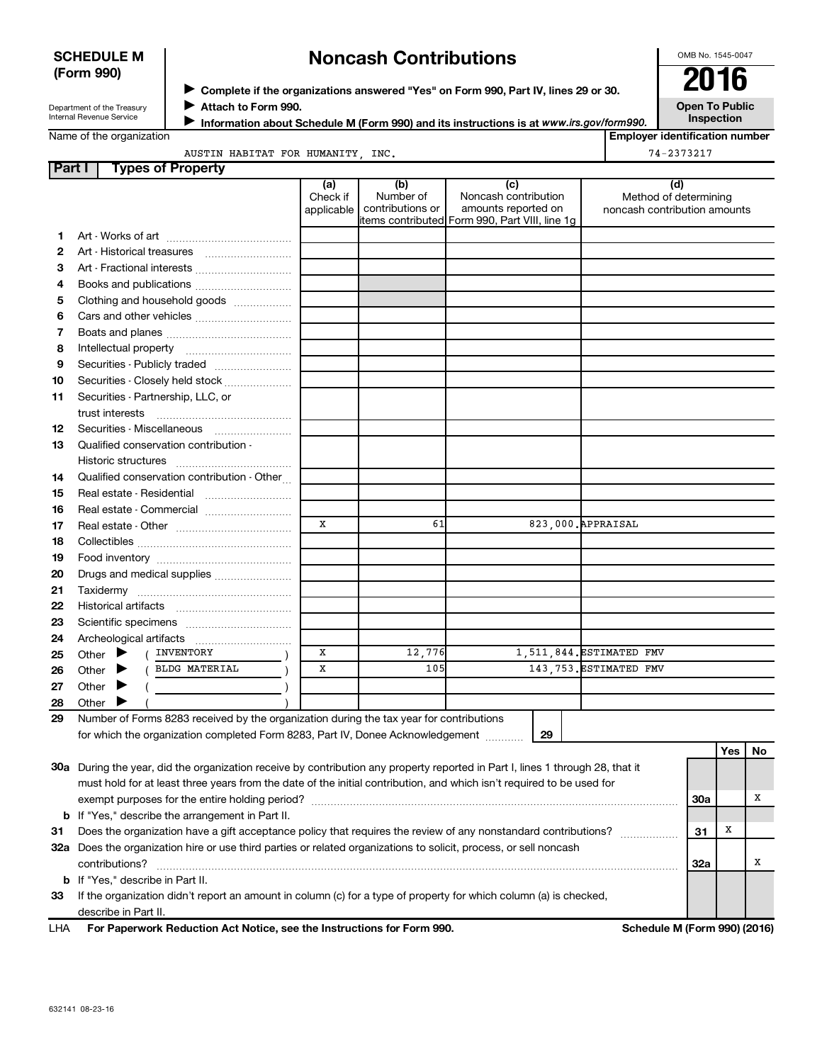**SCHEDULE M (Form 990)**

Department of the Treasury
Internal Revenue Service

# Noncash Contributions

▶ Complete if the organizations answered "Yes" on Form 990, Part IV, lines 29 or 30.
▶ Attach to Form 990.
▶ Information about Schedule M (Form 990) and its instructions is at *www.irs.gov/form990.*

OMB No. 1545-0047

**2016**

**Open To Public Inspection**

Name of the organization: AUSTIN HABITAT FOR HUMANITY, INC.

Employer identification number: 74-2373217

## Part I Types of Property

| | | (a) Check if applicable | (b) Number of contributions or items contributed | (c) Noncash contribution amounts reported on Form 990, Part VIII, line 1g | (d) Method of determining noncash contribution amounts |
|---|---|---|---|---|---|
| 1 | Art - Works of art | | | | |
| 2 | Art - Historical treasures | | | | |
| 3 | Art - Fractional interests | | | | |
| 4 | Books and publications | | | | |
| 5 | Clothing and household goods | | | | |
| 6 | Cars and other vehicles | | | | |
| 7 | Boats and planes | | | | |
| 8 | Intellectual property | | | | |
| 9 | Securities - Publicly traded | | | | |
| 10 | Securities - Closely held stock | | | | |
| 11 | Securities - Partnership, LLC, or trust interests | | | | |
| 12 | Securities - Miscellaneous | | | | |
| 13 | Qualified conservation contribution - Historic structures | | | | |
| 14 | Qualified conservation contribution - Other | | | | |
| 15 | Real estate - Residential | | | | |
| 16 | Real estate - Commercial | | | | |
| 17 | Real estate - Other | X | 61 | 823,000. | APPRAISAL |
| 18 | Collectibles | | | | |
| 19 | Food inventory | | | | |
| 20 | Drugs and medical supplies | | | | |
| 21 | Taxidermy | | | | |
| 22 | Historical artifacts | | | | |
| 23 | Scientific specimens | | | | |
| 24 | Archeological artifacts | | | | |
| 25 | Other ▶ ( INVENTORY ) | X | 12,776 | 1,511,844. | ESTIMATED FMV |
| 26 | Other ▶ ( BLDG MATERIAL ) | X | 105 | 143,753. | ESTIMATED FMV |
| 27 | Other ▶ ( ) | | | | |
| 28 | Other ▶ ( ) | | | | |

29 Number of Forms 8283 received by the organization during the tax year for contributions for which the organization completed Form 8283, Part IV, Donee Acknowledgement ........ **29**

| | | | Yes | No |
|---|---|---|---|---|
| 30a | During the year, did the organization receive by contribution any property reported in Part I, lines 1 through 28, that it must hold for at least three years from the date of the initial contribution, and which isn't required to be used for exempt purposes for the entire holding period? | 30a | | X |
| b | If "Yes," describe the arrangement in Part II. | | | |
| 31 | Does the organization have a gift acceptance policy that requires the review of any nonstandard contributions? | 31 | X | |
| 32a | Does the organization hire or use third parties or related organizations to solicit, process, or sell noncash contributions? | 32a | | X |
| b | If "Yes," describe in Part II. | | | |
| 33 | If the organization didn't report an amount in column (c) for a type of property for which column (a) is checked, describe in Part II. | | | |

LHA **For Paperwork Reduction Act Notice, see the Instructions for Form 990.** **Schedule M (Form 990) (2016)**

632141 08-23-16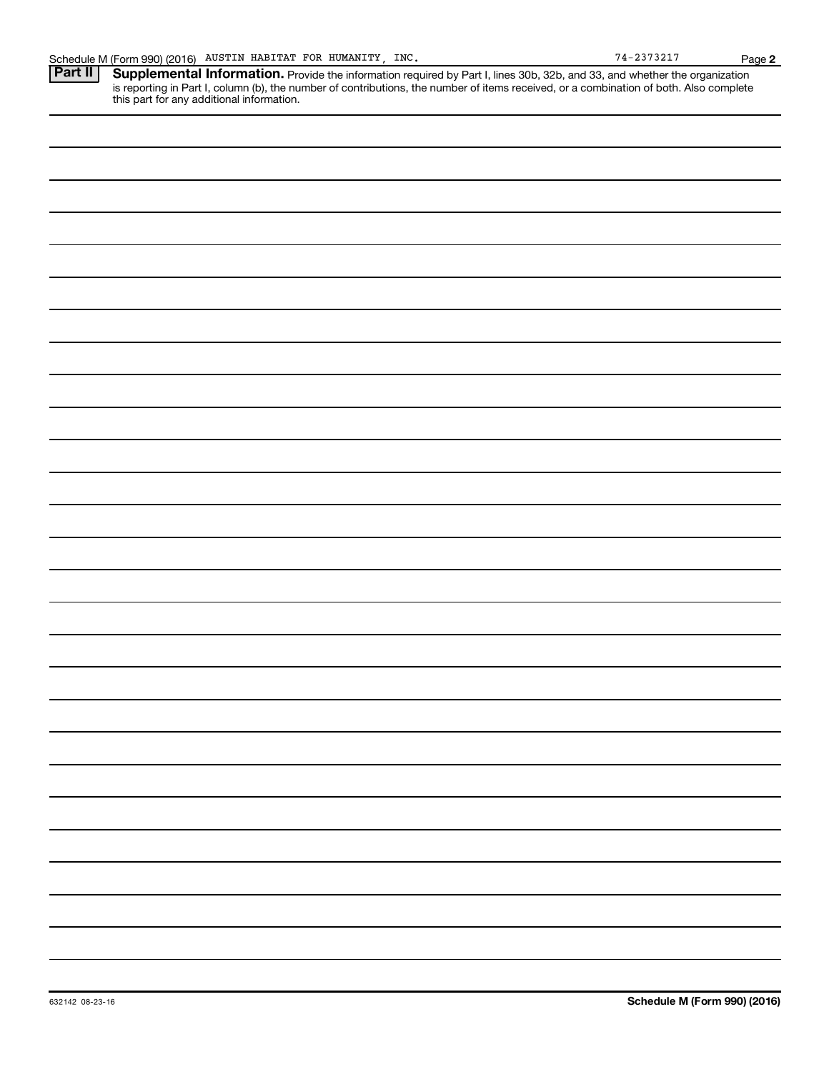Schedule M (Form 990) (2016) AUSTIN HABITAT FOR HUMANITY, INC. 74-2373217 Page **2**

**Part II** **Supplemental Information.** Provide the information required by Part I, lines 30b, 32b, and 33, and whether the organization is reporting in Part I, column (b), the number of contributions, the number of items received, or a combination of both. Also complete this part for any additional information.

632142 08-23-16 **Schedule M (Form 990) (2016)**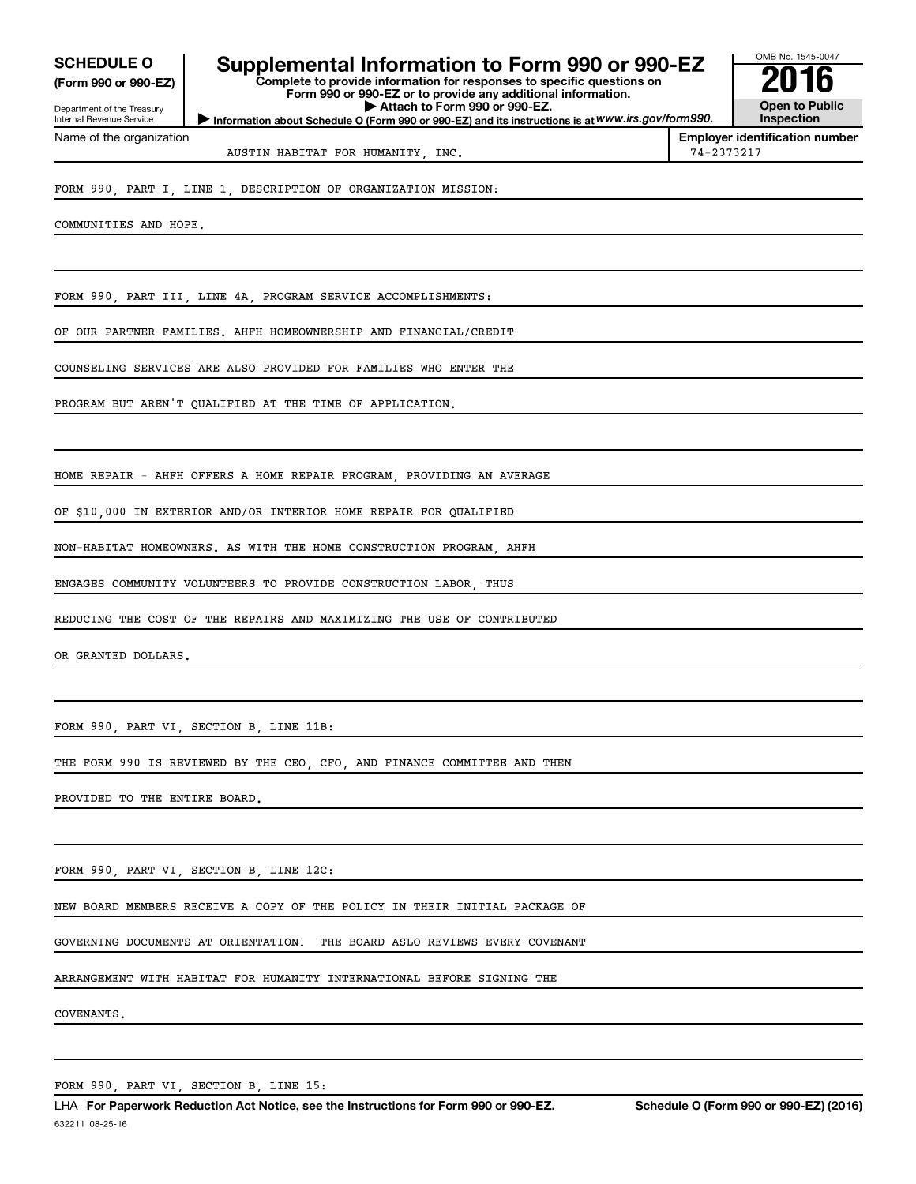**SCHEDULE O**
**(Form 990 or 990-EZ)**

Department of the Treasury
Internal Revenue Service

# Supplemental Information to Form 990 or 990-EZ

**Complete to provide information for responses to specific questions on Form 990 or 990-EZ or to provide any additional information.**
**▶ Attach to Form 990 or 990-EZ.**
**▶ Information about Schedule O (Form 990 or 990-EZ) and its instructions is at www.irs.gov/form990.**

OMB No. 1545-0047
**2016**
**Open to Public Inspection**

Name of the organization: AUSTIN HABITAT FOR HUMANITY, INC.
**Employer identification number**: 74-2373217

FORM 990, PART I, LINE 1, DESCRIPTION OF ORGANIZATION MISSION:

COMMUNITIES AND HOPE.

FORM 990, PART III, LINE 4A, PROGRAM SERVICE ACCOMPLISHMENTS:

OF OUR PARTNER FAMILIES. AHFH HOMEOWNERSHIP AND FINANCIAL/CREDIT COUNSELING SERVICES ARE ALSO PROVIDED FOR FAMILIES WHO ENTER THE PROGRAM BUT AREN'T QUALIFIED AT THE TIME OF APPLICATION.

HOME REPAIR - AHFH OFFERS A HOME REPAIR PROGRAM, PROVIDING AN AVERAGE OF $10,000 IN EXTERIOR AND/OR INTERIOR HOME REPAIR FOR QUALIFIED NON-HABITAT HOMEOWNERS. AS WITH THE HOME CONSTRUCTION PROGRAM, AHFH ENGAGES COMMUNITY VOLUNTEERS TO PROVIDE CONSTRUCTION LABOR, THUS REDUCING THE COST OF THE REPAIRS AND MAXIMIZING THE USE OF CONTRIBUTED OR GRANTED DOLLARS.

FORM 990, PART VI, SECTION B, LINE 11B:

THE FORM 990 IS REVIEWED BY THE CEO, CFO, AND FINANCE COMMITTEE AND THEN PROVIDED TO THE ENTIRE BOARD.

FORM 990, PART VI, SECTION B, LINE 12C:

NEW BOARD MEMBERS RECEIVE A COPY OF THE POLICY IN THEIR INITIAL PACKAGE OF GOVERNING DOCUMENTS AT ORIENTATION. THE BOARD ASLO REVIEWS EVERY COVENANT ARRANGEMENT WITH HABITAT FOR HUMANITY INTERNATIONAL BEFORE SIGNING THE COVENANTS.

FORM 990, PART VI, SECTION B, LINE 15:

LHA **For Paperwork Reduction Act Notice, see the Instructions for Form 990 or 990-EZ.** **Schedule O (Form 990 or 990-EZ) (2016)**

632211 08-25-16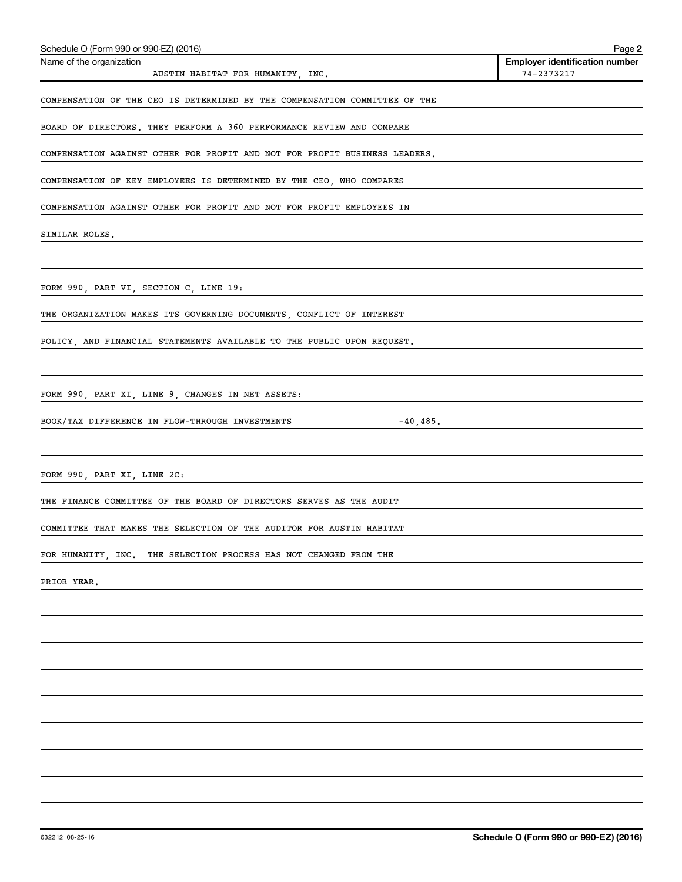Schedule O (Form 990 or 990-EZ) (2016)

Name of the organization: AUSTIN HABITAT FOR HUMANITY, INC.

**Employer identification number:** 74-2373217

COMPENSATION OF THE CEO IS DETERMINED BY THE COMPENSATION COMMITTEE OF THE BOARD OF DIRECTORS. THEY PERFORM A 360 PERFORMANCE REVIEW AND COMPARE COMPENSATION AGAINST OTHER FOR PROFIT AND NOT FOR PROFIT BUSINESS LEADERS. COMPENSATION OF KEY EMPLOYEES IS DETERMINED BY THE CEO, WHO COMPARES COMPENSATION AGAINST OTHER FOR PROFIT AND NOT FOR PROFIT EMPLOYEES IN SIMILAR ROLES.

FORM 990, PART VI, SECTION C, LINE 19:

THE ORGANIZATION MAKES ITS GOVERNING DOCUMENTS, CONFLICT OF INTEREST POLICY, AND FINANCIAL STATEMENTS AVAILABLE TO THE PUBLIC UPON REQUEST.

FORM 990, PART XI, LINE 9, CHANGES IN NET ASSETS:

BOOK/TAX DIFFERENCE IN FLOW-THROUGH INVESTMENTS -40,485.

FORM 990, PART XI, LINE 2C:

THE FINANCE COMMITTEE OF THE BOARD OF DIRECTORS SERVES AS THE AUDIT COMMITTEE THAT MAKES THE SELECTION OF THE AUDITOR FOR AUSTIN HABITAT FOR HUMANITY, INC. THE SELECTION PROCESS HAS NOT CHANGED FROM THE PRIOR YEAR.

632212 08-25-16

**Schedule O (Form 990 or 990-EZ) (2016)**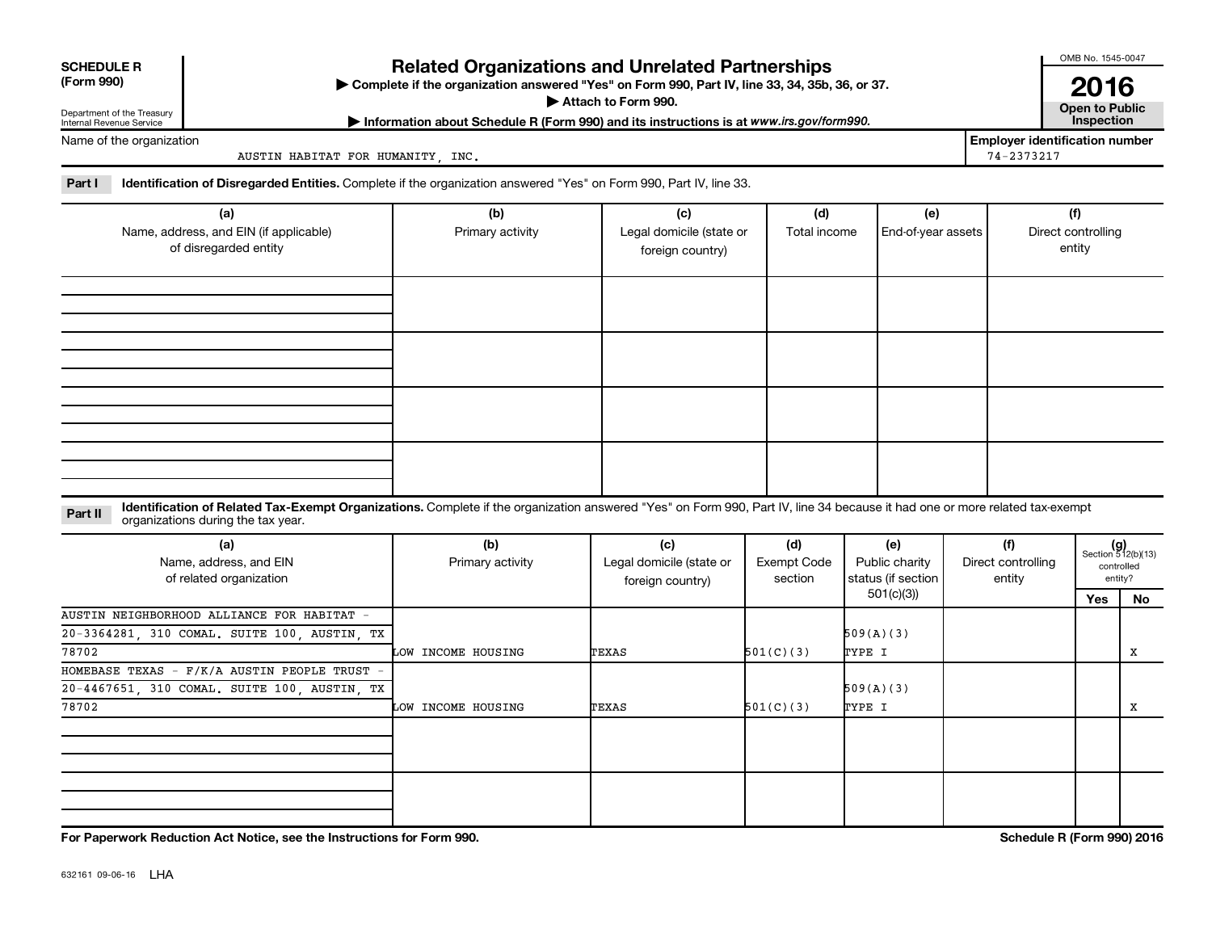**SCHEDULE R (Form 990)**

Department of the Treasury
Internal Revenue Service

# Related Organizations and Unrelated Partnerships

▶ Complete if the organization answered "Yes" on Form 990, Part IV, line 33, 34, 35b, 36, or 37.

▶ Attach to Form 990.

▶ Information about Schedule R (Form 990) and its instructions is at *www.irs.gov/form990.*

OMB No. 1545-0047

**2016**

**Open to Public Inspection**

Name of the organization: AUSTIN HABITAT FOR HUMANITY, INC.

Employer identification number: 74-2373217

**Part I** **Identification of Disregarded Entities.** Complete if the organization answered "Yes" on Form 990, Part IV, line 33.

| (a) Name, address, and EIN (if applicable) of disregarded entity | (b) Primary activity | (c) Legal domicile (state or foreign country) | (d) Total income | (e) End-of-year assets | (f) Direct controlling entity |
|---|---|---|---|---|---|
| | | | | | |
| | | | | | |
| | | | | | |
| | | | | | |

**Part II** **Identification of Related Tax-Exempt Organizations.** Complete if the organization answered "Yes" on Form 990, Part IV, line 34 because it had one or more related tax-exempt organizations during the tax year.

| (a) Name, address, and EIN of related organization | (b) Primary activity | (c) Legal domicile (state or foreign country) | (d) Exempt Code section | (e) Public charity status (if section 501(c)(3)) | (f) Direct controlling entity | (g) Section 512(b)(13) controlled entity? Yes | No |
|---|---|---|---|---|---|---|---|
| AUSTIN NEIGHBORHOOD ALLIANCE FOR HABITAT - 20-3364281, 310 COMAL. SUITE 100, AUSTIN, TX 78702 | LOW INCOME HOUSING | TEXAS | 501(C)(3) | 509(A)(3) TYPE I | | | X |
| HOMEBASE TEXAS - F/K/A AUSTIN PEOPLE TRUST - 20-4467651, 310 COMAL. SUITE 100, AUSTIN, TX 78702 | LOW INCOME HOUSING | TEXAS | 501(C)(3) | 509(A)(3) TYPE I | | | X |
| | | | | | | | |
| | | | | | | | |

**For Paperwork Reduction Act Notice, see the Instructions for Form 990.** **Schedule R (Form 990) 2016**

632161 09-06-16 LHA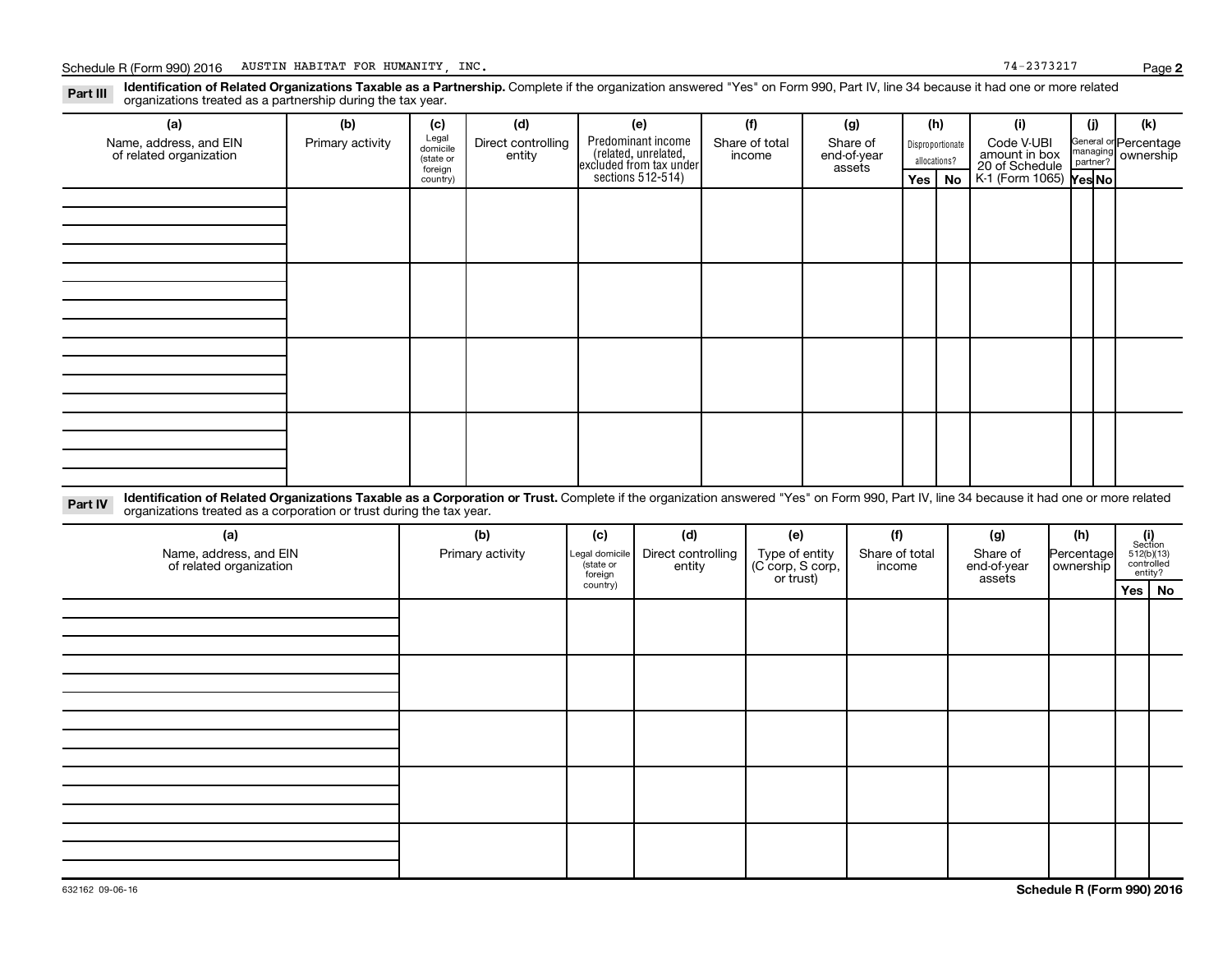Schedule R (Form 990) 2016 AUSTIN HABITAT FOR HUMANITY, INC. 74-2373217

**Part III** **Identification of Related Organizations Taxable as a Partnership.** Complete if the organization answered "Yes" on Form 990, Part IV, line 34 because it had one or more related organizations treated as a partnership during the tax year.

| (a) Name, address, and EIN of related organization | (b) Primary activity | (c) Legal domicile (state or foreign country) | (d) Direct controlling entity | (e) Predominant income (related, unrelated, excluded from tax under sections 512-514) | (f) Share of total income | (g) Share of end-of-year assets | (h) Disproportionate allocations? | | (i) Code V-UBI amount in box 20 of Schedule K-1 (Form 1065) | (j) General or managing partner? | | (k) Percentage ownership |
|---|---|---|---|---|---|---|---|---|---|---|---|---|
| | | | | | | | Yes | No | | Yes | No | |
| | | | | | | | | | | | | |
| | | | | | | | | | | | | |
| | | | | | | | | | | | | |
| | | | | | | | | | | | | |

**Part IV** **Identification of Related Organizations Taxable as a Corporation or Trust.** Complete if the organization answered "Yes" on Form 990, Part IV, line 34 because it had one or more related organizations treated as a corporation or trust during the tax year.

| (a) Name, address, and EIN of related organization | (b) Primary activity | (c) Legal domicile (state or foreign country) | (d) Direct controlling entity | (e) Type of entity (C corp, S corp, or trust) | (f) Share of total income | (g) Share of end-of-year assets | (h) Percentage ownership | (i) Section 512(b)(13) controlled entity? | |
|---|---|---|---|---|---|---|---|---|---|
| | | | | | | | | Yes | No |
| | | | | | | | | | |
| | | | | | | | | | |
| | | | | | | | | | |
| | | | | | | | | | |
| | | | | | | | | | |

632162 09-06-16

**Schedule R (Form 990) 2016**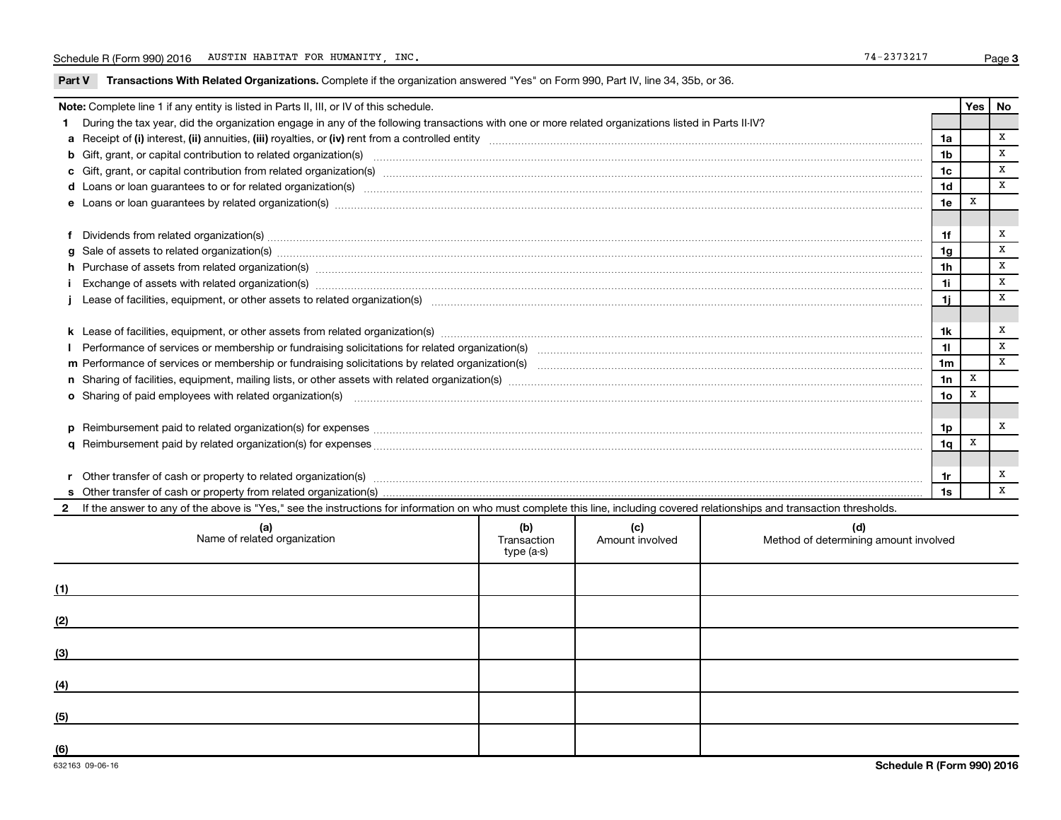Schedule R (Form 990) 2016 AUSTIN HABITAT FOR HUMANITY, INC. 74-2373217

**Part V Transactions With Related Organizations.** Complete if the organization answered "Yes" on Form 990, Part IV, line 34, 35b, or 36.

| **Note:** Complete line 1 if any entity is listed in Parts II, III, or IV of this schedule. | | Yes | No |
|---|---|---|---|
| **1** During the tax year, did the organization engage in any of the following transactions with one or more related organizations listed in Parts II-IV? | | | |
| **a** Receipt of **(i)** interest, **(ii)** annuities, **(iii)** royalties, or **(iv)** rent from a controlled entity | 1a | | X |
| **b** Gift, grant, or capital contribution to related organization(s) | 1b | | X |
| **c** Gift, grant, or capital contribution from related organization(s) | 1c | | X |
| **d** Loans or loan guarantees to or for related organization(s) | 1d | | X |
| **e** Loans or loan guarantees by related organization(s) | 1e | X | |
| **f** Dividends from related organization(s) | 1f | | X |
| **g** Sale of assets to related organization(s) | 1g | | X |
| **h** Purchase of assets from related organization(s) | 1h | | X |
| **i** Exchange of assets with related organization(s) | 1i | | X |
| **j** Lease of facilities, equipment, or other assets to related organization(s) | 1j | | X |
| **k** Lease of facilities, equipment, or other assets from related organization(s) | 1k | | X |
| **l** Performance of services or membership or fundraising solicitations for related organization(s) | 1l | | X |
| **m** Performance of services or membership or fundraising solicitations by related organization(s) | 1m | | X |
| **n** Sharing of facilities, equipment, mailing lists, or other assets with related organization(s) | 1n | X | |
| **o** Sharing of paid employees with related organization(s) | 1o | X | |
| **p** Reimbursement paid to related organization(s) for expenses | 1p | | X |
| **q** Reimbursement paid by related organization(s) for expenses | 1q | X | |
| **r** Other transfer of cash or property to related organization(s) | 1r | | X |
| **s** Other transfer of cash or property from related organization(s) | 1s | | X |

**2** If the answer to any of the above is "Yes," see the instructions for information on who must complete this line, including covered relationships and transaction thresholds.

| | (a) Name of related organization | (b) Transaction type (a-s) | (c) Amount involved | (d) Method of determining amount involved |
|---|---|---|---|---|
| (1) | | | | |
| (2) | | | | |
| (3) | | | | |
| (4) | | | | |
| (5) | | | | |
| (6) | | | | |

632163 09-06-16 **Schedule R (Form 990) 2016**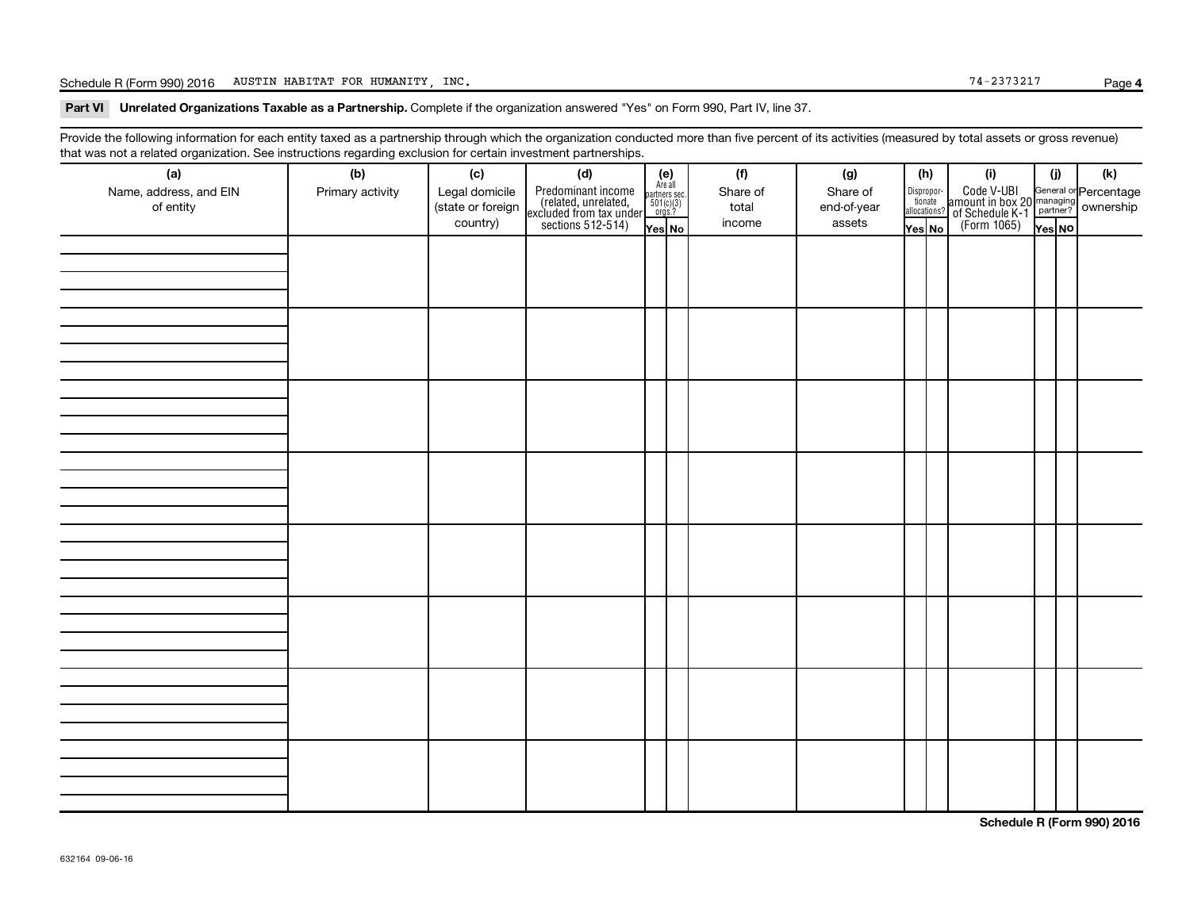Schedule R (Form 990) 2016 AUSTIN HABITAT FOR HUMANITY, INC. 74-2373217

**Part VI Unrelated Organizations Taxable as a Partnership.** Complete if the organization answered "Yes" on Form 990, Part IV, line 37.

Provide the following information for each entity taxed as a partnership through which the organization conducted more than five percent of its activities (measured by total assets or gross revenue) that was not a related organization. See instructions regarding exclusion for certain investment partnerships.

| (a) Name, address, and EIN of entity | (b) Primary activity | (c) Legal domicile (state or foreign country) | (d) Predominant income (related, unrelated, excluded from tax under sections 512-514) | (e) Are all partners sec. 501(c)(3) orgs.? | | (f) Share of total income | (g) Share of end-of-year assets | (h) Disproportionate allocations? | | (i) Code V-UBI amount in box 20 of Schedule K-1 (Form 1065) | (j) General or managing partner? | | (k) Percentage ownership |
|---|---|---|---|---|---|---|---|---|---|---|---|---|---|
| | | | | Yes | No | | | Yes | No | | Yes | No | |
| | | | | | | | | | | | | | |
| | | | | | | | | | | | | | |
| | | | | | | | | | | | | | |
| | | | | | | | | | | | | | |
| | | | | | | | | | | | | | |
| | | | | | | | | | | | | | |
| | | | | | | | | | | | | | |
| | | | | | | | | | | | | | |

**Schedule R (Form 990) 2016**

632164 09-06-16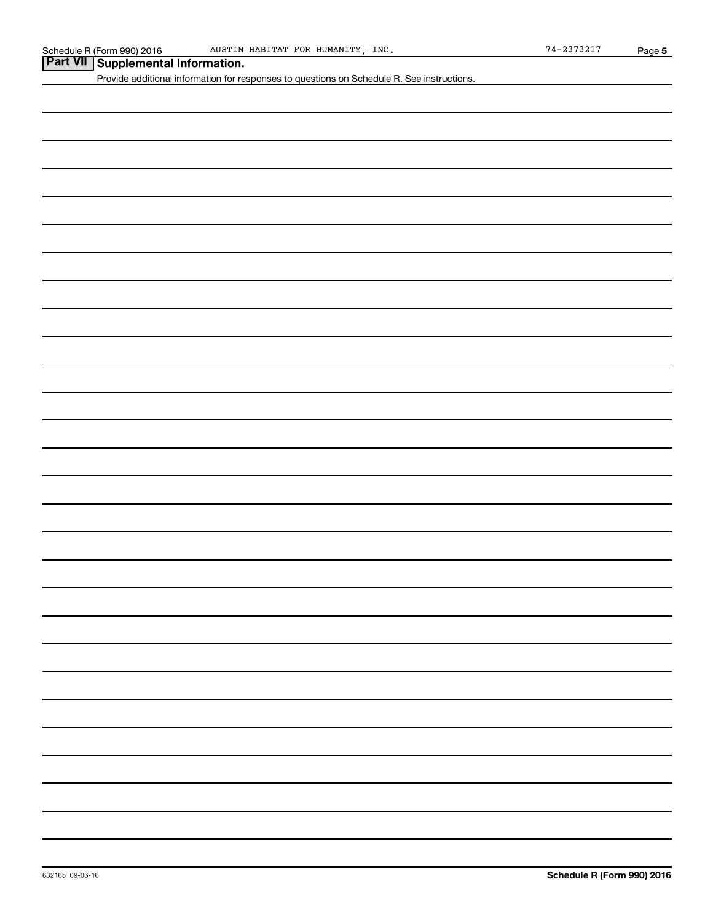Schedule R (Form 990) 2016 AUSTIN HABITAT FOR HUMANITY, INC. 74-2373217

## Part VII Supplemental Information.

Provide additional information for responses to questions on Schedule R. See instructions.